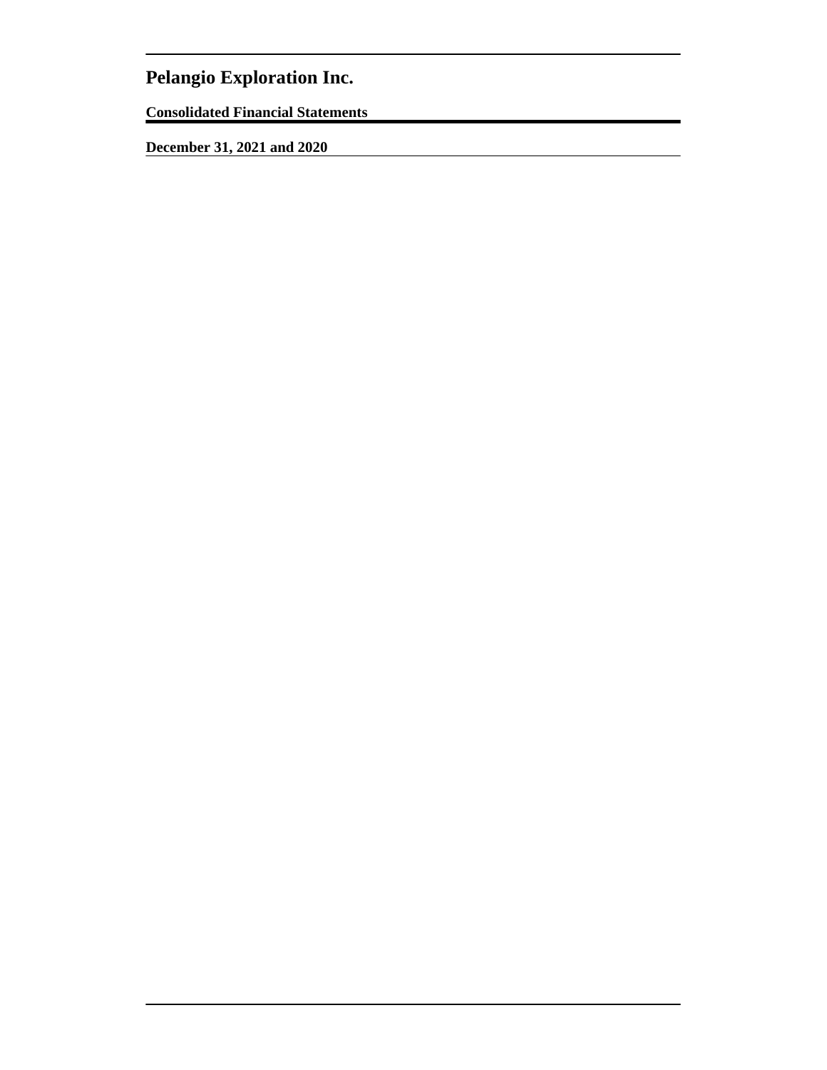# Pelangio Exploration Inc.

**Consolidated Financial Statements**

**December 31, 2021 and 2020**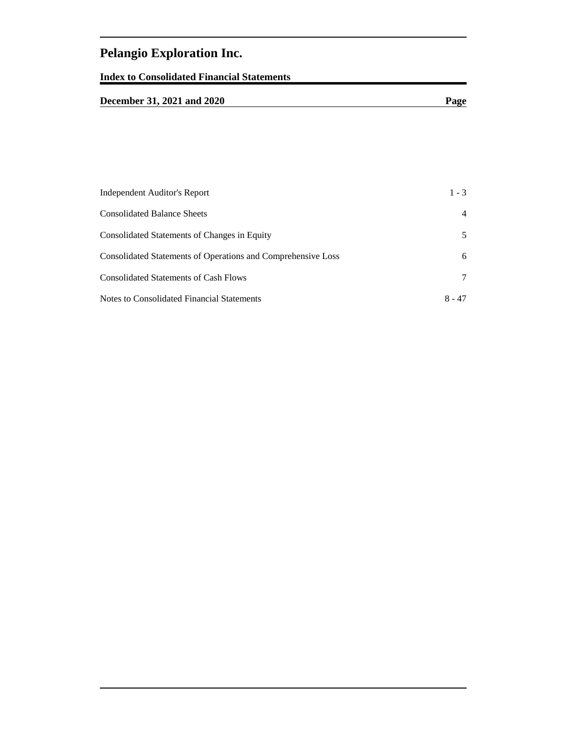# Pelangio Exploration Inc.

## Index to Consolidated Financial Statements

| December 31, 2021 and 2020 | Page |
| --- | --- |
| Independent Auditor's Report | 1 - 3 |
| Consolidated Balance Sheets | 4 |
| Consolidated Statements of Changes in Equity | 5 |
| Consolidated Statements of Operations and Comprehensive Loss | 6 |
| Consolidated Statements of Cash Flows | 7 |
| Notes to Consolidated Financial Statements | 8 - 47 |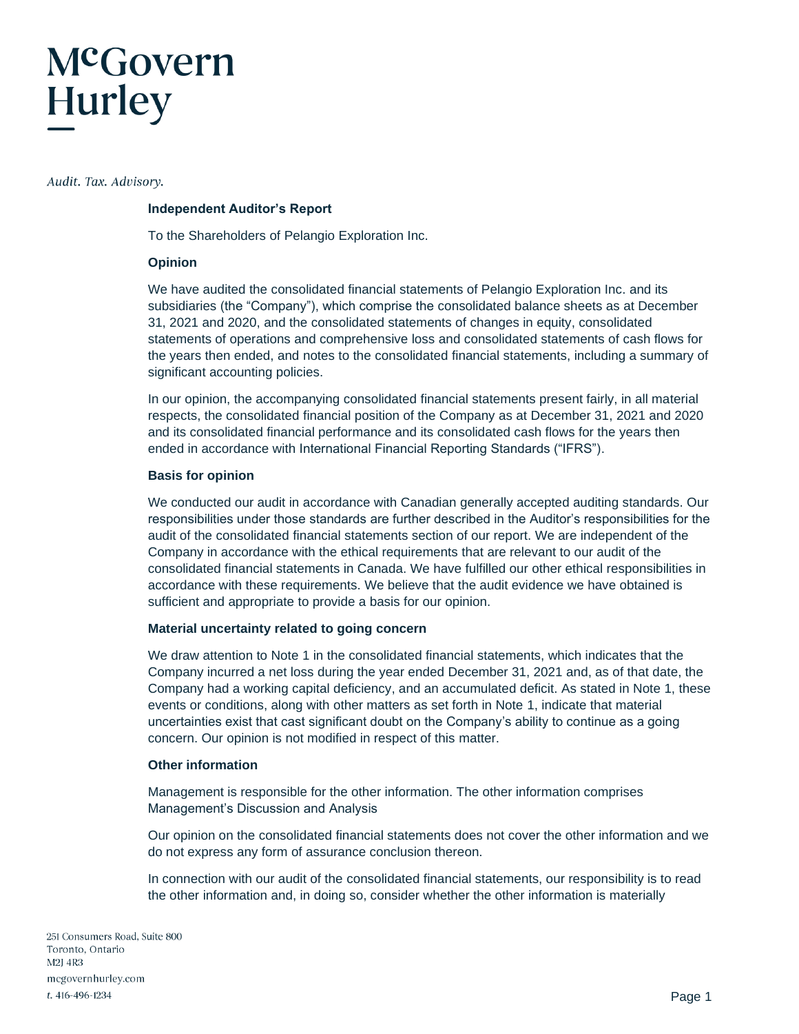McGovern Hurley

*Audit. Tax. Advisory.*

**Independent Auditor's Report**

To the Shareholders of Pelangio Exploration Inc.

**Opinion**

We have audited the consolidated financial statements of Pelangio Exploration Inc. and its subsidiaries (the "Company"), which comprise the consolidated balance sheets as at December 31, 2021 and 2020, and the consolidated statements of changes in equity, consolidated statements of operations and comprehensive loss and consolidated statements of cash flows for the years then ended, and notes to the consolidated financial statements, including a summary of significant accounting policies.

In our opinion, the accompanying consolidated financial statements present fairly, in all material respects, the consolidated financial position of the Company as at December 31, 2021 and 2020 and its consolidated financial performance and its consolidated cash flows for the years then ended in accordance with International Financial Reporting Standards ("IFRS").

**Basis for opinion**

We conducted our audit in accordance with Canadian generally accepted auditing standards. Our responsibilities under those standards are further described in the Auditor's responsibilities for the audit of the consolidated financial statements section of our report. We are independent of the Company in accordance with the ethical requirements that are relevant to our audit of the consolidated financial statements in Canada. We have fulfilled our other ethical responsibilities in accordance with these requirements. We believe that the audit evidence we have obtained is sufficient and appropriate to provide a basis for our opinion.

**Material uncertainty related to going concern**

We draw attention to Note 1 in the consolidated financial statements, which indicates that the Company incurred a net loss during the year ended December 31, 2021 and, as of that date, the Company had a working capital deficiency, and an accumulated deficit. As stated in Note 1, these events or conditions, along with other matters as set forth in Note 1, indicate that material uncertainties exist that cast significant doubt on the Company's ability to continue as a going concern. Our opinion is not modified in respect of this matter.

**Other information**

Management is responsible for the other information. The other information comprises Management's Discussion and Analysis

Our opinion on the consolidated financial statements does not cover the other information and we do not express any form of assurance conclusion thereon.

In connection with our audit of the consolidated financial statements, our responsibility is to read the other information and, in doing so, consider whether the other information is materially

251 Consumers Road, Suite 800
Toronto, Ontario
M2J 4R3
mcgovernhurley.com
*t.* 416-496-1234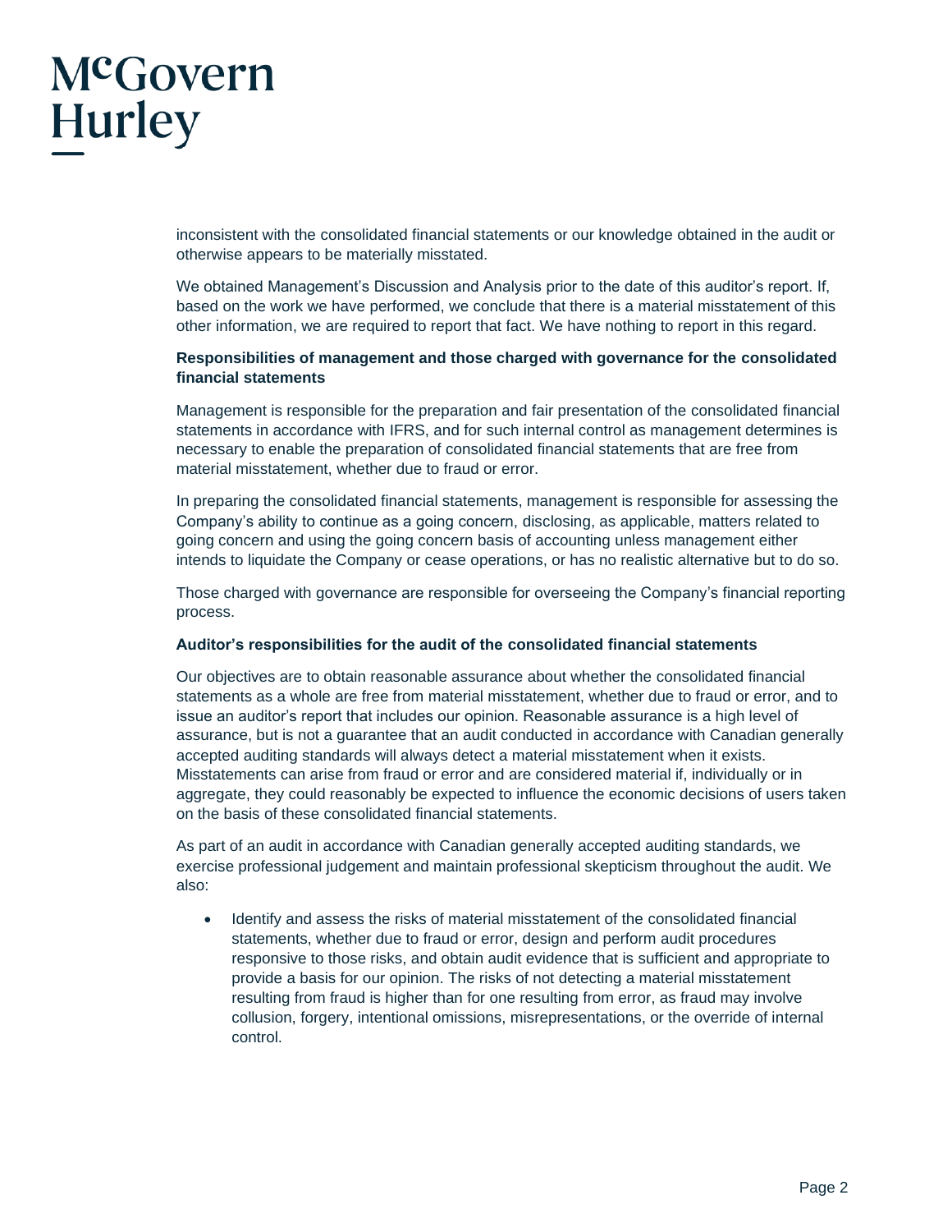inconsistent with the consolidated financial statements or our knowledge obtained in the audit or otherwise appears to be materially misstated.

We obtained Management's Discussion and Analysis prior to the date of this auditor's report. If, based on the work we have performed, we conclude that there is a material misstatement of this other information, we are required to report that fact. We have nothing to report in this regard.

**Responsibilities of management and those charged with governance for the consolidated financial statements**

Management is responsible for the preparation and fair presentation of the consolidated financial statements in accordance with IFRS, and for such internal control as management determines is necessary to enable the preparation of consolidated financial statements that are free from material misstatement, whether due to fraud or error.

In preparing the consolidated financial statements, management is responsible for assessing the Company's ability to continue as a going concern, disclosing, as applicable, matters related to going concern and using the going concern basis of accounting unless management either intends to liquidate the Company or cease operations, or has no realistic alternative but to do so.

Those charged with governance are responsible for overseeing the Company's financial reporting process.

**Auditor's responsibilities for the audit of the consolidated financial statements**

Our objectives are to obtain reasonable assurance about whether the consolidated financial statements as a whole are free from material misstatement, whether due to fraud or error, and to issue an auditor's report that includes our opinion. Reasonable assurance is a high level of assurance, but is not a guarantee that an audit conducted in accordance with Canadian generally accepted auditing standards will always detect a material misstatement when it exists. Misstatements can arise from fraud or error and are considered material if, individually or in aggregate, they could reasonably be expected to influence the economic decisions of users taken on the basis of these consolidated financial statements.

As part of an audit in accordance with Canadian generally accepted auditing standards, we exercise professional judgement and maintain professional skepticism throughout the audit. We also:

- Identify and assess the risks of material misstatement of the consolidated financial statements, whether due to fraud or error, design and perform audit procedures responsive to those risks, and obtain audit evidence that is sufficient and appropriate to provide a basis for our opinion. The risks of not detecting a material misstatement resulting from fraud is higher than for one resulting from error, as fraud may involve collusion, forgery, intentional omissions, misrepresentations, or the override of internal control.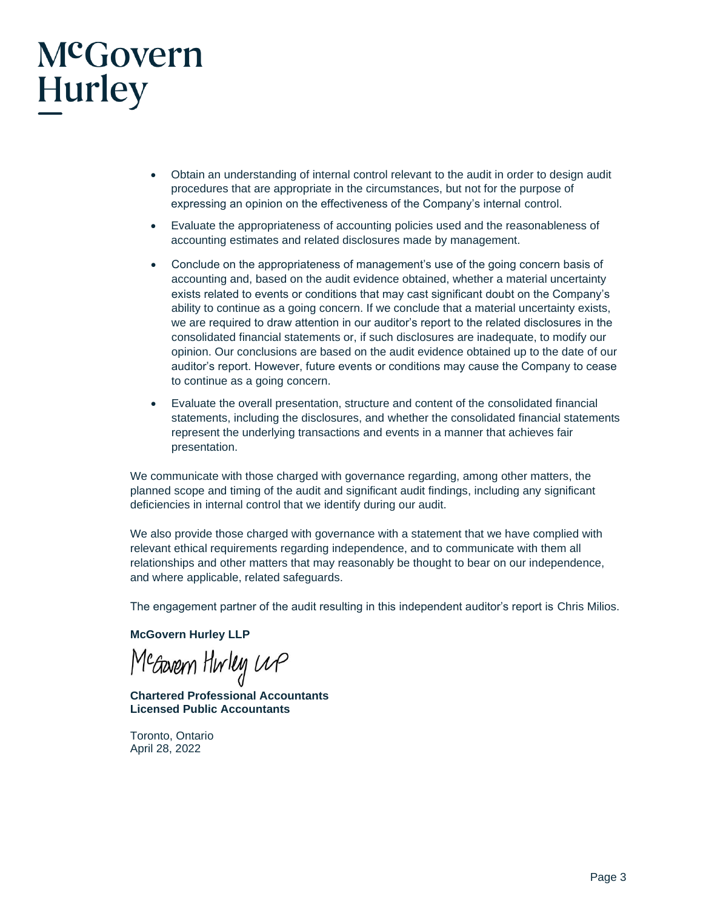- Obtain an understanding of internal control relevant to the audit in order to design audit procedures that are appropriate in the circumstances, but not for the purpose of expressing an opinion on the effectiveness of the Company's internal control.
- Evaluate the appropriateness of accounting policies used and the reasonableness of accounting estimates and related disclosures made by management.
- Conclude on the appropriateness of management's use of the going concern basis of accounting and, based on the audit evidence obtained, whether a material uncertainty exists related to events or conditions that may cast significant doubt on the Company's ability to continue as a going concern. If we conclude that a material uncertainty exists, we are required to draw attention in our auditor's report to the related disclosures in the consolidated financial statements or, if such disclosures are inadequate, to modify our opinion. Our conclusions are based on the audit evidence obtained up to the date of our auditor's report. However, future events or conditions may cause the Company to cease to continue as a going concern.
- Evaluate the overall presentation, structure and content of the consolidated financial statements, including the disclosures, and whether the consolidated financial statements represent the underlying transactions and events in a manner that achieves fair presentation.

We communicate with those charged with governance regarding, among other matters, the planned scope and timing of the audit and significant audit findings, including any significant deficiencies in internal control that we identify during our audit.

We also provide those charged with governance with a statement that we have complied with relevant ethical requirements regarding independence, and to communicate with them all relationships and other matters that may reasonably be thought to bear on our independence, and where applicable, related safeguards.

The engagement partner of the audit resulting in this independent auditor's report is Chris Milios.

**McGovern Hurley LLP**

McGovern Hurley LLP

**Chartered Professional Accountants**
**Licensed Public Accountants**

Toronto, Ontario
April 28, 2022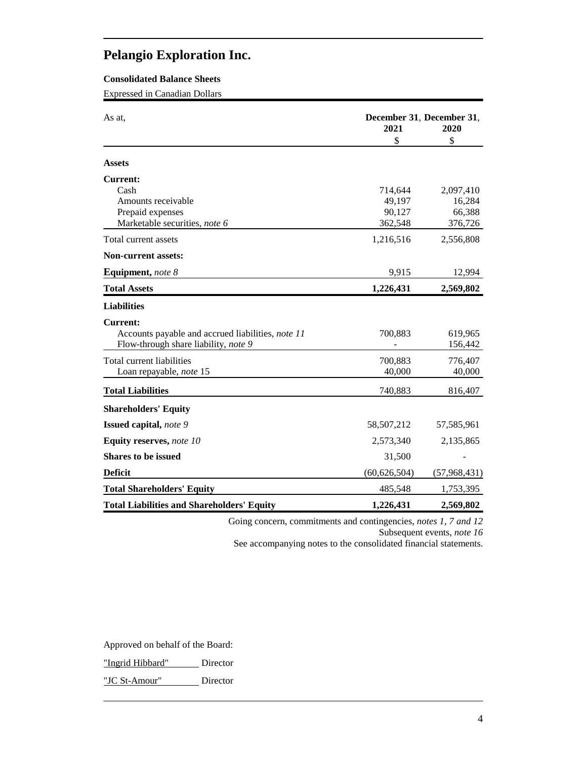# Pelangio Exploration Inc.

**Consolidated Balance Sheets**

Expressed in Canadian Dollars

| As at, | December 31, 2021 | December 31, 2020 |
|---|---|---|
| | $ | $ |
| **Assets** | | |
| **Current:** | | |
| Cash | 714,644 | 2,097,410 |
| Amounts receivable | 49,197 | 16,284 |
| Prepaid expenses | 90,127 | 66,388 |
| Marketable securities, *note 6* | 362,548 | 376,726 |
| Total current assets | 1,216,516 | 2,556,808 |
| **Non-current assets:** | | |
| **Equipment,** *note 8* | 9,915 | 12,994 |
| **Total Assets** | **1,226,431** | **2,569,802** |
| **Liabilities** | | |
| **Current:** | | |
| Accounts payable and accrued liabilities, *note 11* | 700,883 | 619,965 |
| Flow-through share liability, *note 9* | - | 156,442 |
| Total current liabilities | 700,883 | 776,407 |
| Loan repayable, *note* 15 | 40,000 | 40,000 |
| **Total Liabilities** | 740,883 | 816,407 |
| **Shareholders' Equity** | | |
| **Issued capital,** *note 9* | 58,507,212 | 57,585,961 |
| **Equity reserves,** *note 10* | 2,573,340 | 2,135,865 |
| **Shares to be issued** | 31,500 | - |
| **Deficit** | (60,626,504) | (57,968,431) |
| **Total Shareholders' Equity** | 485,548 | 1,753,395 |
| **Total Liabilities and Shareholders' Equity** | **1,226,431** | **2,569,802** |

Going concern, commitments and contingencies, *notes 1, 7 and 12*

Subsequent events, *note 16*

See accompanying notes to the consolidated financial statements.

Approved on behalf of the Board:

"Ingrid Hibbard" Director

"JC St-Amour" Director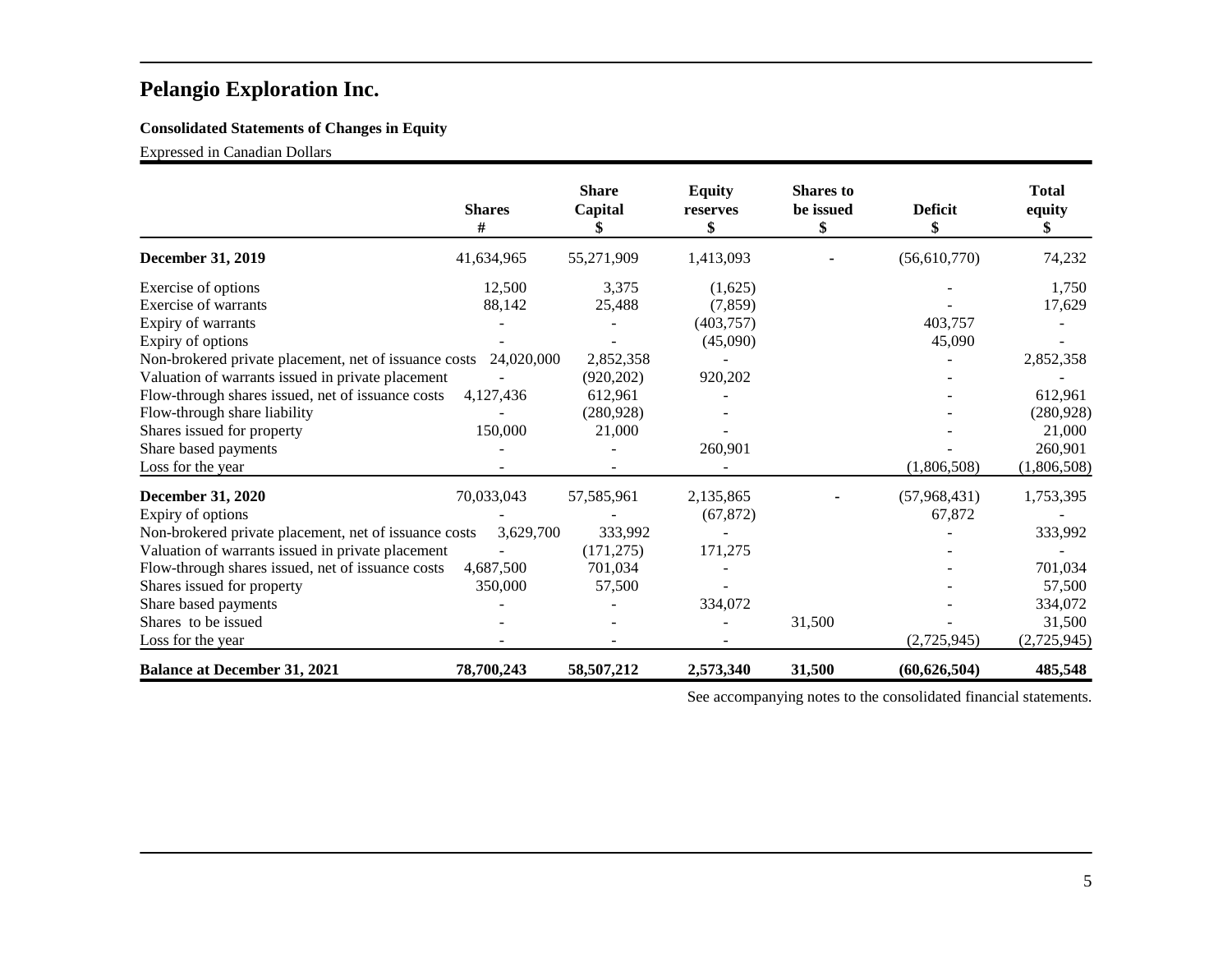# Pelangio Exploration Inc.

**Consolidated Statements of Changes in Equity**

Expressed in Canadian Dollars

| | Shares # | Share Capital $ | Equity reserves $ | Shares to be issued $ | Deficit $ | Total equity $ |
|---|---|---|---|---|---|---|
| **December 31, 2019** | 41,634,965 | 55,271,909 | 1,413,093 | - | (56,610,770) | 74,232 |
| Exercise of options | 12,500 | 3,375 | (1,625) | | - | 1,750 |
| Exercise of warrants | 88,142 | 25,488 | (7,859) | | - | 17,629 |
| Expiry of warrants | - | - | (403,757) | | 403,757 | - |
| Expiry of options | - | - | (45,090) | | 45,090 | - |
| Non-brokered private placement, net of issuance costs | 24,020,000 | 2,852,358 | - | | - | 2,852,358 |
| Valuation of warrants issued in private placement | - | (920,202) | 920,202 | | - | - |
| Flow-through shares issued, net of issuance costs | 4,127,436 | 612,961 | - | | - | 612,961 |
| Flow-through share liability | - | (280,928) | - | | - | (280,928) |
| Shares issued for property | 150,000 | 21,000 | - | | - | 21,000 |
| Share based payments | - | - | 260,901 | | - | 260,901 |
| Loss for the year | - | - | - | | (1,806,508) | (1,806,508) |
| **December 31, 2020** | 70,033,043 | 57,585,961 | 2,135,865 | - | (57,968,431) | 1,753,395 |
| Expiry of options | - | - | (67,872) | | 67,872 | - |
| Non-brokered private placement, net of issuance costs | 3,629,700 | 333,992 | - | | - | 333,992 |
| Valuation of warrants issued in private placement | - | (171,275) | 171,275 | | - | - |
| Flow-through shares issued, net of issuance costs | 4,687,500 | 701,034 | - | | - | 701,034 |
| Shares issued for property | 350,000 | 57,500 | - | | - | 57,500 |
| Share based payments | - | - | 334,072 | | - | 334,072 |
| Shares to be issued | - | - | - | 31,500 | - | 31,500 |
| Loss for the year | - | - | - | | (2,725,945) | (2,725,945) |
| **Balance at December 31, 2021** | **78,700,243** | **58,507,212** | **2,573,340** | **31,500** | **(60,626,504)** | **485,548** |

See accompanying notes to the consolidated financial statements.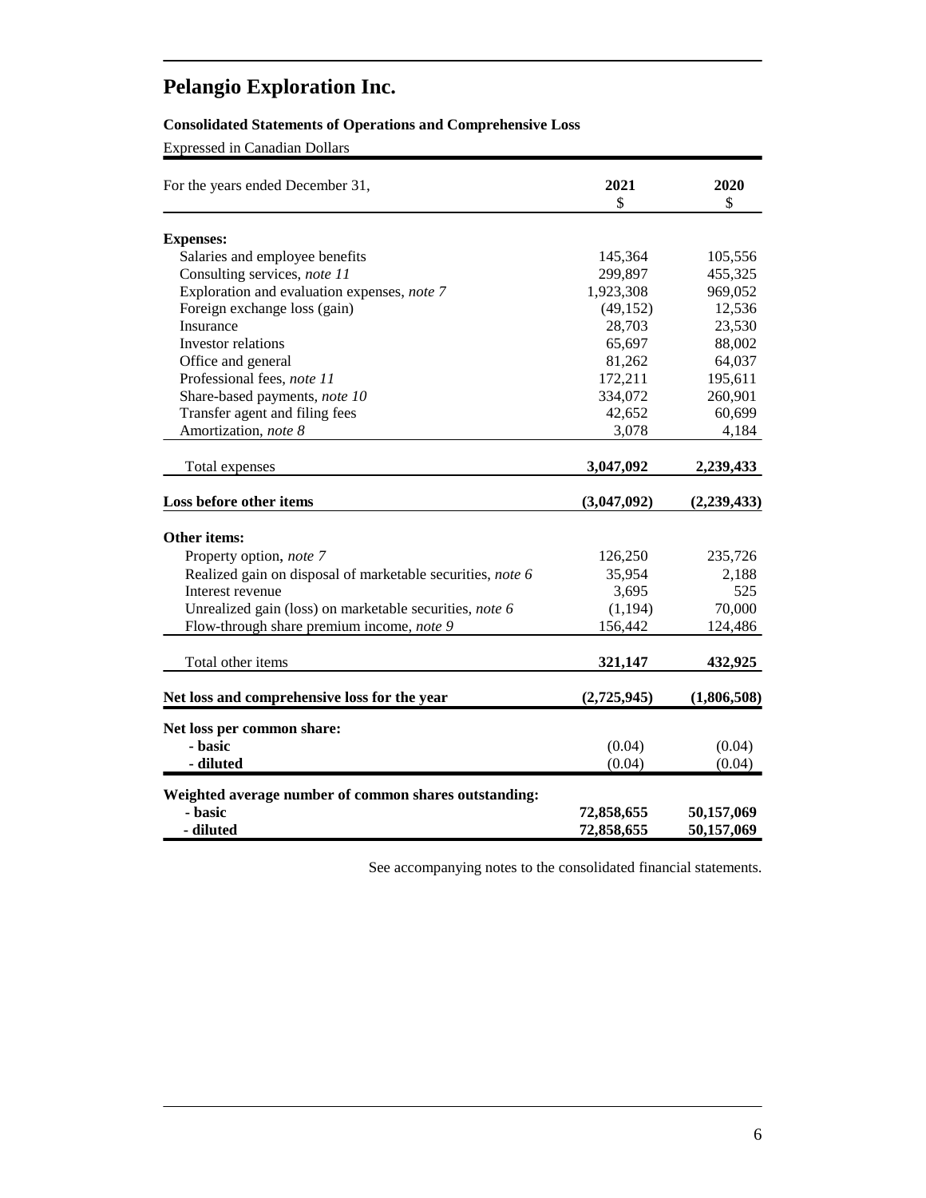# Pelangio Exploration Inc.

**Consolidated Statements of Operations and Comprehensive Loss**

Expressed in Canadian Dollars

| For the years ended December 31, | 2021<br>$ | 2020<br>$ |
|---|---|---|
| **Expenses:** | | |
| Salaries and employee benefits | 145,364 | 105,556 |
| Consulting services, *note 11* | 299,897 | 455,325 |
| Exploration and evaluation expenses, *note 7* | 1,923,308 | 969,052 |
| Foreign exchange loss (gain) | (49,152) | 12,536 |
| Insurance | 28,703 | 23,530 |
| Investor relations | 65,697 | 88,002 |
| Office and general | 81,262 | 64,037 |
| Professional fees, *note 11* | 172,211 | 195,611 |
| Share-based payments, *note 10* | 334,072 | 260,901 |
| Transfer agent and filing fees | 42,652 | 60,699 |
| Amortization, *note 8* | 3,078 | 4,184 |
| Total expenses | **3,047,092** | **2,239,433** |
| **Loss before other items** | **(3,047,092)** | **(2,239,433)** |
| **Other items:** | | |
| Property option, *note 7* | 126,250 | 235,726 |
| Realized gain on disposal of marketable securities, *note 6* | 35,954 | 2,188 |
| Interest revenue | 3,695 | 525 |
| Unrealized gain (loss) on marketable securities, *note 6* | (1,194) | 70,000 |
| Flow-through share premium income, *note 9* | 156,442 | 124,486 |
| Total other items | **321,147** | **432,925** |
| **Net loss and comprehensive loss for the year** | **(2,725,945)** | **(1,806,508)** |
| **Net loss per common share:** | | |
| **- basic** | (0.04) | (0.04) |
| **- diluted** | (0.04) | (0.04) |
| **Weighted average number of common shares outstanding:** | | |
| **- basic** | **72,858,655** | **50,157,069** |
| **- diluted** | **72,858,655** | **50,157,069** |

See accompanying notes to the consolidated financial statements.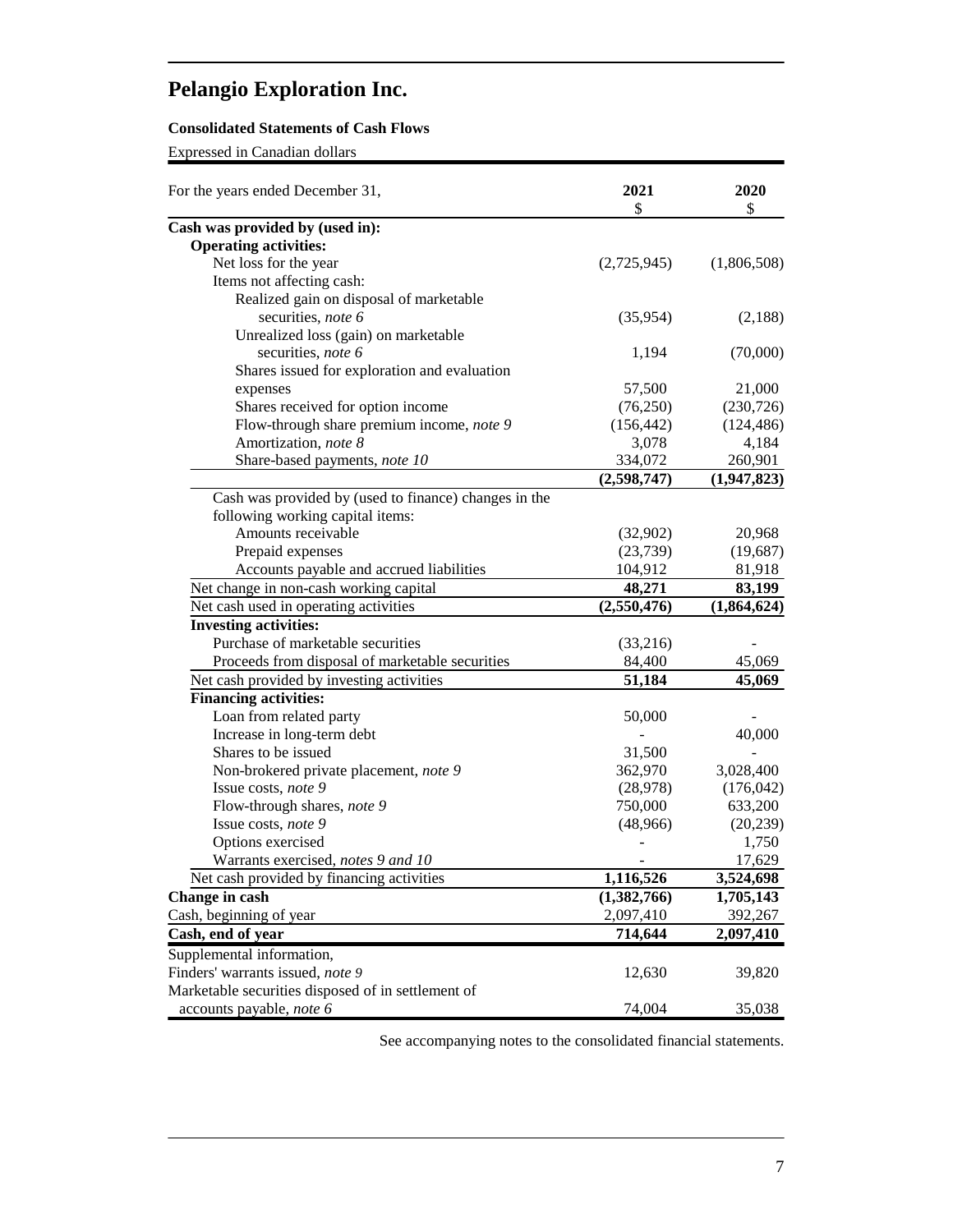# Pelangio Exploration Inc.

**Consolidated Statements of Cash Flows**

Expressed in Canadian dollars

| For the years ended December 31, | 2021<br>$ | 2020<br>$ |
|---|---|---|
| **Cash was provided by (used in):** | | |
| **Operating activities:** | | |
| Net loss for the year | (2,725,945) | (1,806,508) |
| Items not affecting cash: | | |
| Realized gain on disposal of marketable securities, *note 6* | (35,954) | (2,188) |
| Unrealized loss (gain) on marketable securities, *note 6* | 1,194 | (70,000) |
| Shares issued for exploration and evaluation expenses | 57,500 | 21,000 |
| Shares received for option income | (76,250) | (230,726) |
| Flow-through share premium income, *note 9* | (156,442) | (124,486) |
| Amortization, *note 8* | 3,078 | 4,184 |
| Share-based payments, *note 10* | 334,072 | 260,901 |
| | **(2,598,747)** | **(1,947,823)** |
| Cash was provided by (used to finance) changes in the following working capital items: | | |
| Amounts receivable | (32,902) | 20,968 |
| Prepaid expenses | (23,739) | (19,687) |
| Accounts payable and accrued liabilities | 104,912 | 81,918 |
| Net change in non-cash working capital | **48,271** | **83,199** |
| Net cash used in operating activities | **(2,550,476)** | **(1,864,624)** |
| **Investing activities:** | | |
| Purchase of marketable securities | (33,216) | - |
| Proceeds from disposal of marketable securities | 84,400 | 45,069 |
| Net cash provided by investing activities | **51,184** | **45,069** |
| **Financing activities:** | | |
| Loan from related party | 50,000 | - |
| Increase in long-term debt | - | 40,000 |
| Shares to be issued | 31,500 | - |
| Non-brokered private placement, *note 9* | 362,970 | 3,028,400 |
| Issue costs, *note 9* | (28,978) | (176,042) |
| Flow-through shares, *note 9* | 750,000 | 633,200 |
| Issue costs, *note 9* | (48,966) | (20,239) |
| Options exercised | - | 1,750 |
| Warrants exercised, *notes 9 and 10* | - | 17,629 |
| Net cash provided by financing activities | **1,116,526** | **3,524,698** |
| **Change in cash** | **(1,382,766)** | **1,705,143** |
| Cash, beginning of year | 2,097,410 | 392,267 |
| **Cash, end of year** | **714,644** | **2,097,410** |
| Supplemental information, | | |
| Finders' warrants issued, *note 9* | 12,630 | 39,820 |
| Marketable securities disposed of in settlement of accounts payable, *note 6* | 74,004 | 35,038 |

See accompanying notes to the consolidated financial statements.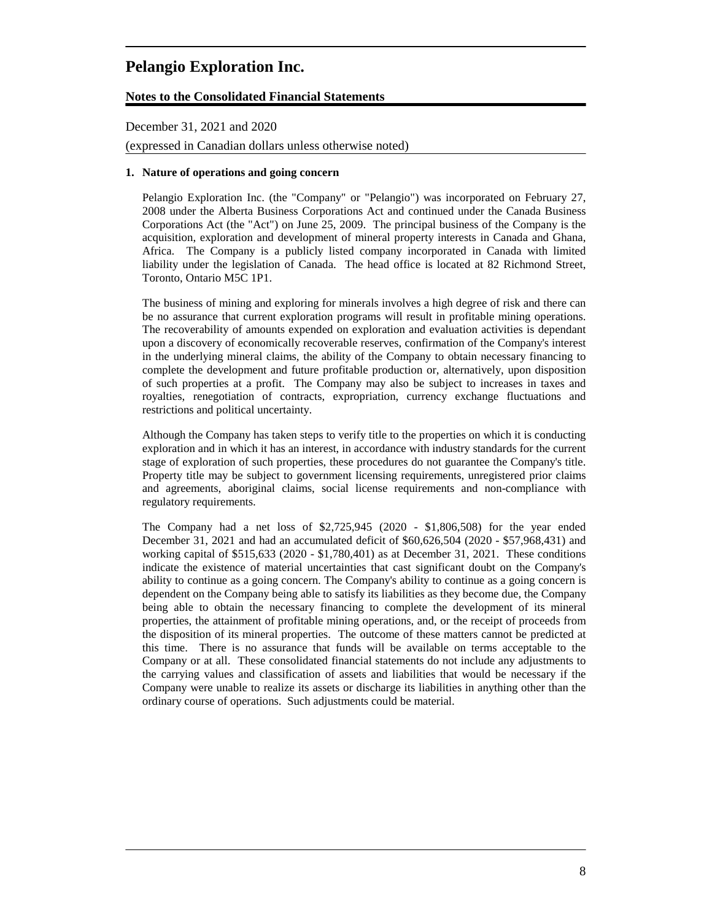# Pelangio Exploration Inc.

## Notes to the Consolidated Financial Statements

December 31, 2021 and 2020

(expressed in Canadian dollars unless otherwise noted)

### 1. Nature of operations and going concern

Pelangio Exploration Inc. (the "Company" or "Pelangio") was incorporated on February 27, 2008 under the Alberta Business Corporations Act and continued under the Canada Business Corporations Act (the "Act") on June 25, 2009. The principal business of the Company is the acquisition, exploration and development of mineral property interests in Canada and Ghana, Africa. The Company is a publicly listed company incorporated in Canada with limited liability under the legislation of Canada. The head office is located at 82 Richmond Street, Toronto, Ontario M5C 1P1.

The business of mining and exploring for minerals involves a high degree of risk and there can be no assurance that current exploration programs will result in profitable mining operations. The recoverability of amounts expended on exploration and evaluation activities is dependant upon a discovery of economically recoverable reserves, confirmation of the Company's interest in the underlying mineral claims, the ability of the Company to obtain necessary financing to complete the development and future profitable production or, alternatively, upon disposition of such properties at a profit. The Company may also be subject to increases in taxes and royalties, renegotiation of contracts, expropriation, currency exchange fluctuations and restrictions and political uncertainty.

Although the Company has taken steps to verify title to the properties on which it is conducting exploration and in which it has an interest, in accordance with industry standards for the current stage of exploration of such properties, these procedures do not guarantee the Company's title. Property title may be subject to government licensing requirements, unregistered prior claims and agreements, aboriginal claims, social license requirements and non-compliance with regulatory requirements.

The Company had a net loss of $2,725,945 (2020 - $1,806,508) for the year ended December 31, 2021 and had an accumulated deficit of $60,626,504 (2020 - $57,968,431) and working capital of $515,633 (2020 - $1,780,401) as at December 31, 2021. These conditions indicate the existence of material uncertainties that cast significant doubt on the Company's ability to continue as a going concern. The Company's ability to continue as a going concern is dependent on the Company being able to satisfy its liabilities as they become due, the Company being able to obtain the necessary financing to complete the development of its mineral properties, the attainment of profitable mining operations, and, or the receipt of proceeds from the disposition of its mineral properties. The outcome of these matters cannot be predicted at this time. There is no assurance that funds will be available on terms acceptable to the Company or at all. These consolidated financial statements do not include any adjustments to the carrying values and classification of assets and liabilities that would be necessary if the Company were unable to realize its assets or discharge its liabilities in anything other than the ordinary course of operations. Such adjustments could be material.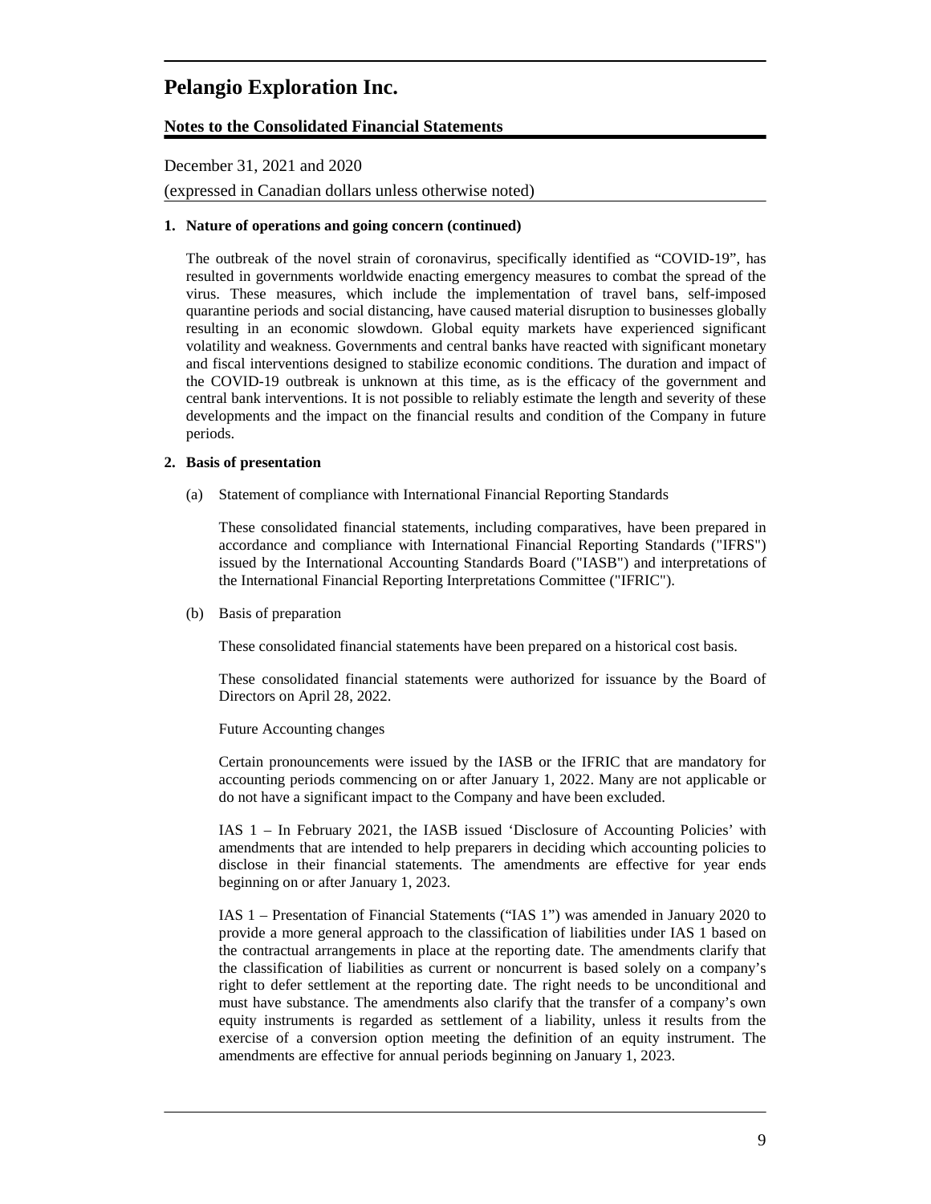# Pelangio Exploration Inc.

**Notes to the Consolidated Financial Statements**

December 31, 2021 and 2020

(expressed in Canadian dollars unless otherwise noted)

**1. Nature of operations and going concern (continued)**

The outbreak of the novel strain of coronavirus, specifically identified as "COVID-19", has resulted in governments worldwide enacting emergency measures to combat the spread of the virus. These measures, which include the implementation of travel bans, self-imposed quarantine periods and social distancing, have caused material disruption to businesses globally resulting in an economic slowdown. Global equity markets have experienced significant volatility and weakness. Governments and central banks have reacted with significant monetary and fiscal interventions designed to stabilize economic conditions. The duration and impact of the COVID-19 outbreak is unknown at this time, as is the efficacy of the government and central bank interventions. It is not possible to reliably estimate the length and severity of these developments and the impact on the financial results and condition of the Company in future periods.

**2. Basis of presentation**

(a) Statement of compliance with International Financial Reporting Standards

These consolidated financial statements, including comparatives, have been prepared in accordance and compliance with International Financial Reporting Standards ("IFRS") issued by the International Accounting Standards Board ("IASB") and interpretations of the International Financial Reporting Interpretations Committee ("IFRIC").

(b) Basis of preparation

These consolidated financial statements have been prepared on a historical cost basis.

These consolidated financial statements were authorized for issuance by the Board of Directors on April 28, 2022.

Future Accounting changes

Certain pronouncements were issued by the IASB or the IFRIC that are mandatory for accounting periods commencing on or after January 1, 2022. Many are not applicable or do not have a significant impact to the Company and have been excluded.

IAS 1 – In February 2021, the IASB issued 'Disclosure of Accounting Policies' with amendments that are intended to help preparers in deciding which accounting policies to disclose in their financial statements. The amendments are effective for year ends beginning on or after January 1, 2023.

IAS 1 – Presentation of Financial Statements ("IAS 1") was amended in January 2020 to provide a more general approach to the classification of liabilities under IAS 1 based on the contractual arrangements in place at the reporting date. The amendments clarify that the classification of liabilities as current or noncurrent is based solely on a company's right to defer settlement at the reporting date. The right needs to be unconditional and must have substance. The amendments also clarify that the transfer of a company's own equity instruments is regarded as settlement of a liability, unless it results from the exercise of a conversion option meeting the definition of an equity instrument. The amendments are effective for annual periods beginning on January 1, 2023.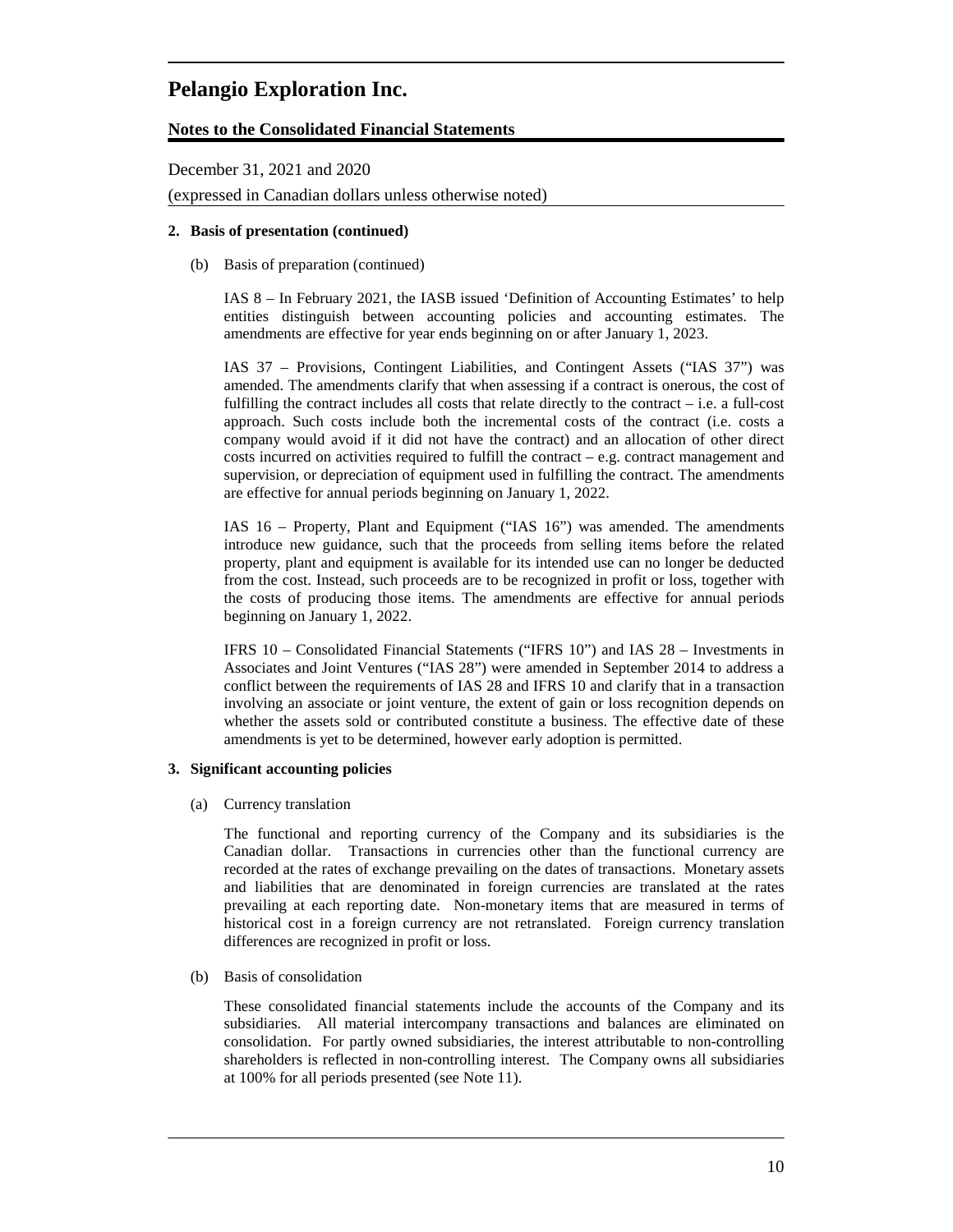# Pelangio Exploration Inc.

**Notes to the Consolidated Financial Statements**

December 31, 2021 and 2020

(expressed in Canadian dollars unless otherwise noted)

**2. Basis of presentation (continued)**

(b) Basis of preparation (continued)

IAS 8 – In February 2021, the IASB issued 'Definition of Accounting Estimates' to help entities distinguish between accounting policies and accounting estimates. The amendments are effective for year ends beginning on or after January 1, 2023.

IAS 37 – Provisions, Contingent Liabilities, and Contingent Assets ("IAS 37") was amended. The amendments clarify that when assessing if a contract is onerous, the cost of fulfilling the contract includes all costs that relate directly to the contract – i.e. a full-cost approach. Such costs include both the incremental costs of the contract (i.e. costs a company would avoid if it did not have the contract) and an allocation of other direct costs incurred on activities required to fulfill the contract – e.g. contract management and supervision, or depreciation of equipment used in fulfilling the contract. The amendments are effective for annual periods beginning on January 1, 2022.

IAS 16 – Property, Plant and Equipment ("IAS 16") was amended. The amendments introduce new guidance, such that the proceeds from selling items before the related property, plant and equipment is available for its intended use can no longer be deducted from the cost. Instead, such proceeds are to be recognized in profit or loss, together with the costs of producing those items. The amendments are effective for annual periods beginning on January 1, 2022.

IFRS 10 – Consolidated Financial Statements ("IFRS 10") and IAS 28 – Investments in Associates and Joint Ventures ("IAS 28") were amended in September 2014 to address a conflict between the requirements of IAS 28 and IFRS 10 and clarify that in a transaction involving an associate or joint venture, the extent of gain or loss recognition depends on whether the assets sold or contributed constitute a business. The effective date of these amendments is yet to be determined, however early adoption is permitted.

**3. Significant accounting policies**

(a) Currency translation

The functional and reporting currency of the Company and its subsidiaries is the Canadian dollar. Transactions in currencies other than the functional currency are recorded at the rates of exchange prevailing on the dates of transactions. Monetary assets and liabilities that are denominated in foreign currencies are translated at the rates prevailing at each reporting date. Non-monetary items that are measured in terms of historical cost in a foreign currency are not retranslated. Foreign currency translation differences are recognized in profit or loss.

(b) Basis of consolidation

These consolidated financial statements include the accounts of the Company and its subsidiaries. All material intercompany transactions and balances are eliminated on consolidation. For partly owned subsidiaries, the interest attributable to non-controlling shareholders is reflected in non-controlling interest. The Company owns all subsidiaries at 100% for all periods presented (see Note 11).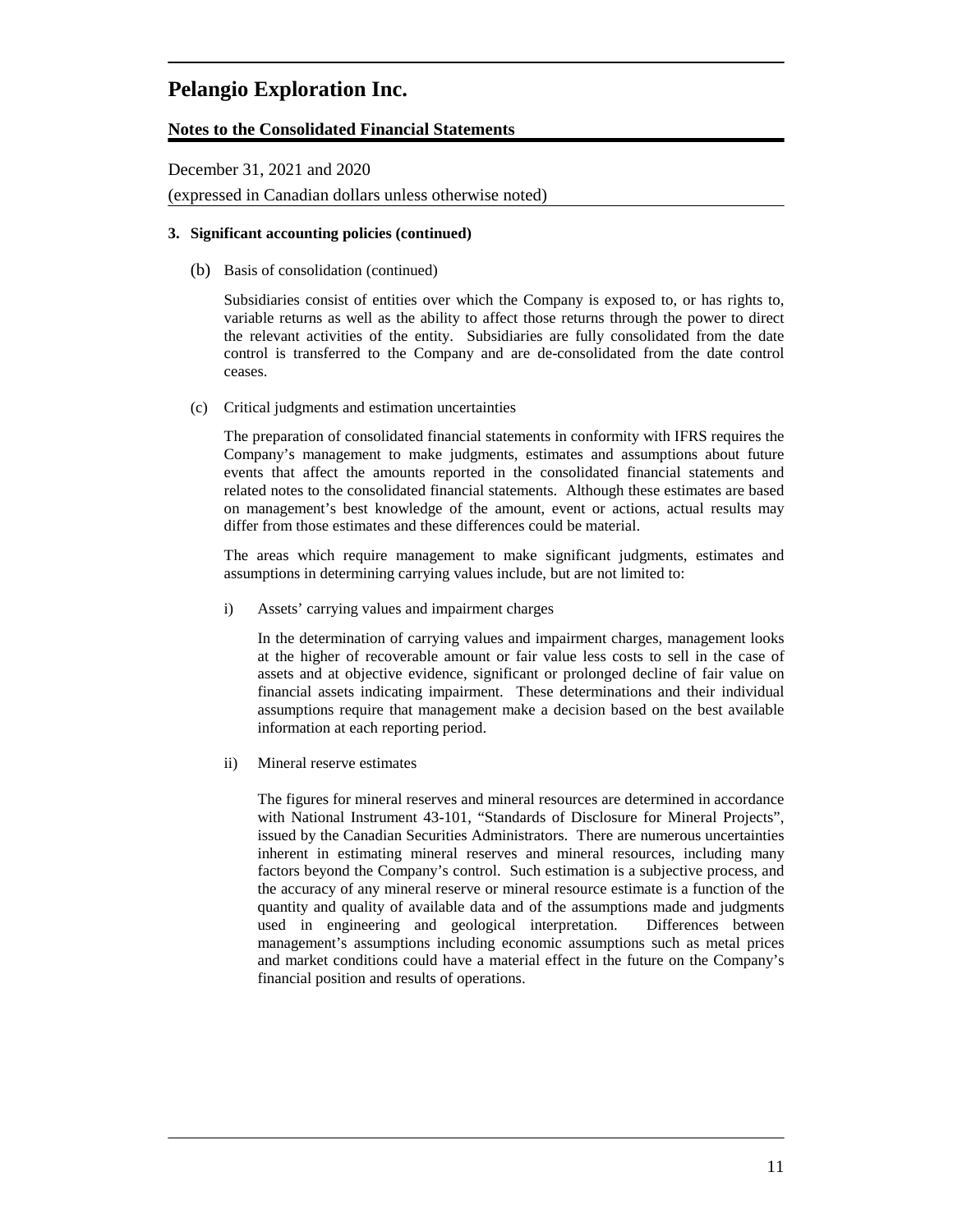# Pelangio Exploration Inc.

**Notes to the Consolidated Financial Statements**

December 31, 2021 and 2020

(expressed in Canadian dollars unless otherwise noted)

**3. Significant accounting policies (continued)**

(b) Basis of consolidation (continued)

Subsidiaries consist of entities over which the Company is exposed to, or has rights to, variable returns as well as the ability to affect those returns through the power to direct the relevant activities of the entity. Subsidiaries are fully consolidated from the date control is transferred to the Company and are de-consolidated from the date control ceases.

(c) Critical judgments and estimation uncertainties

The preparation of consolidated financial statements in conformity with IFRS requires the Company's management to make judgments, estimates and assumptions about future events that affect the amounts reported in the consolidated financial statements and related notes to the consolidated financial statements. Although these estimates are based on management's best knowledge of the amount, event or actions, actual results may differ from those estimates and these differences could be material.

The areas which require management to make significant judgments, estimates and assumptions in determining carrying values include, but are not limited to:

i) Assets' carrying values and impairment charges

In the determination of carrying values and impairment charges, management looks at the higher of recoverable amount or fair value less costs to sell in the case of assets and at objective evidence, significant or prolonged decline of fair value on financial assets indicating impairment. These determinations and their individual assumptions require that management make a decision based on the best available information at each reporting period.

ii) Mineral reserve estimates

The figures for mineral reserves and mineral resources are determined in accordance with National Instrument 43-101, "Standards of Disclosure for Mineral Projects", issued by the Canadian Securities Administrators. There are numerous uncertainties inherent in estimating mineral reserves and mineral resources, including many factors beyond the Company's control. Such estimation is a subjective process, and the accuracy of any mineral reserve or mineral resource estimate is a function of the quantity and quality of available data and of the assumptions made and judgments used in engineering and geological interpretation. Differences between management's assumptions including economic assumptions such as metal prices and market conditions could have a material effect in the future on the Company's financial position and results of operations.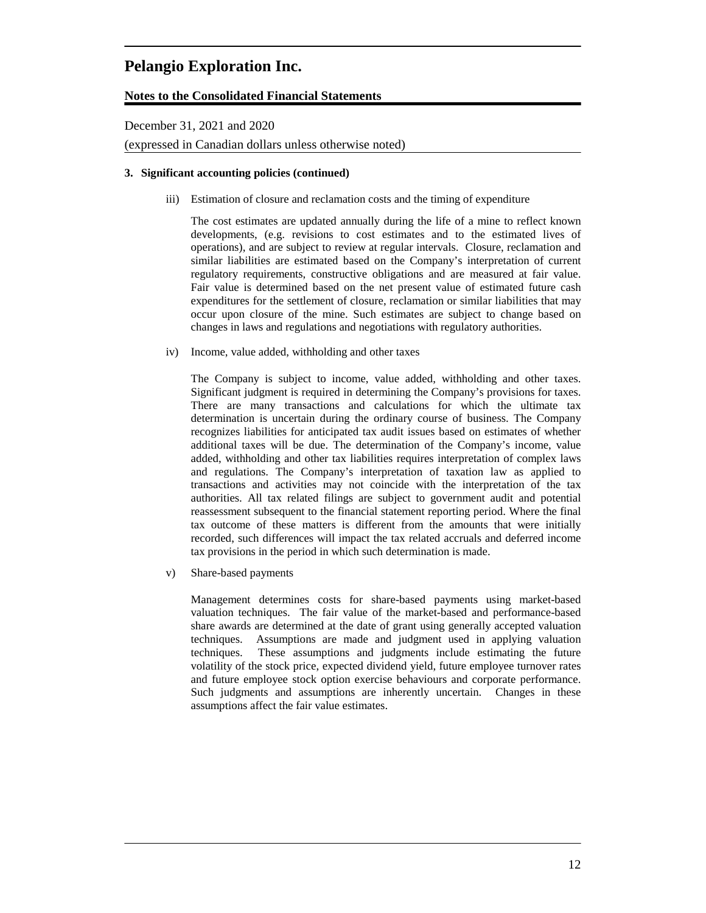### 3. Significant accounting policies (continued)

iii) Estimation of closure and reclamation costs and the timing of expenditure

The cost estimates are updated annually during the life of a mine to reflect known developments, (e.g. revisions to cost estimates and to the estimated lives of operations), and are subject to review at regular intervals. Closure, reclamation and similar liabilities are estimated based on the Company's interpretation of current regulatory requirements, constructive obligations and are measured at fair value. Fair value is determined based on the net present value of estimated future cash expenditures for the settlement of closure, reclamation or similar liabilities that may occur upon closure of the mine. Such estimates are subject to change based on changes in laws and regulations and negotiations with regulatory authorities.

iv) Income, value added, withholding and other taxes

The Company is subject to income, value added, withholding and other taxes. Significant judgment is required in determining the Company's provisions for taxes. There are many transactions and calculations for which the ultimate tax determination is uncertain during the ordinary course of business. The Company recognizes liabilities for anticipated tax audit issues based on estimates of whether additional taxes will be due. The determination of the Company's income, value added, withholding and other tax liabilities requires interpretation of complex laws and regulations. The Company's interpretation of taxation law as applied to transactions and activities may not coincide with the interpretation of the tax authorities. All tax related filings are subject to government audit and potential reassessment subsequent to the financial statement reporting period. Where the final tax outcome of these matters is different from the amounts that were initially recorded, such differences will impact the tax related accruals and deferred income tax provisions in the period in which such determination is made.

v) Share-based payments

Management determines costs for share-based payments using market-based valuation techniques. The fair value of the market-based and performance-based share awards are determined at the date of grant using generally accepted valuation techniques. Assumptions are made and judgment used in applying valuation techniques. These assumptions and judgments include estimating the future volatility of the stock price, expected dividend yield, future employee turnover rates and future employee stock option exercise behaviours and corporate performance. Such judgments and assumptions are inherently uncertain. Changes in these assumptions affect the fair value estimates.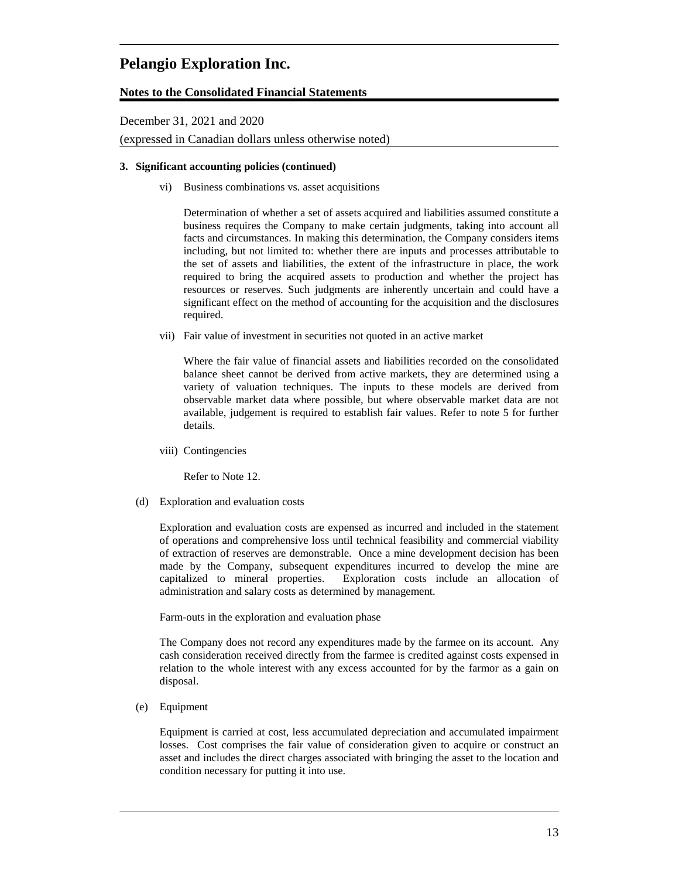**3. Significant accounting policies (continued)**

vi) Business combinations vs. asset acquisitions

Determination of whether a set of assets acquired and liabilities assumed constitute a business requires the Company to make certain judgments, taking into account all facts and circumstances. In making this determination, the Company considers items including, but not limited to: whether there are inputs and processes attributable to the set of assets and liabilities, the extent of the infrastructure in place, the work required to bring the acquired assets to production and whether the project has resources or reserves. Such judgments are inherently uncertain and could have a significant effect on the method of accounting for the acquisition and the disclosures required.

vii) Fair value of investment in securities not quoted in an active market

Where the fair value of financial assets and liabilities recorded on the consolidated balance sheet cannot be derived from active markets, they are determined using a variety of valuation techniques. The inputs to these models are derived from observable market data where possible, but where observable market data are not available, judgement is required to establish fair values. Refer to note 5 for further details.

viii) Contingencies

Refer to Note 12.

(d) Exploration and evaluation costs

Exploration and evaluation costs are expensed as incurred and included in the statement of operations and comprehensive loss until technical feasibility and commercial viability of extraction of reserves are demonstrable. Once a mine development decision has been made by the Company, subsequent expenditures incurred to develop the mine are capitalized to mineral properties. Exploration costs include an allocation of administration and salary costs as determined by management.

Farm-outs in the exploration and evaluation phase

The Company does not record any expenditures made by the farmee on its account. Any cash consideration received directly from the farmee is credited against costs expensed in relation to the whole interest with any excess accounted for by the farmor as a gain on disposal.

(e) Equipment

Equipment is carried at cost, less accumulated depreciation and accumulated impairment losses. Cost comprises the fair value of consideration given to acquire or construct an asset and includes the direct charges associated with bringing the asset to the location and condition necessary for putting it into use.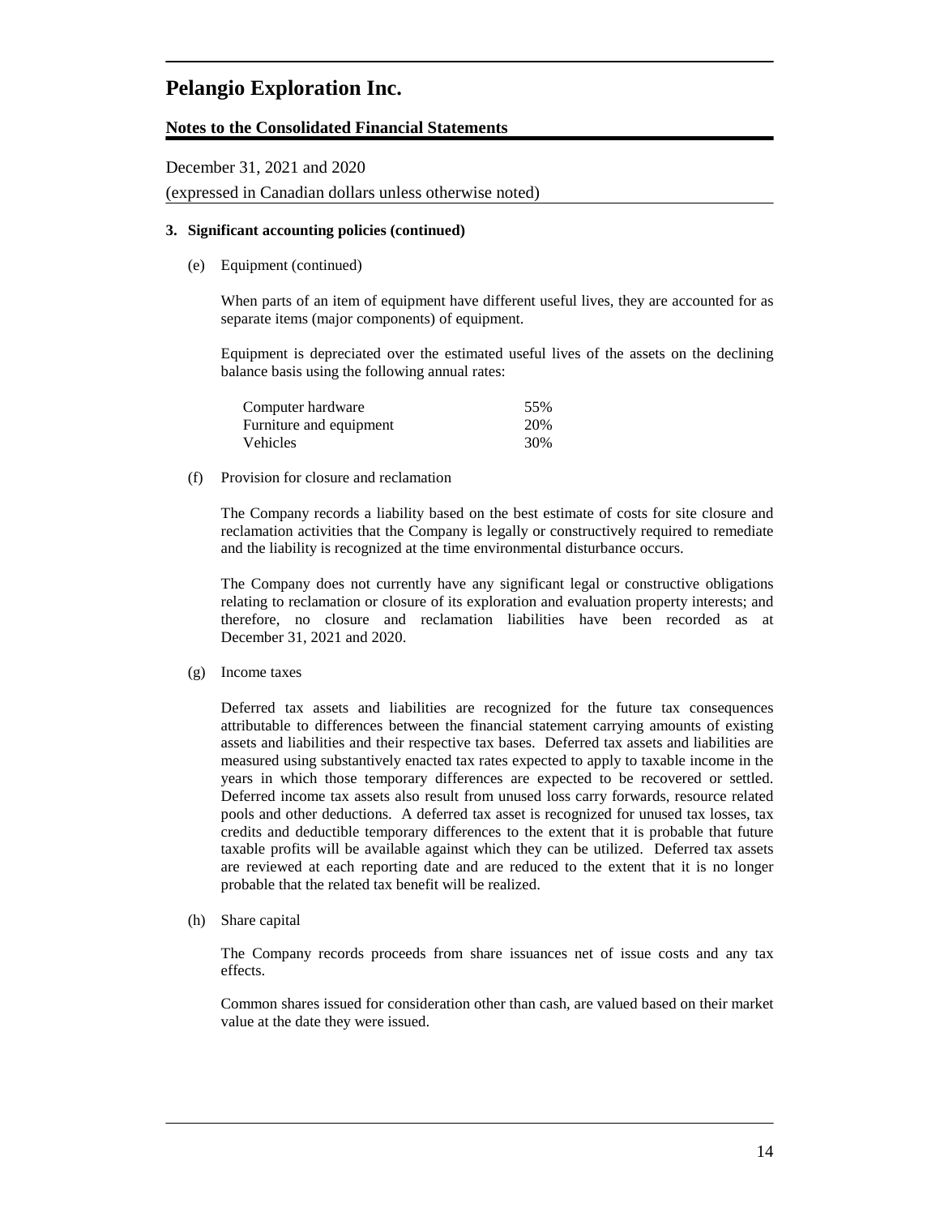### 3. Significant accounting policies (continued)

(e) Equipment (continued)

When parts of an item of equipment have different useful lives, they are accounted for as separate items (major components) of equipment.

Equipment is depreciated over the estimated useful lives of the assets on the declining balance basis using the following annual rates:

| | |
|---|---|
| Computer hardware | 55% |
| Furniture and equipment | 20% |
| Vehicles | 30% |

(f) Provision for closure and reclamation

The Company records a liability based on the best estimate of costs for site closure and reclamation activities that the Company is legally or constructively required to remediate and the liability is recognized at the time environmental disturbance occurs.

The Company does not currently have any significant legal or constructive obligations relating to reclamation or closure of its exploration and evaluation property interests; and therefore, no closure and reclamation liabilities have been recorded as at December 31, 2021 and 2020.

(g) Income taxes

Deferred tax assets and liabilities are recognized for the future tax consequences attributable to differences between the financial statement carrying amounts of existing assets and liabilities and their respective tax bases. Deferred tax assets and liabilities are measured using substantively enacted tax rates expected to apply to taxable income in the years in which those temporary differences are expected to be recovered or settled. Deferred income tax assets also result from unused loss carry forwards, resource related pools and other deductions. A deferred tax asset is recognized for unused tax losses, tax credits and deductible temporary differences to the extent that it is probable that future taxable profits will be available against which they can be utilized. Deferred tax assets are reviewed at each reporting date and are reduced to the extent that it is no longer probable that the related tax benefit will be realized.

(h) Share capital

The Company records proceeds from share issuances net of issue costs and any tax effects.

Common shares issued for consideration other than cash, are valued based on their market value at the date they were issued.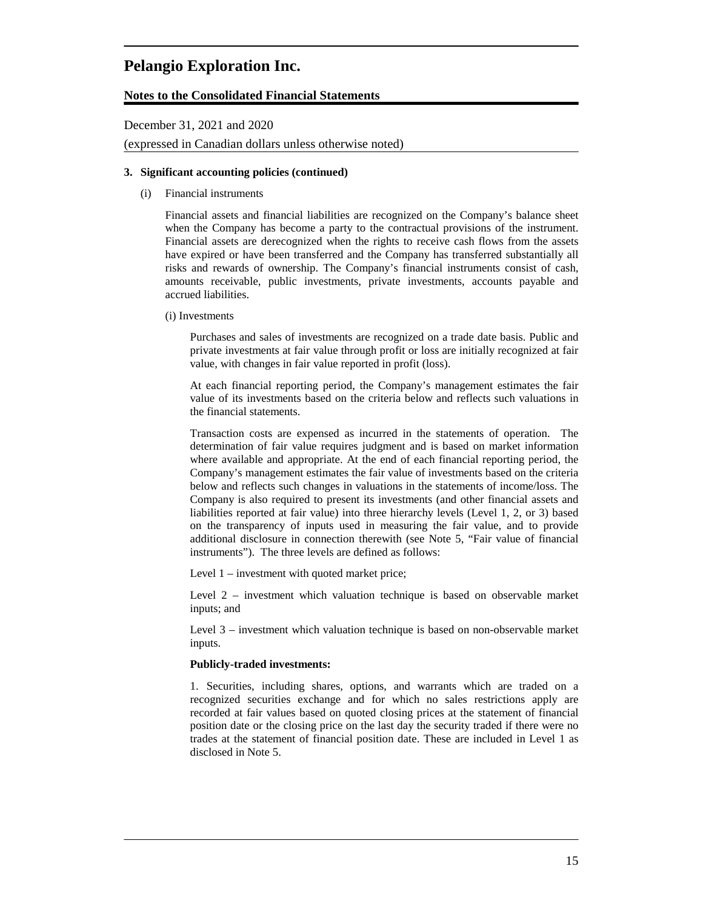**3. Significant accounting policies (continued)**

(i) Financial instruments

Financial assets and financial liabilities are recognized on the Company's balance sheet when the Company has become a party to the contractual provisions of the instrument. Financial assets are derecognized when the rights to receive cash flows from the assets have expired or have been transferred and the Company has transferred substantially all risks and rewards of ownership. The Company's financial instruments consist of cash, amounts receivable, public investments, private investments, accounts payable and accrued liabilities.

(i) Investments

Purchases and sales of investments are recognized on a trade date basis. Public and private investments at fair value through profit or loss are initially recognized at fair value, with changes in fair value reported in profit (loss).

At each financial reporting period, the Company's management estimates the fair value of its investments based on the criteria below and reflects such valuations in the financial statements.

Transaction costs are expensed as incurred in the statements of operation. The determination of fair value requires judgment and is based on market information where available and appropriate. At the end of each financial reporting period, the Company's management estimates the fair value of investments based on the criteria below and reflects such changes in valuations in the statements of income/loss. The Company is also required to present its investments (and other financial assets and liabilities reported at fair value) into three hierarchy levels (Level 1, 2, or 3) based on the transparency of inputs used in measuring the fair value, and to provide additional disclosure in connection therewith (see Note 5, "Fair value of financial instruments"). The three levels are defined as follows:

Level 1 – investment with quoted market price;

Level 2 – investment which valuation technique is based on observable market inputs; and

Level 3 – investment which valuation technique is based on non-observable market inputs.

**Publicly-traded investments:**

1. Securities, including shares, options, and warrants which are traded on a recognized securities exchange and for which no sales restrictions apply are recorded at fair values based on quoted closing prices at the statement of financial position date or the closing price on the last day the security traded if there were no trades at the statement of financial position date. These are included in Level 1 as disclosed in Note 5.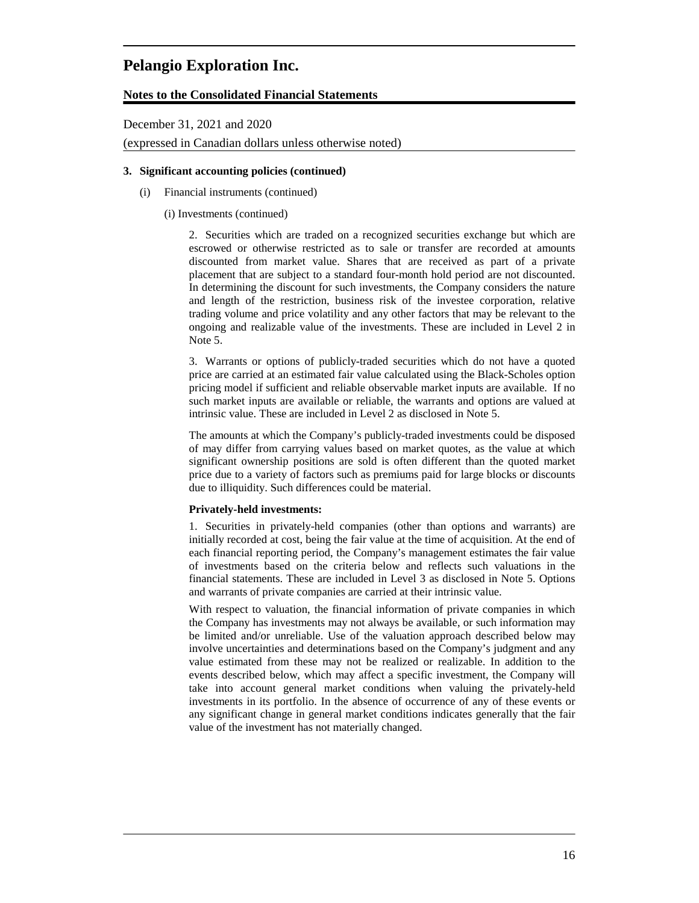# Pelangio Exploration Inc.

## Notes to the Consolidated Financial Statements

December 31, 2021 and 2020

(expressed in Canadian dollars unless otherwise noted)

**3. Significant accounting policies (continued)**

(i) Financial instruments (continued)

(i) Investments (continued)

2. Securities which are traded on a recognized securities exchange but which are escrowed or otherwise restricted as to sale or transfer are recorded at amounts discounted from market value. Shares that are received as part of a private placement that are subject to a standard four-month hold period are not discounted. In determining the discount for such investments, the Company considers the nature and length of the restriction, business risk of the investee corporation, relative trading volume and price volatility and any other factors that may be relevant to the ongoing and realizable value of the investments. These are included in Level 2 in Note 5.

3. Warrants or options of publicly-traded securities which do not have a quoted price are carried at an estimated fair value calculated using the Black-Scholes option pricing model if sufficient and reliable observable market inputs are available. If no such market inputs are available or reliable, the warrants and options are valued at intrinsic value. These are included in Level 2 as disclosed in Note 5.

The amounts at which the Company's publicly-traded investments could be disposed of may differ from carrying values based on market quotes, as the value at which significant ownership positions are sold is often different than the quoted market price due to a variety of factors such as premiums paid for large blocks or discounts due to illiquidity. Such differences could be material.

**Privately-held investments:**

1. Securities in privately-held companies (other than options and warrants) are initially recorded at cost, being the fair value at the time of acquisition. At the end of each financial reporting period, the Company's management estimates the fair value of investments based on the criteria below and reflects such valuations in the financial statements. These are included in Level 3 as disclosed in Note 5. Options and warrants of private companies are carried at their intrinsic value.

With respect to valuation, the financial information of private companies in which the Company has investments may not always be available, or such information may be limited and/or unreliable. Use of the valuation approach described below may involve uncertainties and determinations based on the Company's judgment and any value estimated from these may not be realized or realizable. In addition to the events described below, which may affect a specific investment, the Company will take into account general market conditions when valuing the privately-held investments in its portfolio. In the absence of occurrence of any of these events or any significant change in general market conditions indicates generally that the fair value of the investment has not materially changed.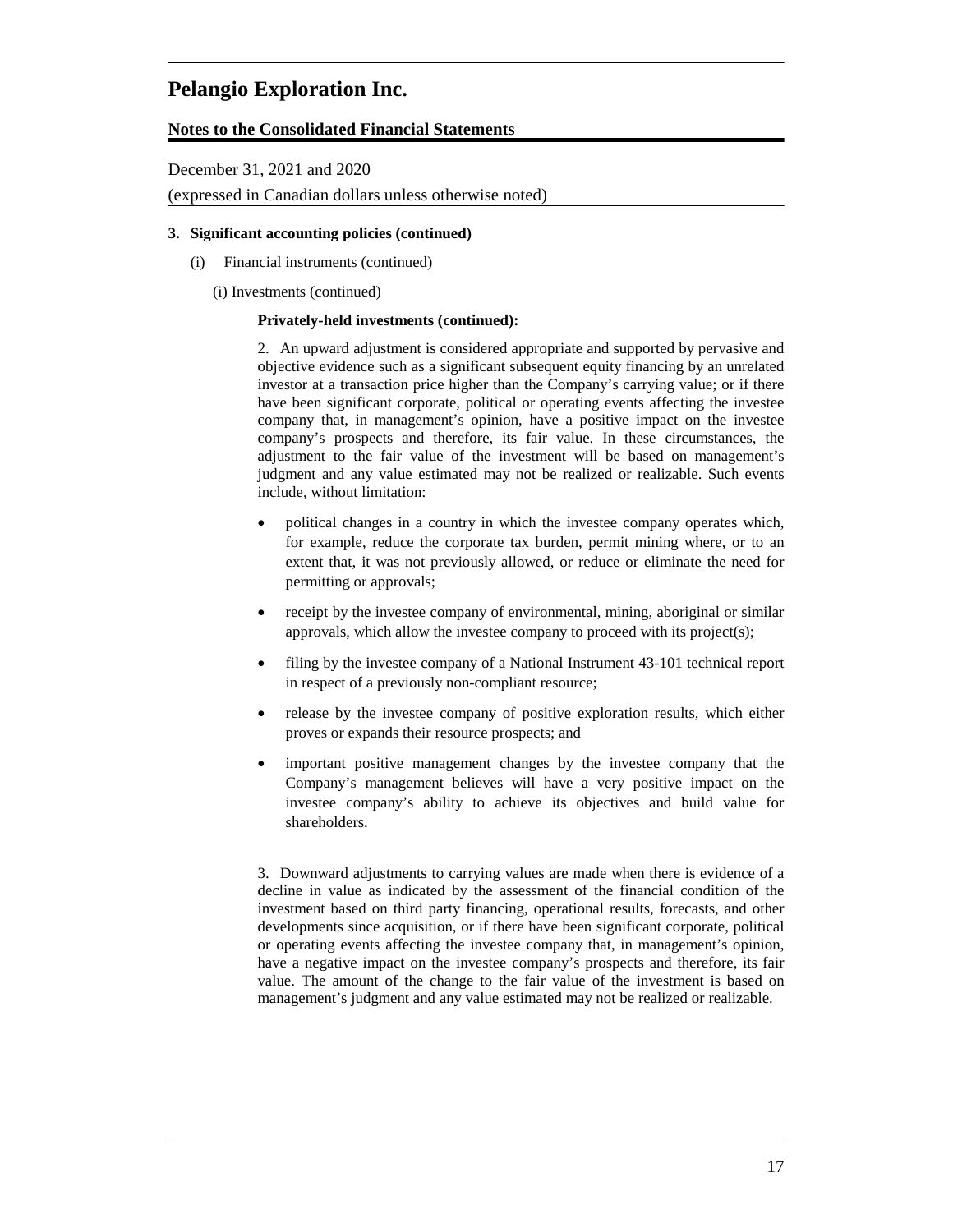# Pelangio Exploration Inc.

**Notes to the Consolidated Financial Statements**

December 31, 2021 and 2020

(expressed in Canadian dollars unless otherwise noted)

**3. Significant accounting policies (continued)**

(i) Financial instruments (continued)

(i) Investments (continued)

**Privately-held investments (continued):**

2. An upward adjustment is considered appropriate and supported by pervasive and objective evidence such as a significant subsequent equity financing by an unrelated investor at a transaction price higher than the Company's carrying value; or if there have been significant corporate, political or operating events affecting the investee company that, in management's opinion, have a positive impact on the investee company's prospects and therefore, its fair value. In these circumstances, the adjustment to the fair value of the investment will be based on management's judgment and any value estimated may not be realized or realizable. Such events include, without limitation:

- political changes in a country in which the investee company operates which, for example, reduce the corporate tax burden, permit mining where, or to an extent that, it was not previously allowed, or reduce or eliminate the need for permitting or approvals;
- receipt by the investee company of environmental, mining, aboriginal or similar approvals, which allow the investee company to proceed with its project(s);
- filing by the investee company of a National Instrument 43-101 technical report in respect of a previously non-compliant resource;
- release by the investee company of positive exploration results, which either proves or expands their resource prospects; and
- important positive management changes by the investee company that the Company's management believes will have a very positive impact on the investee company's ability to achieve its objectives and build value for shareholders.

3. Downward adjustments to carrying values are made when there is evidence of a decline in value as indicated by the assessment of the financial condition of the investment based on third party financing, operational results, forecasts, and other developments since acquisition, or if there have been significant corporate, political or operating events affecting the investee company that, in management's opinion, have a negative impact on the investee company's prospects and therefore, its fair value. The amount of the change to the fair value of the investment is based on management's judgment and any value estimated may not be realized or realizable.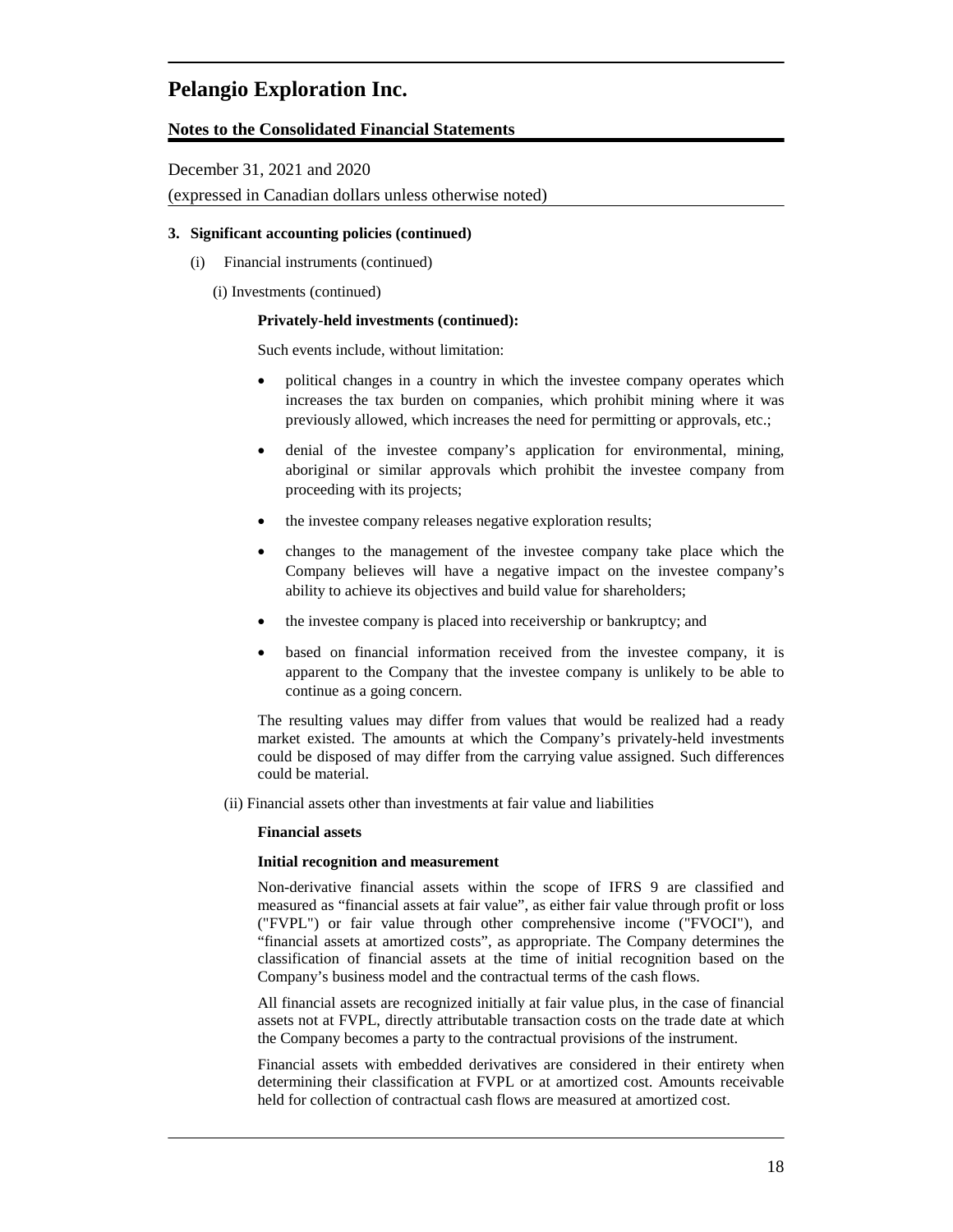### 3. Significant accounting policies (continued)

(i) Financial instruments (continued)

(i) Investments (continued)

**Privately-held investments (continued):**

Such events include, without limitation:

- political changes in a country in which the investee company operates which increases the tax burden on companies, which prohibit mining where it was previously allowed, which increases the need for permitting or approvals, etc.;
- denial of the investee company's application for environmental, mining, aboriginal or similar approvals which prohibit the investee company from proceeding with its projects;
- the investee company releases negative exploration results;
- changes to the management of the investee company take place which the Company believes will have a negative impact on the investee company's ability to achieve its objectives and build value for shareholders;
- the investee company is placed into receivership or bankruptcy; and
- based on financial information received from the investee company, it is apparent to the Company that the investee company is unlikely to be able to continue as a going concern.

The resulting values may differ from values that would be realized had a ready market existed. The amounts at which the Company's privately-held investments could be disposed of may differ from the carrying value assigned. Such differences could be material.

(ii) Financial assets other than investments at fair value and liabilities

**Financial assets**

**Initial recognition and measurement**

Non-derivative financial assets within the scope of IFRS 9 are classified and measured as "financial assets at fair value", as either fair value through profit or loss ("FVPL") or fair value through other comprehensive income ("FVOCI"), and "financial assets at amortized costs", as appropriate. The Company determines the classification of financial assets at the time of initial recognition based on the Company's business model and the contractual terms of the cash flows.

All financial assets are recognized initially at fair value plus, in the case of financial assets not at FVPL, directly attributable transaction costs on the trade date at which the Company becomes a party to the contractual provisions of the instrument.

Financial assets with embedded derivatives are considered in their entirety when determining their classification at FVPL or at amortized cost. Amounts receivable held for collection of contractual cash flows are measured at amortized cost.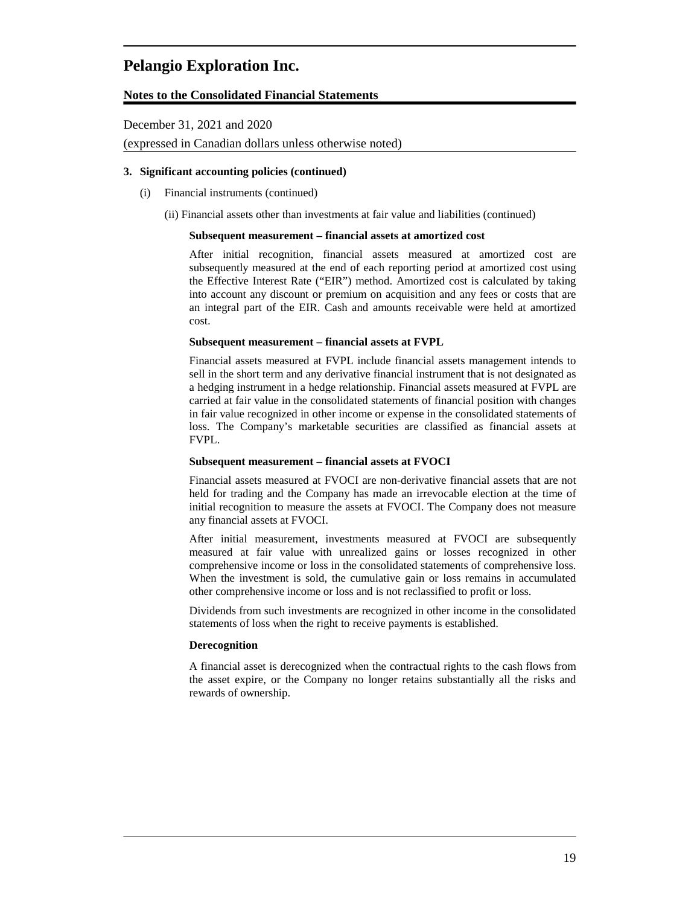# Pelangio Exploration Inc.

**Notes to the Consolidated Financial Statements**

December 31, 2021 and 2020

(expressed in Canadian dollars unless otherwise noted)

**3. Significant accounting policies (continued)**

(i) Financial instruments (continued)

(ii) Financial assets other than investments at fair value and liabilities (continued)

**Subsequent measurement – financial assets at amortized cost**

After initial recognition, financial assets measured at amortized cost are subsequently measured at the end of each reporting period at amortized cost using the Effective Interest Rate ("EIR") method. Amortized cost is calculated by taking into account any discount or premium on acquisition and any fees or costs that are an integral part of the EIR. Cash and amounts receivable were held at amortized cost.

**Subsequent measurement – financial assets at FVPL**

Financial assets measured at FVPL include financial assets management intends to sell in the short term and any derivative financial instrument that is not designated as a hedging instrument in a hedge relationship. Financial assets measured at FVPL are carried at fair value in the consolidated statements of financial position with changes in fair value recognized in other income or expense in the consolidated statements of loss. The Company's marketable securities are classified as financial assets at FVPL.

**Subsequent measurement – financial assets at FVOCI**

Financial assets measured at FVOCI are non-derivative financial assets that are not held for trading and the Company has made an irrevocable election at the time of initial recognition to measure the assets at FVOCI. The Company does not measure any financial assets at FVOCI.

After initial measurement, investments measured at FVOCI are subsequently measured at fair value with unrealized gains or losses recognized in other comprehensive income or loss in the consolidated statements of comprehensive loss. When the investment is sold, the cumulative gain or loss remains in accumulated other comprehensive income or loss and is not reclassified to profit or loss.

Dividends from such investments are recognized in other income in the consolidated statements of loss when the right to receive payments is established.

**Derecognition**

A financial asset is derecognized when the contractual rights to the cash flows from the asset expire, or the Company no longer retains substantially all the risks and rewards of ownership.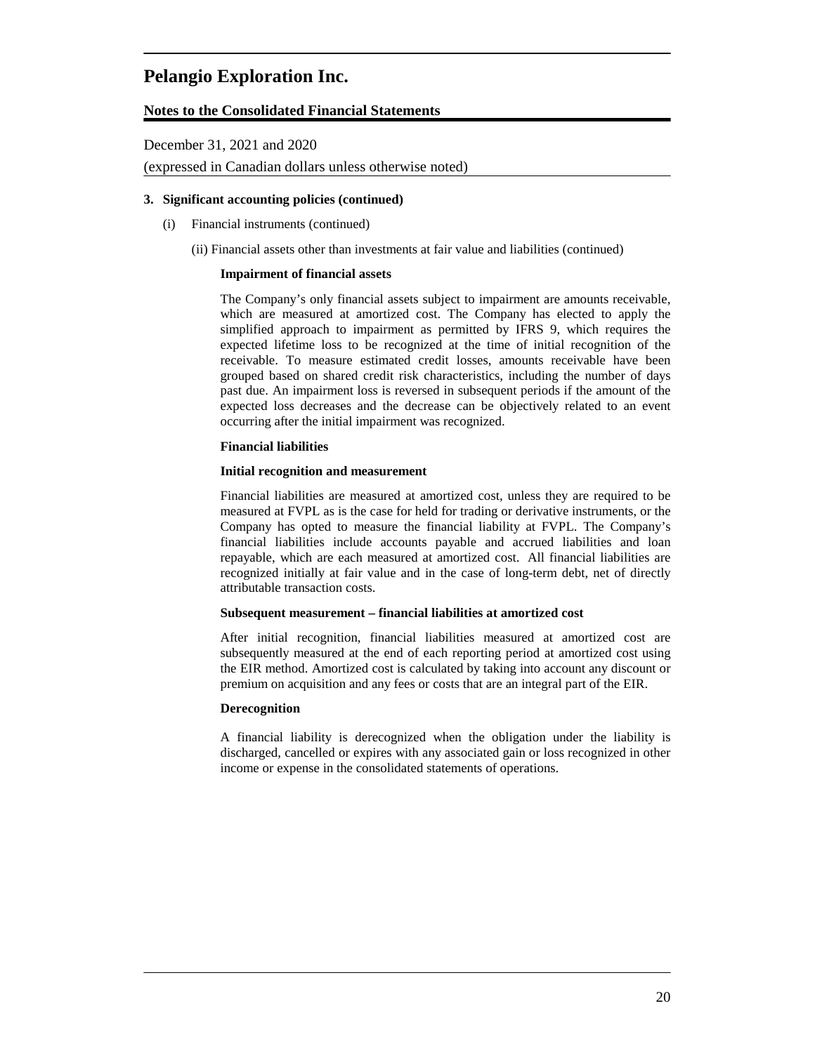# Pelangio Exploration Inc.

## Notes to the Consolidated Financial Statements

December 31, 2021 and 2020

(expressed in Canadian dollars unless otherwise noted)

**3. Significant accounting policies (continued)**

(i) Financial instruments (continued)

(ii) Financial assets other than investments at fair value and liabilities (continued)

**Impairment of financial assets**

The Company's only financial assets subject to impairment are amounts receivable, which are measured at amortized cost. The Company has elected to apply the simplified approach to impairment as permitted by IFRS 9, which requires the expected lifetime loss to be recognized at the time of initial recognition of the receivable. To measure estimated credit losses, amounts receivable have been grouped based on shared credit risk characteristics, including the number of days past due. An impairment loss is reversed in subsequent periods if the amount of the expected loss decreases and the decrease can be objectively related to an event occurring after the initial impairment was recognized.

**Financial liabilities**

**Initial recognition and measurement**

Financial liabilities are measured at amortized cost, unless they are required to be measured at FVPL as is the case for held for trading or derivative instruments, or the Company has opted to measure the financial liability at FVPL. The Company's financial liabilities include accounts payable and accrued liabilities and loan repayable, which are each measured at amortized cost. All financial liabilities are recognized initially at fair value and in the case of long-term debt, net of directly attributable transaction costs.

**Subsequent measurement – financial liabilities at amortized cost**

After initial recognition, financial liabilities measured at amortized cost are subsequently measured at the end of each reporting period at amortized cost using the EIR method. Amortized cost is calculated by taking into account any discount or premium on acquisition and any fees or costs that are an integral part of the EIR.

**Derecognition**

A financial liability is derecognized when the obligation under the liability is discharged, cancelled or expires with any associated gain or loss recognized in other income or expense in the consolidated statements of operations.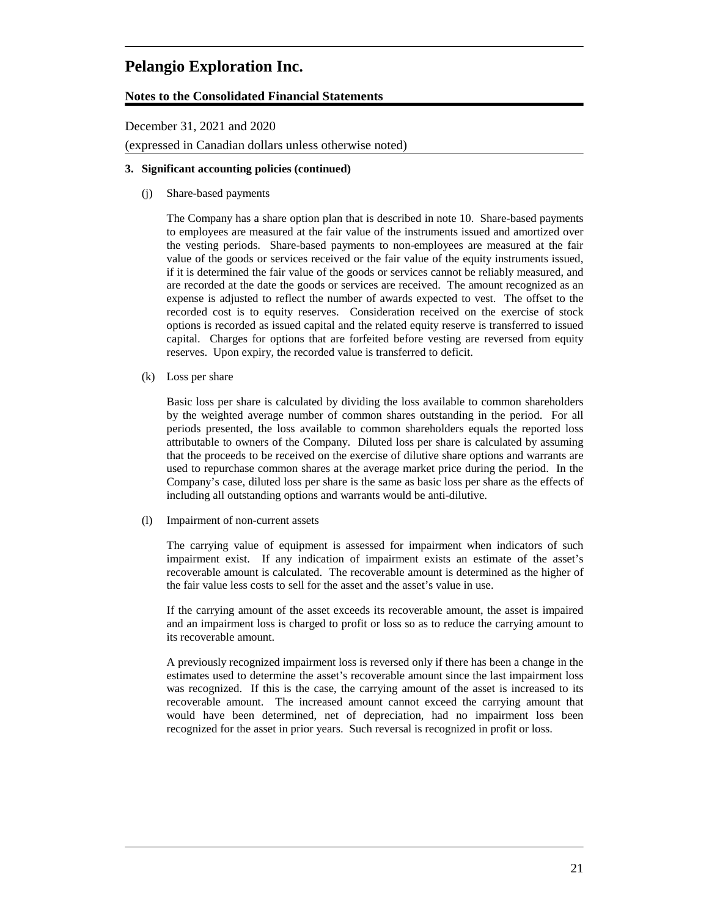### 3. Significant accounting policies (continued)

(j) Share-based payments

The Company has a share option plan that is described in note 10. Share-based payments to employees are measured at the fair value of the instruments issued and amortized over the vesting periods. Share-based payments to non-employees are measured at the fair value of the goods or services received or the fair value of the equity instruments issued, if it is determined the fair value of the goods or services cannot be reliably measured, and are recorded at the date the goods or services are received. The amount recognized as an expense is adjusted to reflect the number of awards expected to vest. The offset to the recorded cost is to equity reserves. Consideration received on the exercise of stock options is recorded as issued capital and the related equity reserve is transferred to issued capital. Charges for options that are forfeited before vesting are reversed from equity reserves. Upon expiry, the recorded value is transferred to deficit.

(k) Loss per share

Basic loss per share is calculated by dividing the loss available to common shareholders by the weighted average number of common shares outstanding in the period. For all periods presented, the loss available to common shareholders equals the reported loss attributable to owners of the Company. Diluted loss per share is calculated by assuming that the proceeds to be received on the exercise of dilutive share options and warrants are used to repurchase common shares at the average market price during the period. In the Company's case, diluted loss per share is the same as basic loss per share as the effects of including all outstanding options and warrants would be anti-dilutive.

(l) Impairment of non-current assets

The carrying value of equipment is assessed for impairment when indicators of such impairment exist. If any indication of impairment exists an estimate of the asset's recoverable amount is calculated. The recoverable amount is determined as the higher of the fair value less costs to sell for the asset and the asset's value in use.

If the carrying amount of the asset exceeds its recoverable amount, the asset is impaired and an impairment loss is charged to profit or loss so as to reduce the carrying amount to its recoverable amount.

A previously recognized impairment loss is reversed only if there has been a change in the estimates used to determine the asset's recoverable amount since the last impairment loss was recognized. If this is the case, the carrying amount of the asset is increased to its recoverable amount. The increased amount cannot exceed the carrying amount that would have been determined, net of depreciation, had no impairment loss been recognized for the asset in prior years. Such reversal is recognized in profit or loss.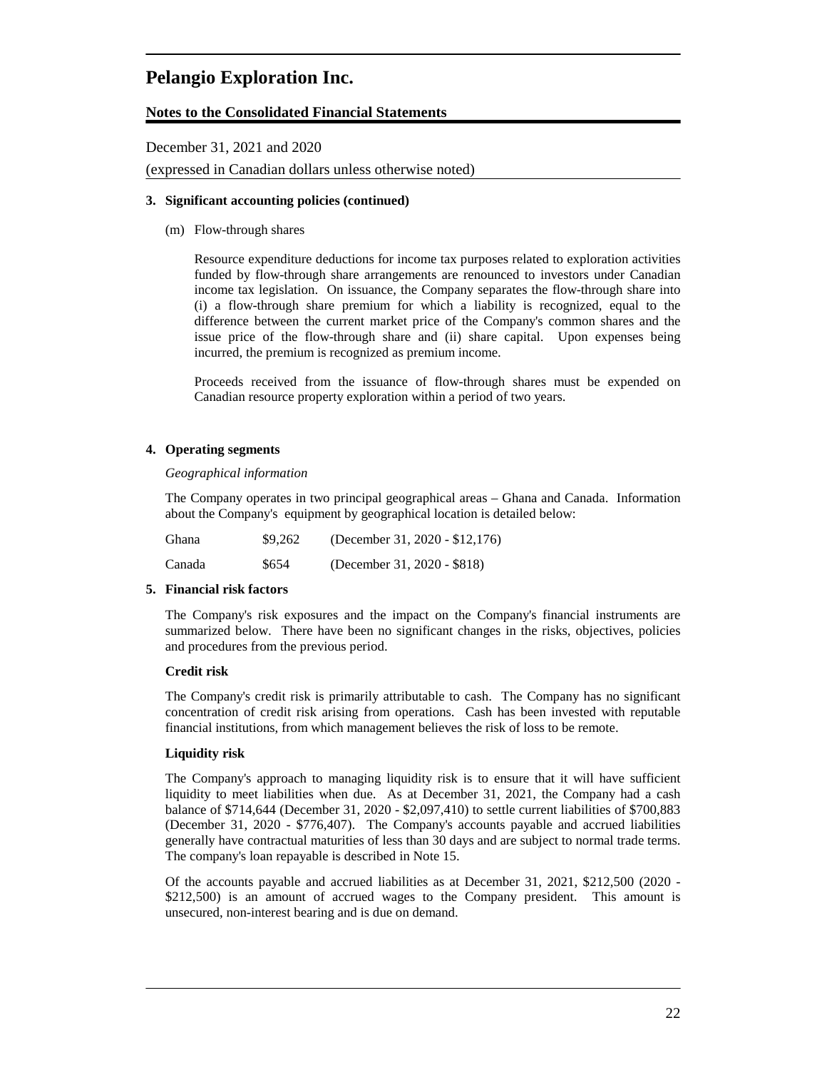# Pelangio Exploration Inc.

**Notes to the Consolidated Financial Statements**

December 31, 2021 and 2020

(expressed in Canadian dollars unless otherwise noted)

**3. Significant accounting policies (continued)**

(m) Flow-through shares

Resource expenditure deductions for income tax purposes related to exploration activities funded by flow-through share arrangements are renounced to investors under Canadian income tax legislation. On issuance, the Company separates the flow-through share into (i) a flow-through share premium for which a liability is recognized, equal to the difference between the current market price of the Company's common shares and the issue price of the flow-through share and (ii) share capital. Upon expenses being incurred, the premium is recognized as premium income.

Proceeds received from the issuance of flow-through shares must be expended on Canadian resource property exploration within a period of two years.

**4. Operating segments**

*Geographical information*

The Company operates in two principal geographical areas – Ghana and Canada. Information about the Company's equipment by geographical location is detailed below:

| | | |
|---|---|---|
| Ghana | $9,262 | (December 31, 2020 - $12,176) |
| Canada | $654 | (December 31, 2020 - $818) |

**5. Financial risk factors**

The Company's risk exposures and the impact on the Company's financial instruments are summarized below. There have been no significant changes in the risks, objectives, policies and procedures from the previous period.

**Credit risk**

The Company's credit risk is primarily attributable to cash. The Company has no significant concentration of credit risk arising from operations. Cash has been invested with reputable financial institutions, from which management believes the risk of loss to be remote.

**Liquidity risk**

The Company's approach to managing liquidity risk is to ensure that it will have sufficient liquidity to meet liabilities when due. As at December 31, 2021, the Company had a cash balance of $714,644 (December 31, 2020 - $2,097,410) to settle current liabilities of $700,883 (December 31, 2020 - $776,407). The Company's accounts payable and accrued liabilities generally have contractual maturities of less than 30 days and are subject to normal trade terms. The company's loan repayable is described in Note 15.

Of the accounts payable and accrued liabilities as at December 31, 2021, $212,500 (2020 - $212,500) is an amount of accrued wages to the Company president. This amount is unsecured, non-interest bearing and is due on demand.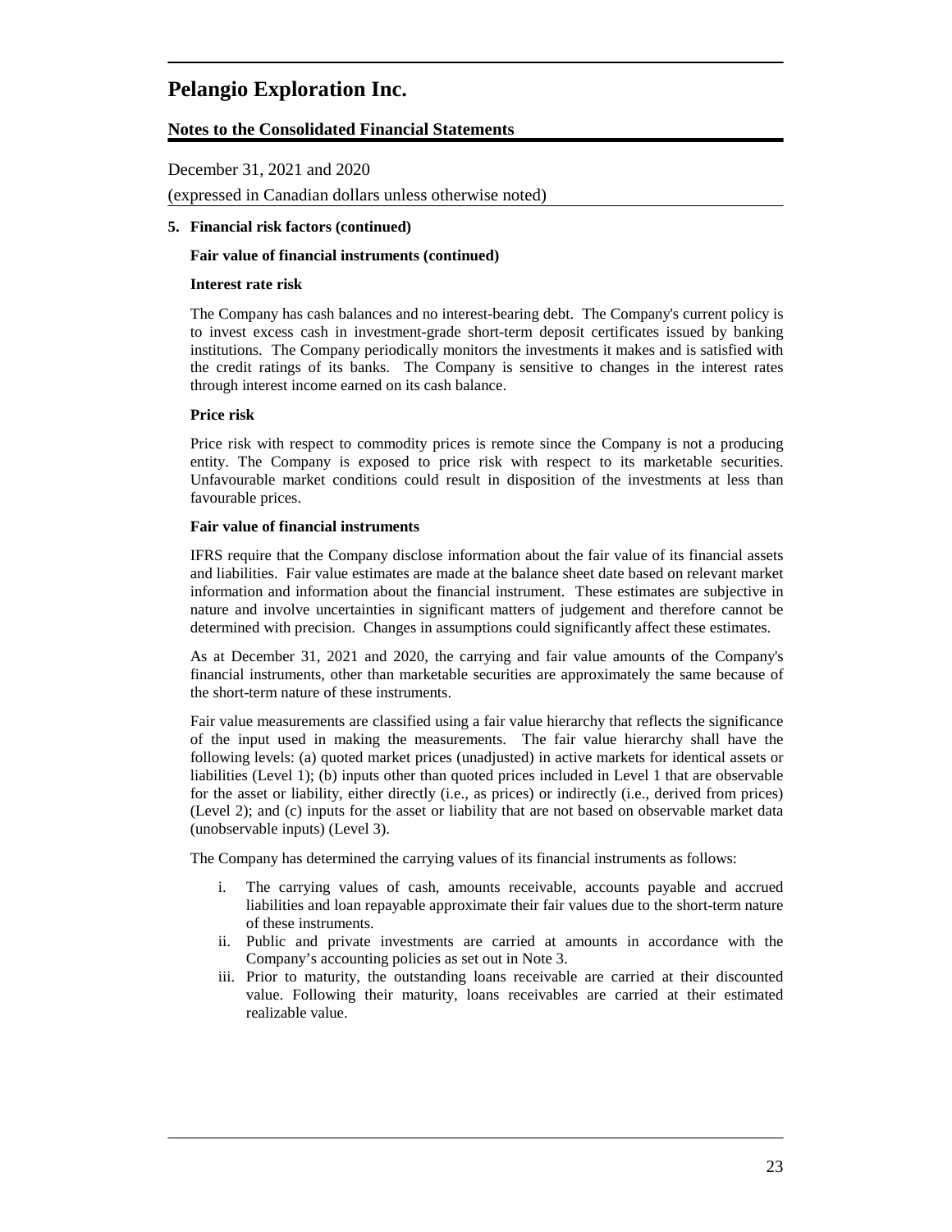# Pelangio Exploration Inc.

**Notes to the Consolidated Financial Statements**

December 31, 2021 and 2020

(expressed in Canadian dollars unless otherwise noted)

**5. Financial risk factors (continued)**

**Fair value of financial instruments (continued)**

**Interest rate risk**

The Company has cash balances and no interest-bearing debt. The Company's current policy is to invest excess cash in investment-grade short-term deposit certificates issued by banking institutions. The Company periodically monitors the investments it makes and is satisfied with the credit ratings of its banks. The Company is sensitive to changes in the interest rates through interest income earned on its cash balance.

**Price risk**

Price risk with respect to commodity prices is remote since the Company is not a producing entity. The Company is exposed to price risk with respect to its marketable securities. Unfavourable market conditions could result in disposition of the investments at less than favourable prices.

**Fair value of financial instruments**

IFRS require that the Company disclose information about the fair value of its financial assets and liabilities. Fair value estimates are made at the balance sheet date based on relevant market information and information about the financial instrument. These estimates are subjective in nature and involve uncertainties in significant matters of judgement and therefore cannot be determined with precision. Changes in assumptions could significantly affect these estimates.

As at December 31, 2021 and 2020, the carrying and fair value amounts of the Company's financial instruments, other than marketable securities are approximately the same because of the short-term nature of these instruments.

Fair value measurements are classified using a fair value hierarchy that reflects the significance of the input used in making the measurements. The fair value hierarchy shall have the following levels: (a) quoted market prices (unadjusted) in active markets for identical assets or liabilities (Level 1); (b) inputs other than quoted prices included in Level 1 that are observable for the asset or liability, either directly (i.e., as prices) or indirectly (i.e., derived from prices) (Level 2); and (c) inputs for the asset or liability that are not based on observable market data (unobservable inputs) (Level 3).

The Company has determined the carrying values of its financial instruments as follows:

i. The carrying values of cash, amounts receivable, accounts payable and accrued liabilities and loan repayable approximate their fair values due to the short-term nature of these instruments.
ii. Public and private investments are carried at amounts in accordance with the Company's accounting policies as set out in Note 3.
iii. Prior to maturity, the outstanding loans receivable are carried at their discounted value. Following their maturity, loans receivables are carried at their estimated realizable value.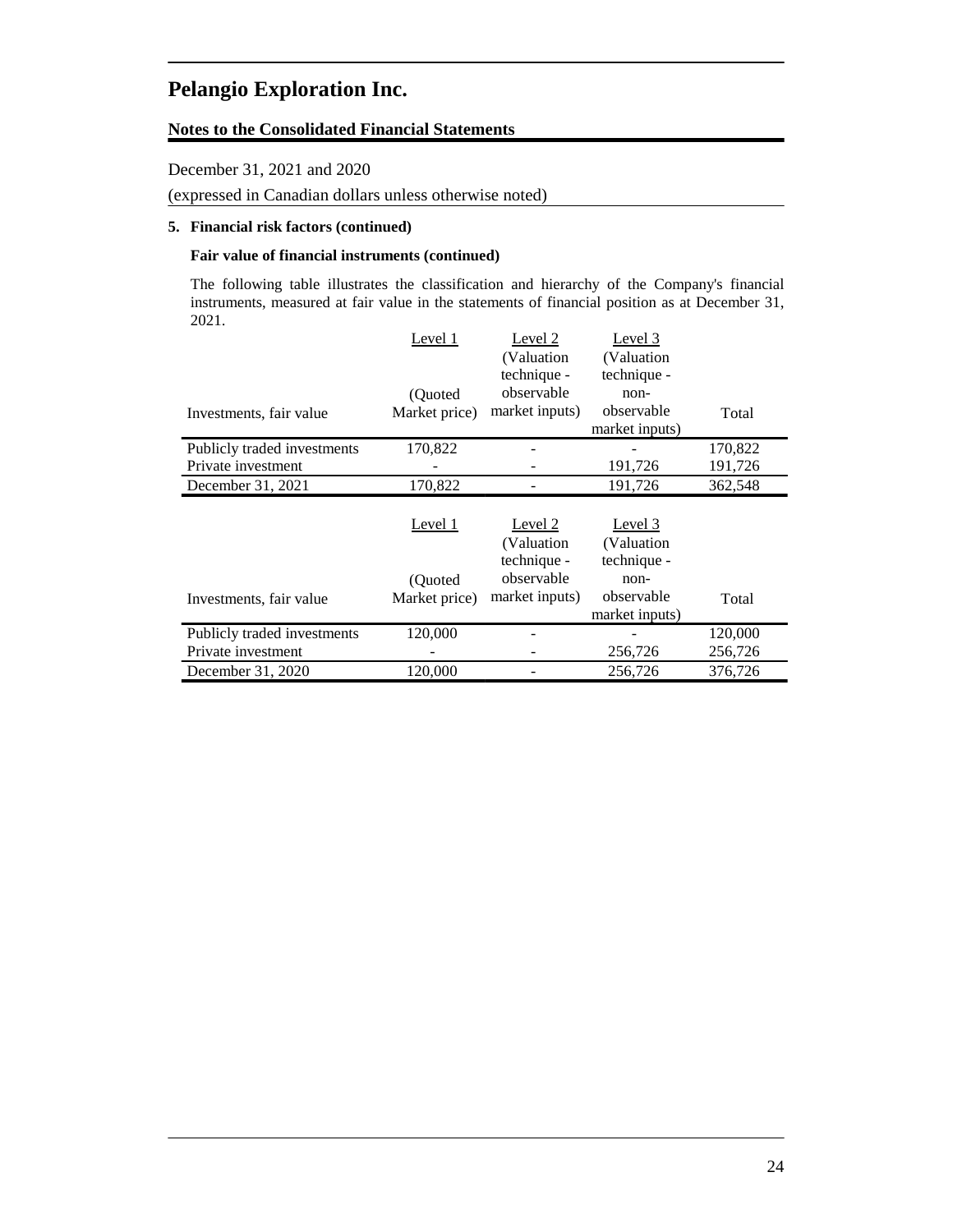# Pelangio Exploration Inc.

**Notes to the Consolidated Financial Statements**

December 31, 2021 and 2020

(expressed in Canadian dollars unless otherwise noted)

**5. Financial risk factors (continued)**

**Fair value of financial instruments (continued)**

The following table illustrates the classification and hierarchy of the Company's financial instruments, measured at fair value in the statements of financial position as at December 31, 2021.

| Investments, fair value | Level 1 (Quoted Market price) | Level 2 (Valuation technique - observable market inputs) | Level 3 (Valuation technique - non-observable market inputs) | Total |
|---|---|---|---|---|
| Publicly traded investments | 170,822 | - | - | 170,822 |
| Private investment | - | - | 191,726 | 191,726 |
| December 31, 2021 | 170,822 | - | 191,726 | 362,548 |

| Investments, fair value | Level 1 (Quoted Market price) | Level 2 (Valuation technique - observable market inputs) | Level 3 (Valuation technique - non-observable market inputs) | Total |
|---|---|---|---|---|
| Publicly traded investments | 120,000 | - | - | 120,000 |
| Private investment | - | - | 256,726 | 256,726 |
| December 31, 2020 | 120,000 | - | 256,726 | 376,726 |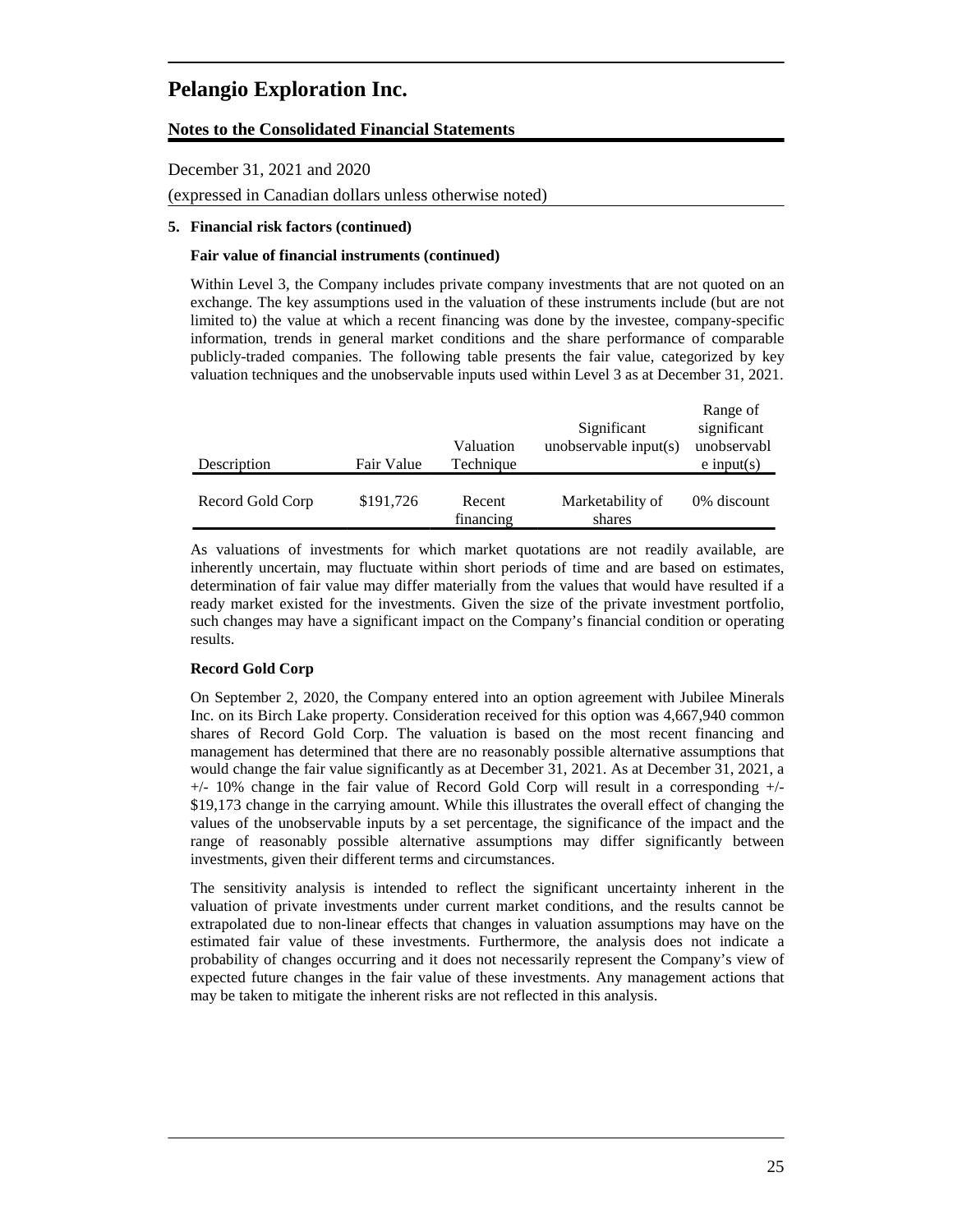# Pelangio Exploration Inc.

**Notes to the Consolidated Financial Statements**

December 31, 2021 and 2020

(expressed in Canadian dollars unless otherwise noted)

**5. Financial risk factors (continued)**

**Fair value of financial instruments (continued)**

Within Level 3, the Company includes private company investments that are not quoted on an exchange. The key assumptions used in the valuation of these instruments include (but are not limited to) the value at which a recent financing was done by the investee, company-specific information, trends in general market conditions and the share performance of comparable publicly-traded companies. The following table presents the fair value, categorized by key valuation techniques and the unobservable inputs used within Level 3 as at December 31, 2021.

| Description | Fair Value | Valuation Technique | Significant unobservable input(s) | Range of significant unobservable input(s) |
|---|---|---|---|---|
| Record Gold Corp | $191,726 | Recent financing | Marketability of shares | 0% discount |

As valuations of investments for which market quotations are not readily available, are inherently uncertain, may fluctuate within short periods of time and are based on estimates, determination of fair value may differ materially from the values that would have resulted if a ready market existed for the investments. Given the size of the private investment portfolio, such changes may have a significant impact on the Company's financial condition or operating results.

**Record Gold Corp**

On September 2, 2020, the Company entered into an option agreement with Jubilee Minerals Inc. on its Birch Lake property. Consideration received for this option was 4,667,940 common shares of Record Gold Corp. The valuation is based on the most recent financing and management has determined that there are no reasonably possible alternative assumptions that would change the fair value significantly as at December 31, 2021. As at December 31, 2021, a +/- 10% change in the fair value of Record Gold Corp will result in a corresponding +/- $19,173 change in the carrying amount. While this illustrates the overall effect of changing the values of the unobservable inputs by a set percentage, the significance of the impact and the range of reasonably possible alternative assumptions may differ significantly between investments, given their different terms and circumstances.

The sensitivity analysis is intended to reflect the significant uncertainty inherent in the valuation of private investments under current market conditions, and the results cannot be extrapolated due to non-linear effects that changes in valuation assumptions may have on the estimated fair value of these investments. Furthermore, the analysis does not indicate a probability of changes occurring and it does not necessarily represent the Company's view of expected future changes in the fair value of these investments. Any management actions that may be taken to mitigate the inherent risks are not reflected in this analysis.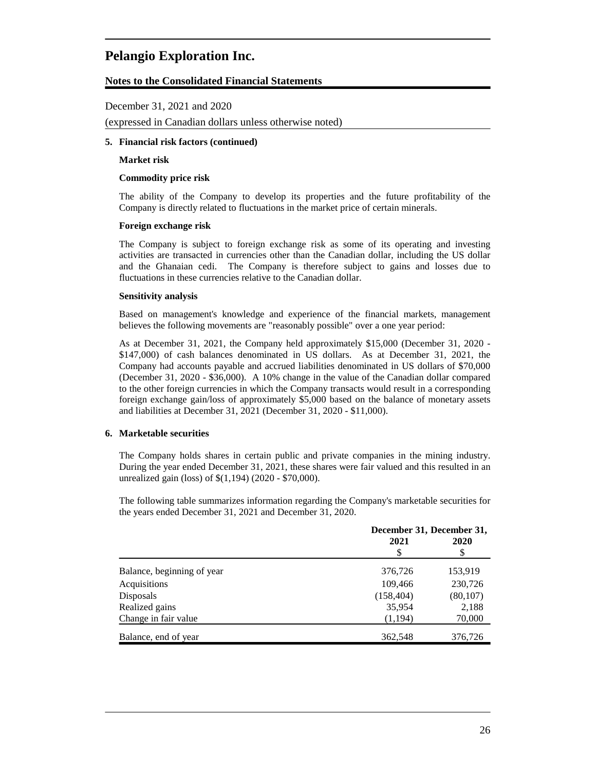# Pelangio Exploration Inc.

**Notes to the Consolidated Financial Statements**

December 31, 2021 and 2020

(expressed in Canadian dollars unless otherwise noted)

**5. Financial risk factors (continued)**

**Market risk**

**Commodity price risk**

The ability of the Company to develop its properties and the future profitability of the Company is directly related to fluctuations in the market price of certain minerals.

**Foreign exchange risk**

The Company is subject to foreign exchange risk as some of its operating and investing activities are transacted in currencies other than the Canadian dollar, including the US dollar and the Ghanaian cedi. The Company is therefore subject to gains and losses due to fluctuations in these currencies relative to the Canadian dollar.

**Sensitivity analysis**

Based on management's knowledge and experience of the financial markets, management believes the following movements are "reasonably possible" over a one year period:

As at December 31, 2021, the Company held approximately \$15,000 (December 31, 2020 - \$147,000) of cash balances denominated in US dollars. As at December 31, 2021, the Company had accounts payable and accrued liabilities denominated in US dollars of \$70,000 (December 31, 2020 - \$36,000). A 10% change in the value of the Canadian dollar compared to the other foreign currencies in which the Company transacts would result in a corresponding foreign exchange gain/loss of approximately \$5,000 based on the balance of monetary assets and liabilities at December 31, 2021 (December 31, 2020 - \$11,000).

**6. Marketable securities**

The Company holds shares in certain public and private companies in the mining industry. During the year ended December 31, 2021, these shares were fair valued and this resulted in an unrealized gain (loss) of \$(1,194) (2020 - \$70,000).

The following table summarizes information regarding the Company's marketable securities for the years ended December 31, 2021 and December 31, 2020.

| | December 31, 2021 \$ | December 31, 2020 \$ |
|---|---|---|
| Balance, beginning of year | 376,726 | 153,919 |
| Acquisitions | 109,466 | 230,726 |
| Disposals | (158,404) | (80,107) |
| Realized gains | 35,954 | 2,188 |
| Change in fair value | (1,194) | 70,000 |
| Balance, end of year | 362,548 | 376,726 |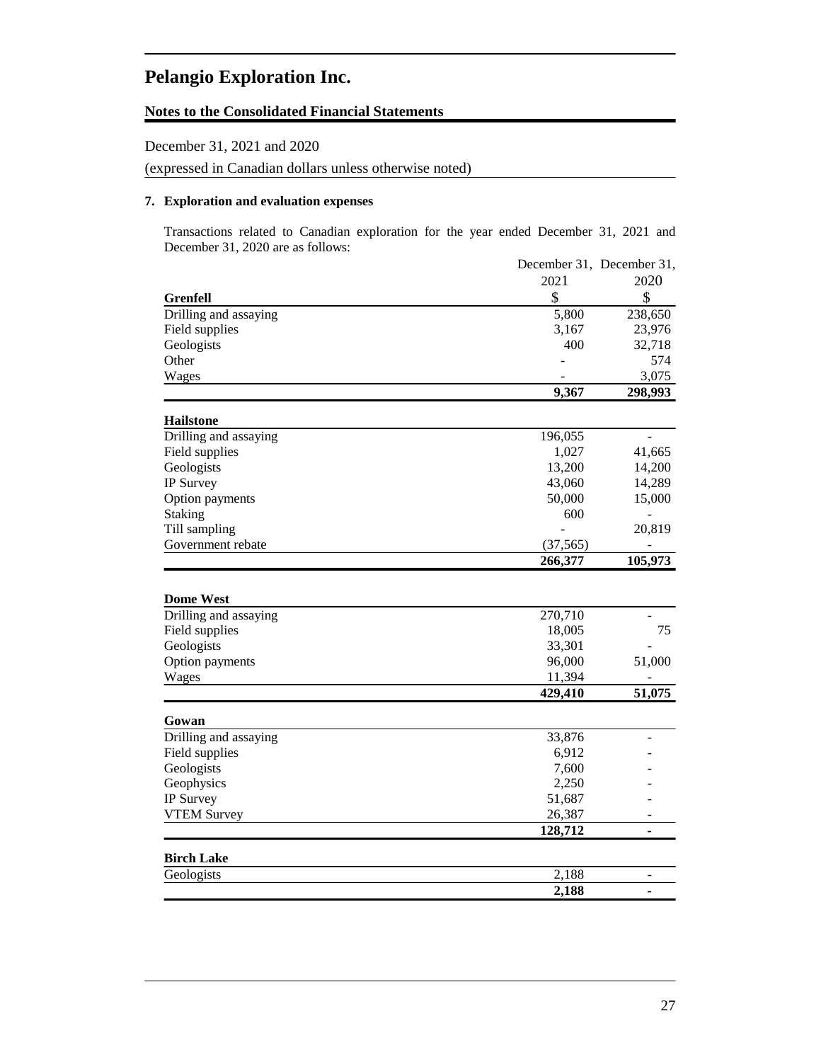# Pelangio Exploration Inc.

## Notes to the Consolidated Financial Statements

December 31, 2021 and 2020

(expressed in Canadian dollars unless otherwise noted)

### 7. Exploration and evaluation expenses

Transactions related to Canadian exploration for the year ended December 31, 2021 and December 31, 2020 are as follows:

| | December 31, 2021 | December 31, 2020 |
|---|---|---|
| **Grenfell** | $ | $ |
| Drilling and assaying | 5,800 | 238,650 |
| Field supplies | 3,167 | 23,976 |
| Geologists | 400 | 32,718 |
| Other | - | 574 |
| Wages | - | 3,075 |
| | **9,367** | **298,993** |
| **Hailstone** | | |
| Drilling and assaying | 196,055 | - |
| Field supplies | 1,027 | 41,665 |
| Geologists | 13,200 | 14,200 |
| IP Survey | 43,060 | 14,289 |
| Option payments | 50,000 | 15,000 |
| Staking | 600 | - |
| Till sampling | - | 20,819 |
| Government rebate | (37,565) | - |
| | **266,377** | **105,973** |
| **Dome West** | | |
| Drilling and assaying | 270,710 | - |
| Field supplies | 18,005 | 75 |
| Geologists | 33,301 | - |
| Option payments | 96,000 | 51,000 |
| Wages | 11,394 | - |
| | **429,410** | **51,075** |
| **Gowan** | | |
| Drilling and assaying | 33,876 | - |
| Field supplies | 6,912 | - |
| Geologists | 7,600 | - |
| Geophysics | 2,250 | - |
| IP Survey | 51,687 | - |
| VTEM Survey | 26,387 | - |
| | **128,712** | **-** |
| **Birch Lake** | | |
| Geologists | 2,188 | - |
| | **2,188** | **-** |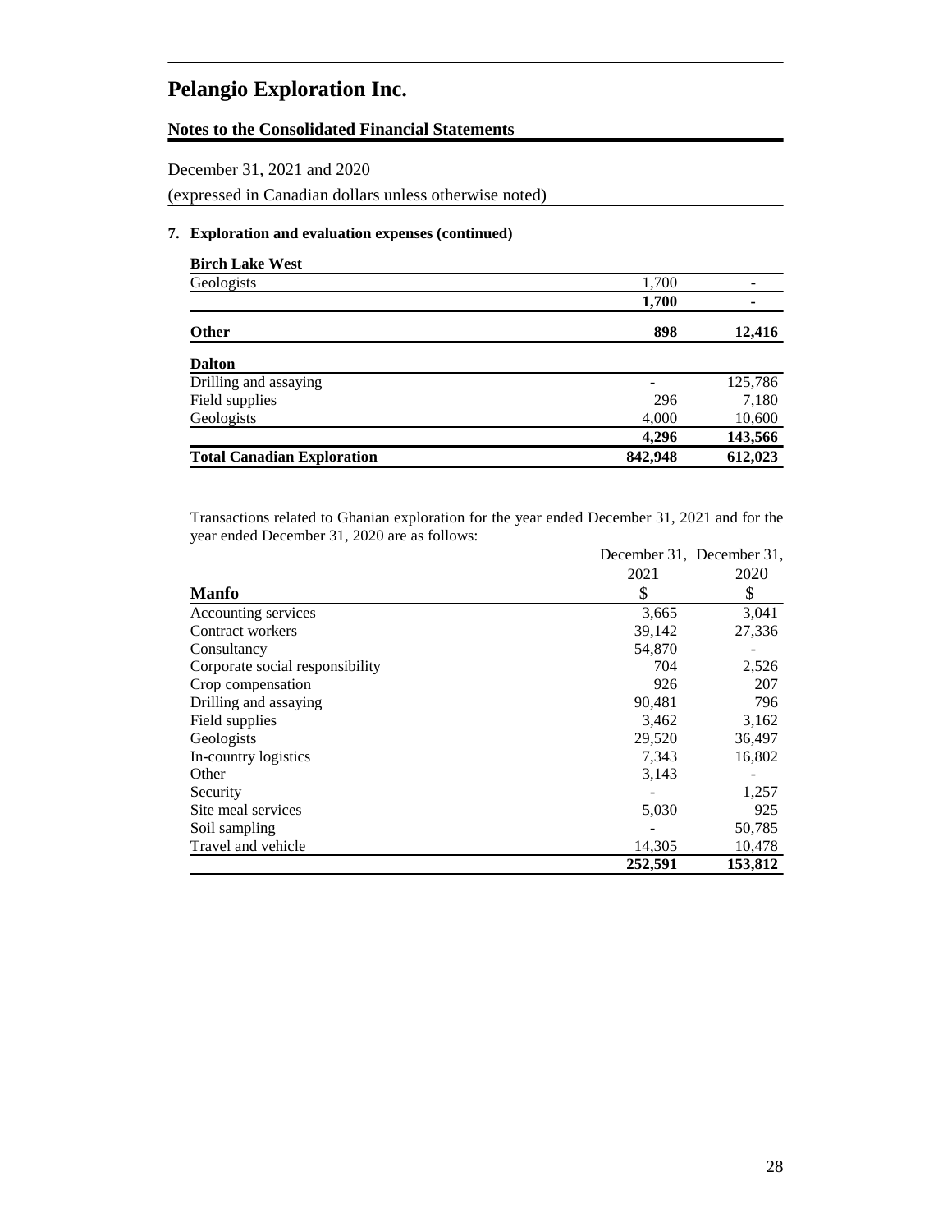# Pelangio Exploration Inc.

**Notes to the Consolidated Financial Statements**

December 31, 2021 and 2020

(expressed in Canadian dollars unless otherwise noted)

## 7. Exploration and evaluation expenses (continued)

| | | |
|---|---|---|
| **Birch Lake West** | | |
| Geologists | 1,700 | - |
| | **1,700** | **-** |
| **Other** | **898** | **12,416** |
| **Dalton** | | |
| Drilling and assaying | - | 125,786 |
| Field supplies | 296 | 7,180 |
| Geologists | 4,000 | 10,600 |
| | **4,296** | **143,566** |
| **Total Canadian Exploration** | **842,948** | **612,023** |

Transactions related to Ghanian exploration for the year ended December 31, 2021 and for the year ended December 31, 2020 are as follows:

| | December 31, 2021 | December 31, 2020 |
|---|---|---|
| **Manfo** | $ | $ |
| Accounting services | 3,665 | 3,041 |
| Contract workers | 39,142 | 27,336 |
| Consultancy | 54,870 | - |
| Corporate social responsibility | 704 | 2,526 |
| Crop compensation | 926 | 207 |
| Drilling and assaying | 90,481 | 796 |
| Field supplies | 3,462 | 3,162 |
| Geologists | 29,520 | 36,497 |
| In-country logistics | 7,343 | 16,802 |
| Other | 3,143 | - |
| Security | - | 1,257 |
| Site meal services | 5,030 | 925 |
| Soil sampling | - | 50,785 |
| Travel and vehicle | 14,305 | 10,478 |
| | **252,591** | **153,812** |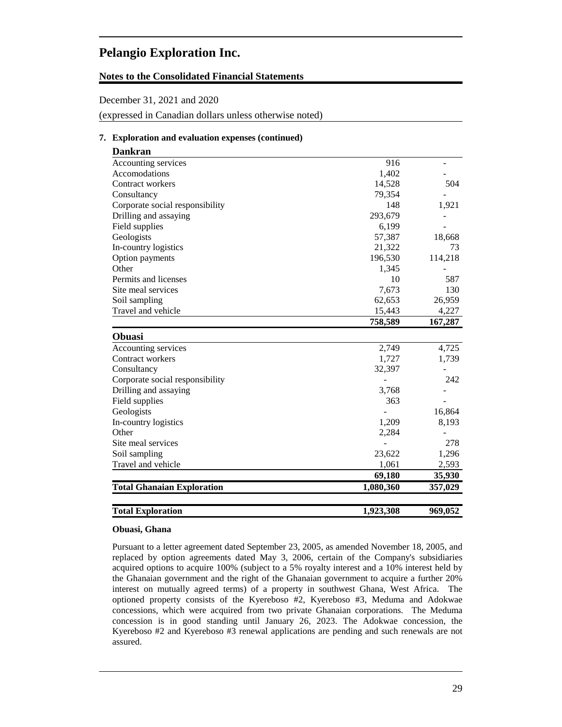# Pelangio Exploration Inc.

**Notes to the Consolidated Financial Statements**

December 31, 2021 and 2020

(expressed in Canadian dollars unless otherwise noted)

**7. Exploration and evaluation expenses (continued)**

| **Dankran** | | |
|---|---|---|
| Accounting services | 916 | - |
| Accomodations | 1,402 | - |
| Contract workers | 14,528 | 504 |
| Consultancy | 79,354 | - |
| Corporate social responsibility | 148 | 1,921 |
| Drilling and assaying | 293,679 | - |
| Field supplies | 6,199 | - |
| Geologists | 57,387 | 18,668 |
| In-country logistics | 21,322 | 73 |
| Option payments | 196,530 | 114,218 |
| Other | 1,345 | - |
| Permits and licenses | 10 | 587 |
| Site meal services | 7,673 | 130 |
| Soil sampling | 62,653 | 26,959 |
| Travel and vehicle | 15,443 | 4,227 |
| | **758,589** | **167,287** |
| **Obuasi** | | |
| Accounting services | 2,749 | 4,725 |
| Contract workers | 1,727 | 1,739 |
| Consultancy | 32,397 | - |
| Corporate social responsibility | - | 242 |
| Drilling and assaying | 3,768 | - |
| Field supplies | 363 | - |
| Geologists | - | 16,864 |
| In-country logistics | 1,209 | 8,193 |
| Other | 2,284 | - |
| Site meal services | - | 278 |
| Soil sampling | 23,622 | 1,296 |
| Travel and vehicle | 1,061 | 2,593 |
| | **69,180** | **35,930** |
| **Total Ghanaian Exploration** | **1,080,360** | **357,029** |
| | | |
| **Total Exploration** | **1,923,308** | **969,052** |

**Obuasi, Ghana**

Pursuant to a letter agreement dated September 23, 2005, as amended November 18, 2005, and replaced by option agreements dated May 3, 2006, certain of the Company's subsidiaries acquired options to acquire 100% (subject to a 5% royalty interest and a 10% interest held by the Ghanaian government and the right of the Ghanaian government to acquire a further 20% interest on mutually agreed terms) of a property in southwest Ghana, West Africa. The optioned property consists of the Kyereboso #2, Kyereboso #3, Meduma and Adokwae concessions, which were acquired from two private Ghanaian corporations. The Meduma concession is in good standing until January 26, 2023. The Adokwae concession, the Kyereboso #2 and Kyereboso #3 renewal applications are pending and such renewals are not assured.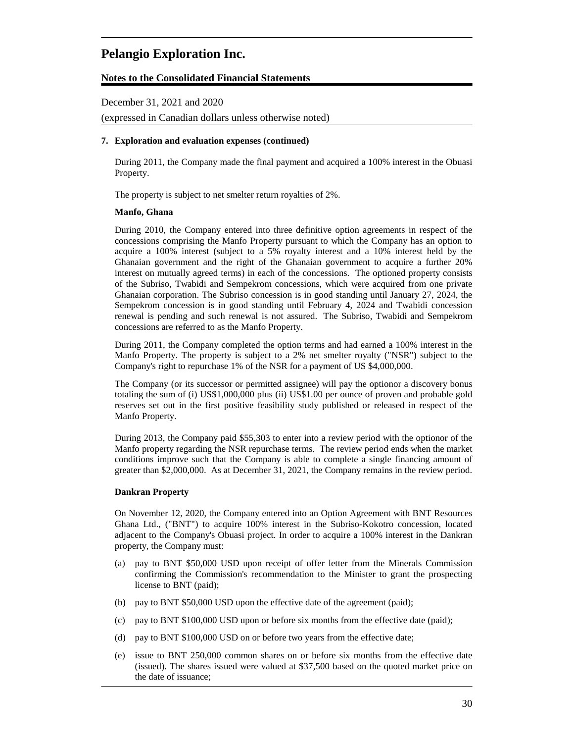# Pelangio Exploration Inc.

**Notes to the Consolidated Financial Statements**

December 31, 2021 and 2020

(expressed in Canadian dollars unless otherwise noted)

**7. Exploration and evaluation expenses (continued)**

During 2011, the Company made the final payment and acquired a 100% interest in the Obuasi Property.

The property is subject to net smelter return royalties of 2%.

**Manfo, Ghana**

During 2010, the Company entered into three definitive option agreements in respect of the concessions comprising the Manfo Property pursuant to which the Company has an option to acquire a 100% interest (subject to a 5% royalty interest and a 10% interest held by the Ghanaian government and the right of the Ghanaian government to acquire a further 20% interest on mutually agreed terms) in each of the concessions. The optioned property consists of the Subriso, Twabidi and Sempekrom concessions, which were acquired from one private Ghanaian corporation. The Subriso concession is in good standing until January 27, 2024, the Sempekrom concession is in good standing until February 4, 2024 and Twabidi concession renewal is pending and such renewal is not assured. The Subriso, Twabidi and Sempekrom concessions are referred to as the Manfo Property.

During 2011, the Company completed the option terms and had earned a 100% interest in the Manfo Property. The property is subject to a 2% net smelter royalty ("NSR") subject to the Company's right to repurchase 1% of the NSR for a payment of US $4,000,000.

The Company (or its successor or permitted assignee) will pay the optionor a discovery bonus totaling the sum of (i) US$1,000,000 plus (ii) US$1.00 per ounce of proven and probable gold reserves set out in the first positive feasibility study published or released in respect of the Manfo Property.

During 2013, the Company paid $55,303 to enter into a review period with the optionor of the Manfo property regarding the NSR repurchase terms. The review period ends when the market conditions improve such that the Company is able to complete a single financing amount of greater than $2,000,000. As at December 31, 2021, the Company remains in the review period.

**Dankran Property**

On November 12, 2020, the Company entered into an Option Agreement with BNT Resources Ghana Ltd., ("BNT") to acquire 100% interest in the Subriso-Kokotro concession, located adjacent to the Company's Obuasi project. In order to acquire a 100% interest in the Dankran property, the Company must:

(a) pay to BNT $50,000 USD upon receipt of offer letter from the Minerals Commission confirming the Commission's recommendation to the Minister to grant the prospecting license to BNT (paid);

(b) pay to BNT $50,000 USD upon the effective date of the agreement (paid);

(c) pay to BNT $100,000 USD upon or before six months from the effective date (paid);

(d) pay to BNT $100,000 USD on or before two years from the effective date;

(e) issue to BNT 250,000 common shares on or before six months from the effective date (issued). The shares issued were valued at $37,500 based on the quoted market price on the date of issuance;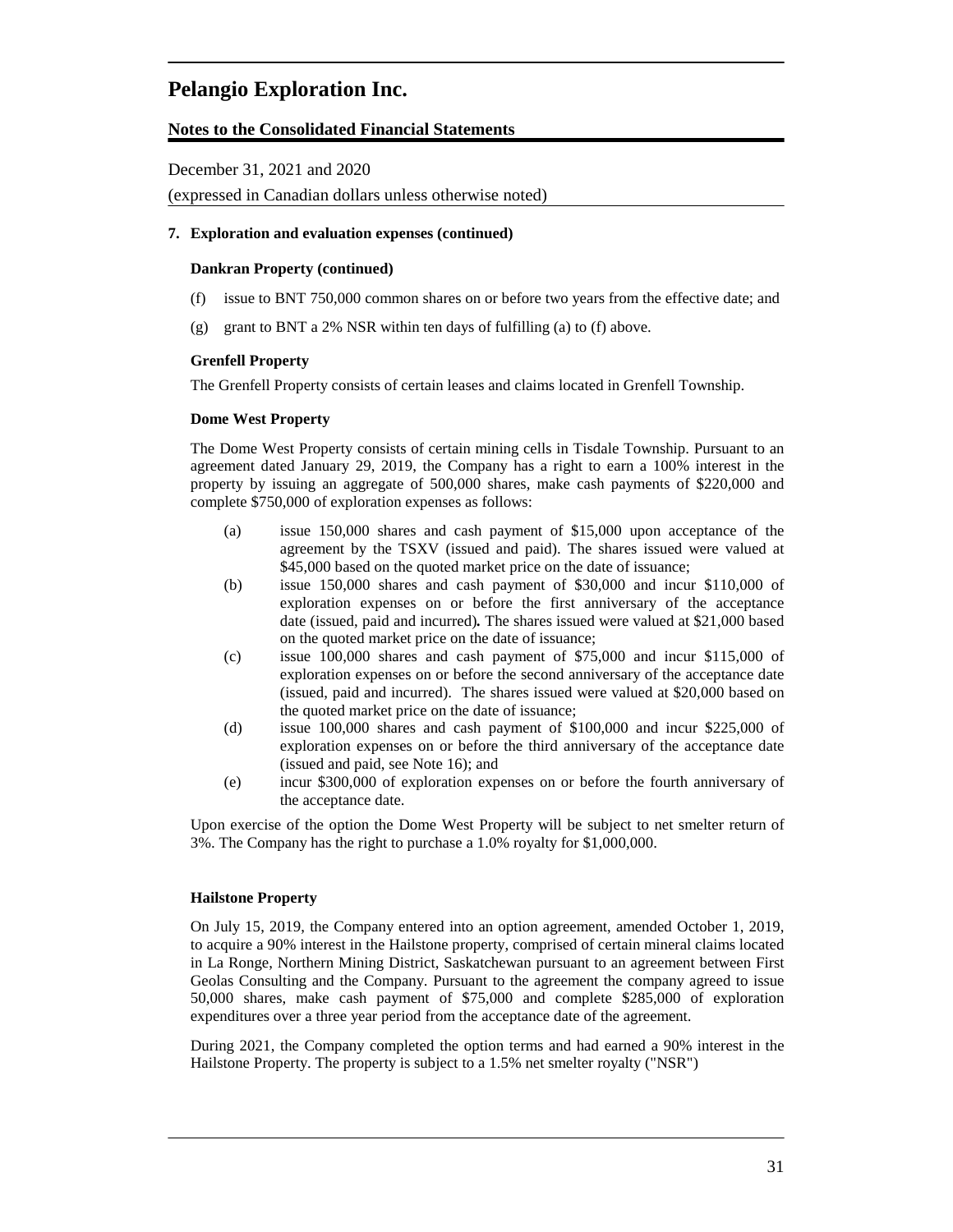## 7. Exploration and evaluation expenses (continued)

### Dankran Property (continued)

(f) issue to BNT 750,000 common shares on or before two years from the effective date; and

(g) grant to BNT a 2% NSR within ten days of fulfilling (a) to (f) above.

### Grenfell Property

The Grenfell Property consists of certain leases and claims located in Grenfell Township.

### Dome West Property

The Dome West Property consists of certain mining cells in Tisdale Township. Pursuant to an agreement dated January 29, 2019, the Company has a right to earn a 100% interest in the property by issuing an aggregate of 500,000 shares, make cash payments of $220,000 and complete $750,000 of exploration expenses as follows:

(a) issue 150,000 shares and cash payment of $15,000 upon acceptance of the agreement by the TSXV (issued and paid). The shares issued were valued at $45,000 based on the quoted market price on the date of issuance;

(b) issue 150,000 shares and cash payment of $30,000 and incur $110,000 of exploration expenses on or before the first anniversary of the acceptance date (issued, paid and incurred)**.** The shares issued were valued at $21,000 based on the quoted market price on the date of issuance;

(c) issue 100,000 shares and cash payment of $75,000 and incur $115,000 of exploration expenses on or before the second anniversary of the acceptance date (issued, paid and incurred). The shares issued were valued at $20,000 based on the quoted market price on the date of issuance;

(d) issue 100,000 shares and cash payment of $100,000 and incur $225,000 of exploration expenses on or before the third anniversary of the acceptance date (issued and paid, see Note 16); and

(e) incur $300,000 of exploration expenses on or before the fourth anniversary of the acceptance date.

Upon exercise of the option the Dome West Property will be subject to net smelter return of 3%. The Company has the right to purchase a 1.0% royalty for $1,000,000.

### Hailstone Property

On July 15, 2019, the Company entered into an option agreement, amended October 1, 2019, to acquire a 90% interest in the Hailstone property, comprised of certain mineral claims located in La Ronge, Northern Mining District, Saskatchewan pursuant to an agreement between First Geolas Consulting and the Company. Pursuant to the agreement the company agreed to issue 50,000 shares, make cash payment of $75,000 and complete $285,000 of exploration expenditures over a three year period from the acceptance date of the agreement.

During 2021, the Company completed the option terms and had earned a 90% interest in the Hailstone Property. The property is subject to a 1.5% net smelter royalty ("NSR")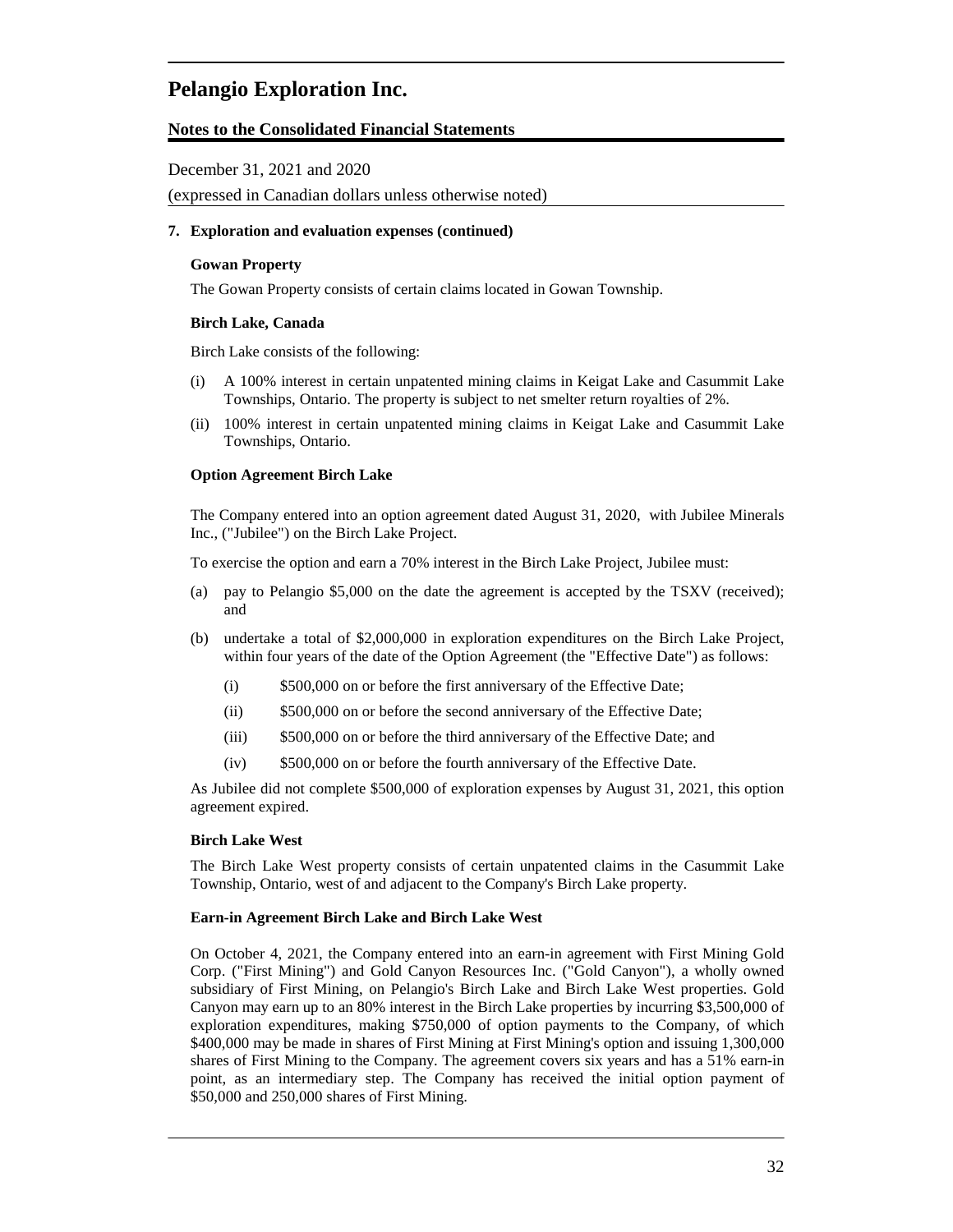## 7. Exploration and evaluation expenses (continued)

### Gowan Property

The Gowan Property consists of certain claims located in Gowan Township.

### Birch Lake, Canada

Birch Lake consists of the following:

(i) A 100% interest in certain unpatented mining claims in Keigat Lake and Casummit Lake Townships, Ontario. The property is subject to net smelter return royalties of 2%.

(ii) 100% interest in certain unpatented mining claims in Keigat Lake and Casummit Lake Townships, Ontario.

### Option Agreement Birch Lake

The Company entered into an option agreement dated August 31, 2020, with Jubilee Minerals Inc., ("Jubilee") on the Birch Lake Project.

To exercise the option and earn a 70% interest in the Birch Lake Project, Jubilee must:

(a) pay to Pelangio $5,000 on the date the agreement is accepted by the TSXV (received); and

(b) undertake a total of $2,000,000 in exploration expenditures on the Birch Lake Project, within four years of the date of the Option Agreement (the "Effective Date") as follows:

   (i) $500,000 on or before the first anniversary of the Effective Date;

   (ii) $500,000 on or before the second anniversary of the Effective Date;

   (iii) $500,000 on or before the third anniversary of the Effective Date; and

   (iv) $500,000 on or before the fourth anniversary of the Effective Date.

As Jubilee did not complete $500,000 of exploration expenses by August 31, 2021, this option agreement expired.

### Birch Lake West

The Birch Lake West property consists of certain unpatented claims in the Casummit Lake Township, Ontario, west of and adjacent to the Company's Birch Lake property.

### Earn-in Agreement Birch Lake and Birch Lake West

On October 4, 2021, the Company entered into an earn-in agreement with First Mining Gold Corp. ("First Mining") and Gold Canyon Resources Inc. ("Gold Canyon"), a wholly owned subsidiary of First Mining, on Pelangio's Birch Lake and Birch Lake West properties. Gold Canyon may earn up to an 80% interest in the Birch Lake properties by incurring $3,500,000 of exploration expenditures, making $750,000 of option payments to the Company, of which $400,000 may be made in shares of First Mining at First Mining's option and issuing 1,300,000 shares of First Mining to the Company. The agreement covers six years and has a 51% earn-in point, as an intermediary step. The Company has received the initial option payment of $50,000 and 250,000 shares of First Mining.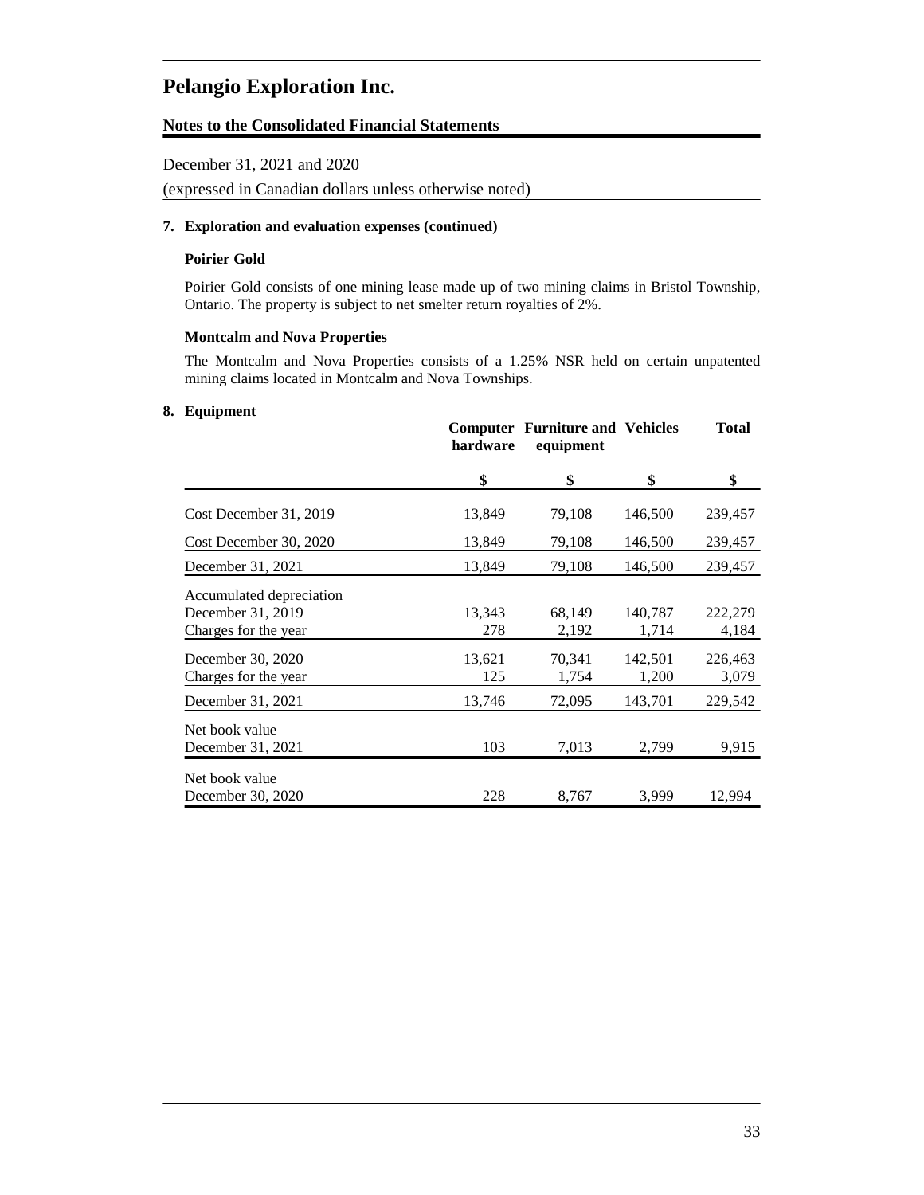# Pelangio Exploration Inc.

**Notes to the Consolidated Financial Statements**

December 31, 2021 and 2020

(expressed in Canadian dollars unless otherwise noted)

**7. Exploration and evaluation expenses (continued)**

**Poirier Gold**

Poirier Gold consists of one mining lease made up of two mining claims in Bristol Township, Ontario. The property is subject to net smelter return royalties of 2%.

**Montcalm and Nova Properties**

The Montcalm and Nova Properties consists of a 1.25% NSR held on certain unpatented mining claims located in Montcalm and Nova Townships.

**8. Equipment**

| | Computer hardware | Furniture and equipment | Vehicles | Total |
|---|---|---|---|---|
| | $ | $ | $ | $ |
| Cost December 31, 2019 | 13,849 | 79,108 | 146,500 | 239,457 |
| Cost December 30, 2020 | 13,849 | 79,108 | 146,500 | 239,457 |
| December 31, 2021 | 13,849 | 79,108 | 146,500 | 239,457 |
| Accumulated depreciation | | | | |
| December 31, 2019 | 13,343 | 68,149 | 140,787 | 222,279 |
| Charges for the year | 278 | 2,192 | 1,714 | 4,184 |
| December 30, 2020 | 13,621 | 70,341 | 142,501 | 226,463 |
| Charges for the year | 125 | 1,754 | 1,200 | 3,079 |
| December 31, 2021 | 13,746 | 72,095 | 143,701 | 229,542 |
| Net book value December 31, 2021 | 103 | 7,013 | 2,799 | 9,915 |
| Net book value December 30, 2020 | 228 | 8,767 | 3,999 | 12,994 |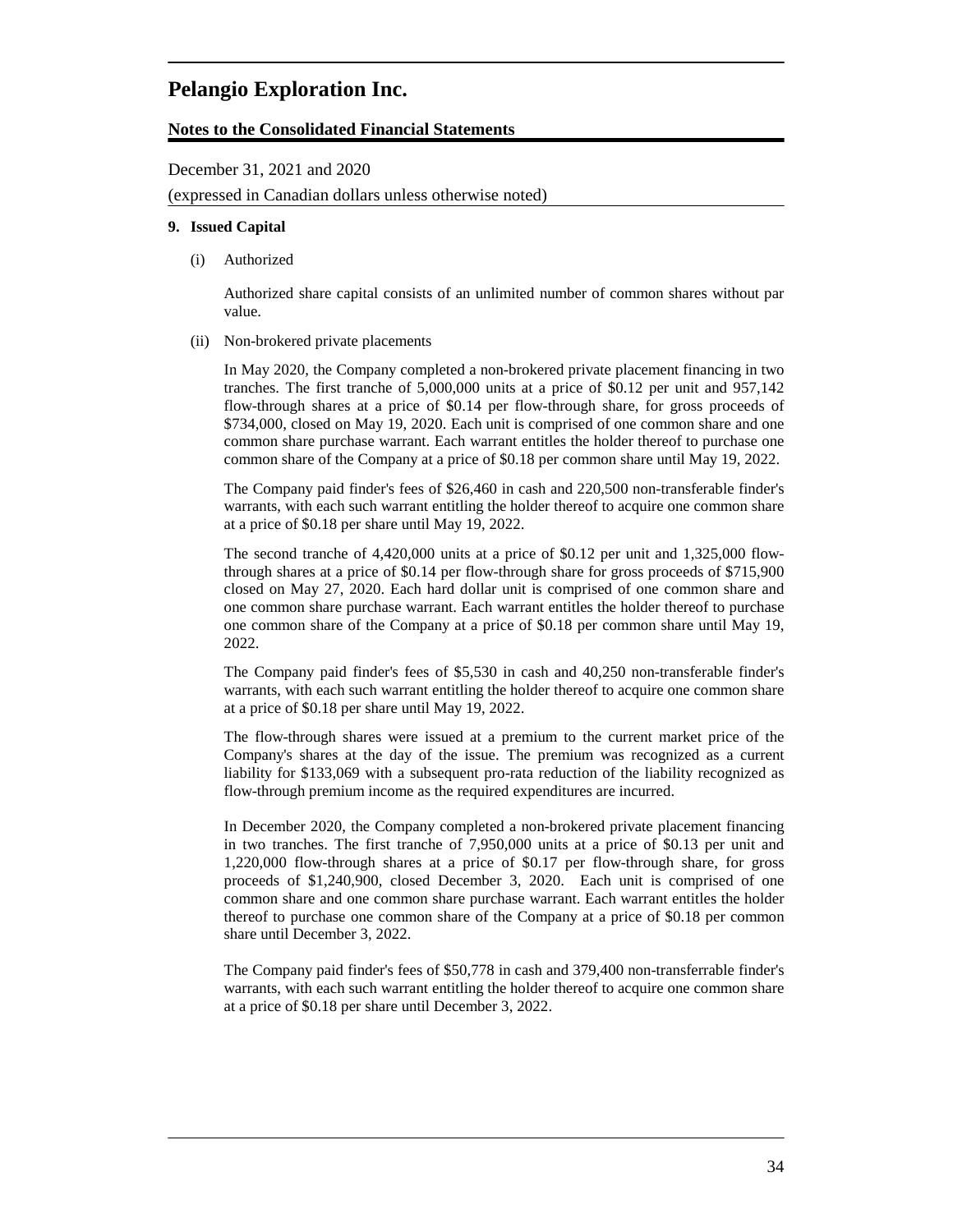# Pelangio Exploration Inc.

**Notes to the Consolidated Financial Statements**

December 31, 2021 and 2020

(expressed in Canadian dollars unless otherwise noted)

**9. Issued Capital**

(i) Authorized

Authorized share capital consists of an unlimited number of common shares without par value.

(ii) Non-brokered private placements

In May 2020, the Company completed a non-brokered private placement financing in two tranches. The first tranche of 5,000,000 units at a price of $0.12 per unit and 957,142 flow-through shares at a price of $0.14 per flow-through share, for gross proceeds of $734,000, closed on May 19, 2020. Each unit is comprised of one common share and one common share purchase warrant. Each warrant entitles the holder thereof to purchase one common share of the Company at a price of $0.18 per common share until May 19, 2022.

The Company paid finder's fees of $26,460 in cash and 220,500 non-transferable finder's warrants, with each such warrant entitling the holder thereof to acquire one common share at a price of $0.18 per share until May 19, 2022.

The second tranche of 4,420,000 units at a price of $0.12 per unit and 1,325,000 flow-through shares at a price of $0.14 per flow-through share for gross proceeds of $715,900 closed on May 27, 2020. Each hard dollar unit is comprised of one common share and one common share purchase warrant. Each warrant entitles the holder thereof to purchase one common share of the Company at a price of $0.18 per common share until May 19, 2022.

The Company paid finder's fees of $5,530 in cash and 40,250 non-transferable finder's warrants, with each such warrant entitling the holder thereof to acquire one common share at a price of $0.18 per share until May 19, 2022.

The flow-through shares were issued at a premium to the current market price of the Company's shares at the day of the issue. The premium was recognized as a current liability for $133,069 with a subsequent pro-rata reduction of the liability recognized as flow-through premium income as the required expenditures are incurred.

In December 2020, the Company completed a non-brokered private placement financing in two tranches. The first tranche of 7,950,000 units at a price of $0.13 per unit and 1,220,000 flow-through shares at a price of $0.17 per flow-through share, for gross proceeds of $1,240,900, closed December 3, 2020. Each unit is comprised of one common share and one common share purchase warrant. Each warrant entitles the holder thereof to purchase one common share of the Company at a price of $0.18 per common share until December 3, 2022.

The Company paid finder's fees of $50,778 in cash and 379,400 non-transferrable finder's warrants, with each such warrant entitling the holder thereof to acquire one common share at a price of $0.18 per share until December 3, 2022.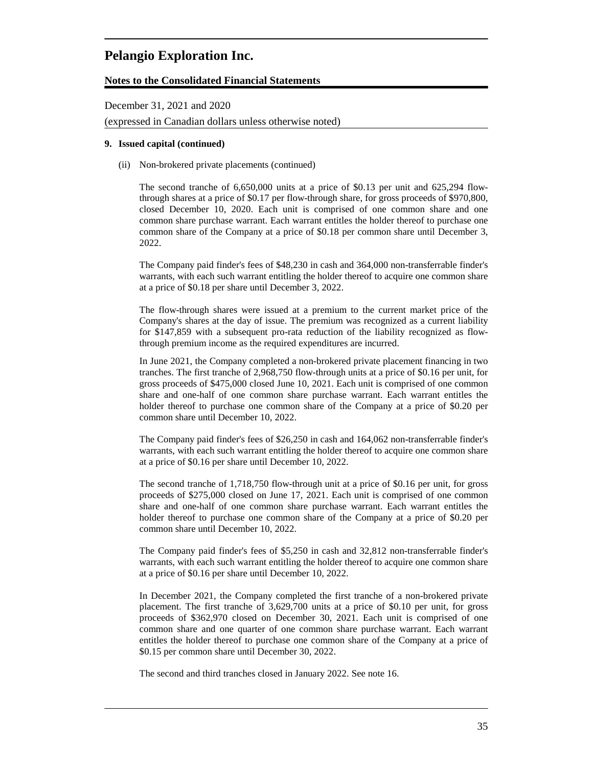# Pelangio Exploration Inc.

**Notes to the Consolidated Financial Statements**

December 31, 2021 and 2020

(expressed in Canadian dollars unless otherwise noted)

**9. Issued capital (continued)**

(ii) Non-brokered private placements (continued)

The second tranche of 6,650,000 units at a price of $0.13 per unit and 625,294 flow-through shares at a price of $0.17 per flow-through share, for gross proceeds of $970,800, closed December 10, 2020. Each unit is comprised of one common share and one common share purchase warrant. Each warrant entitles the holder thereof to purchase one common share of the Company at a price of $0.18 per common share until December 3, 2022.

The Company paid finder's fees of $48,230 in cash and 364,000 non-transferrable finder's warrants, with each such warrant entitling the holder thereof to acquire one common share at a price of $0.18 per share until December 3, 2022.

The flow-through shares were issued at a premium to the current market price of the Company's shares at the day of issue. The premium was recognized as a current liability for $147,859 with a subsequent pro-rata reduction of the liability recognized as flow-through premium income as the required expenditures are incurred.

In June 2021, the Company completed a non-brokered private placement financing in two tranches. The first tranche of 2,968,750 flow-through units at a price of $0.16 per unit, for gross proceeds of $475,000 closed June 10, 2021. Each unit is comprised of one common share and one-half of one common share purchase warrant. Each warrant entitles the holder thereof to purchase one common share of the Company at a price of $0.20 per common share until December 10, 2022.

The Company paid finder's fees of $26,250 in cash and 164,062 non-transferrable finder's warrants, with each such warrant entitling the holder thereof to acquire one common share at a price of $0.16 per share until December 10, 2022.

The second tranche of 1,718,750 flow-through unit at a price of $0.16 per unit, for gross proceeds of $275,000 closed on June 17, 2021. Each unit is comprised of one common share and one-half of one common share purchase warrant. Each warrant entitles the holder thereof to purchase one common share of the Company at a price of $0.20 per common share until December 10, 2022.

The Company paid finder's fees of $5,250 in cash and 32,812 non-transferrable finder's warrants, with each such warrant entitling the holder thereof to acquire one common share at a price of $0.16 per share until December 10, 2022.

In December 2021, the Company completed the first tranche of a non-brokered private placement. The first tranche of 3,629,700 units at a price of $0.10 per unit, for gross proceeds of $362,970 closed on December 30, 2021. Each unit is comprised of one common share and one quarter of one common share purchase warrant. Each warrant entitles the holder thereof to purchase one common share of the Company at a price of $0.15 per common share until December 30, 2022.

The second and third tranches closed in January 2022. See note 16.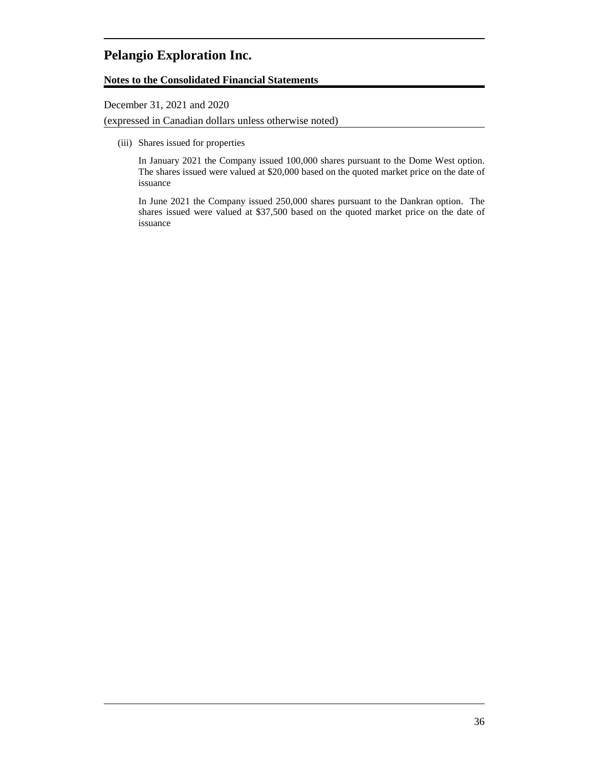(iii) Shares issued for properties

In January 2021 the Company issued 100,000 shares pursuant to the Dome West option. The shares issued were valued at $20,000 based on the quoted market price on the date of issuance

In June 2021 the Company issued 250,000 shares pursuant to the Dankran option. The shares issued were valued at $37,500 based on the quoted market price on the date of issuance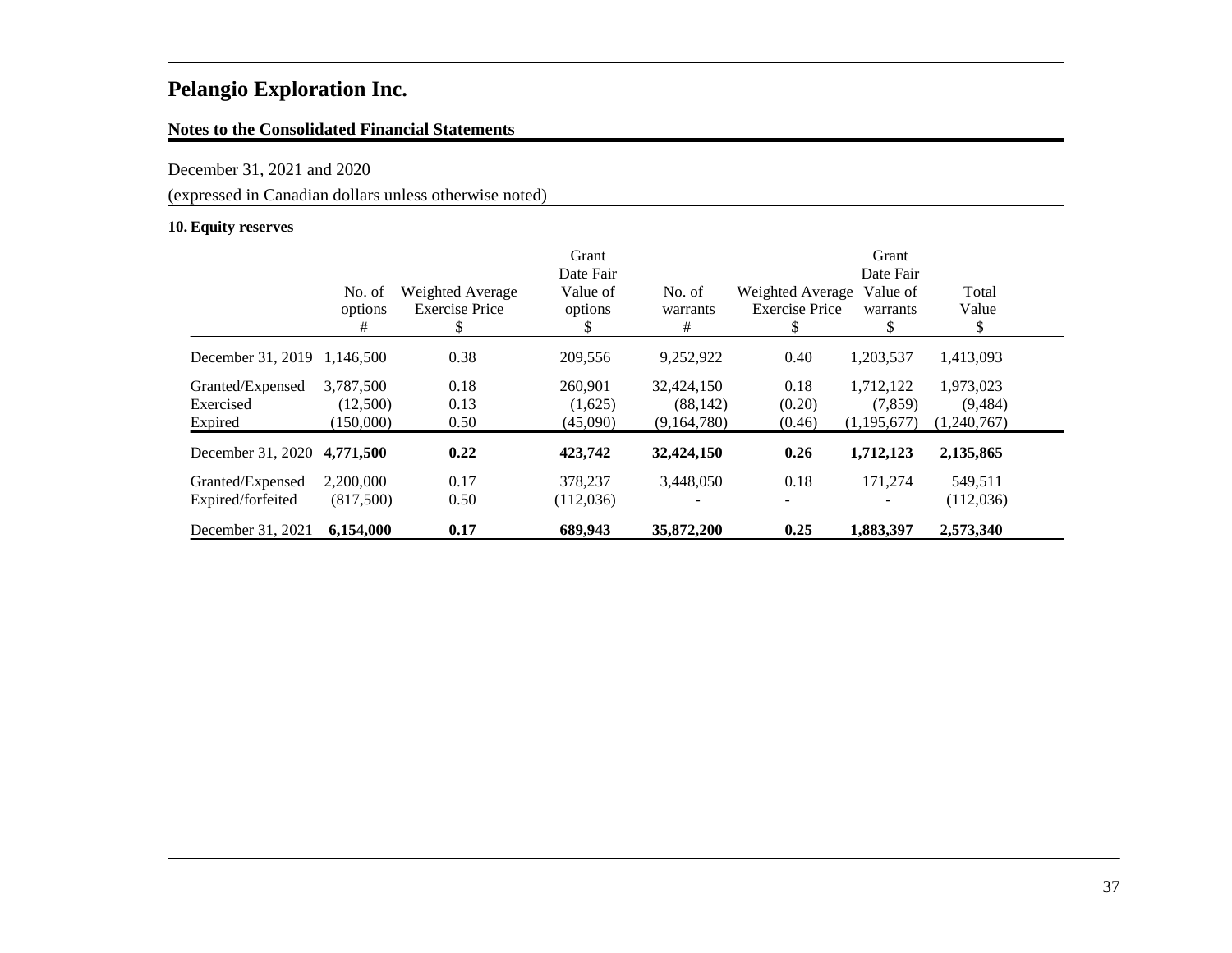# Pelangio Exploration Inc.

**Notes to the Consolidated Financial Statements**

December 31, 2021 and 2020

(expressed in Canadian dollars unless otherwise noted)

**10. Equity reserves**

| | No. of options # | Weighted Average Exercise Price $ | Grant Date Fair Value of options $ | No. of warrants # | Weighted Average Exercise Price $ | Grant Date Fair Value of warrants $ | Total Value $ |
|---|---|---|---|---|---|---|---|
| December 31, 2019 | 1,146,500 | 0.38 | 209,556 | 9,252,922 | 0.40 | 1,203,537 | 1,413,093 |
| Granted/Expensed | 3,787,500 | 0.18 | 260,901 | 32,424,150 | 0.18 | 1,712,122 | 1,973,023 |
| Exercised | (12,500) | 0.13 | (1,625) | (88,142) | (0.20) | (7,859) | (9,484) |
| Expired | (150,000) | 0.50 | (45,090) | (9,164,780) | (0.46) | (1,195,677) | (1,240,767) |
| **December 31, 2020** | **4,771,500** | **0.22** | **423,742** | **32,424,150** | **0.26** | **1,712,123** | **2,135,865** |
| Granted/Expensed | 2,200,000 | 0.17 | 378,237 | 3,448,050 | 0.18 | 171,274 | 549,511 |
| Expired/forfeited | (817,500) | 0.50 | (112,036) | - | - | - | (112,036) |
| **December 31, 2021** | **6,154,000** | **0.17** | **689,943** | **35,872,200** | **0.25** | **1,883,397** | **2,573,340** |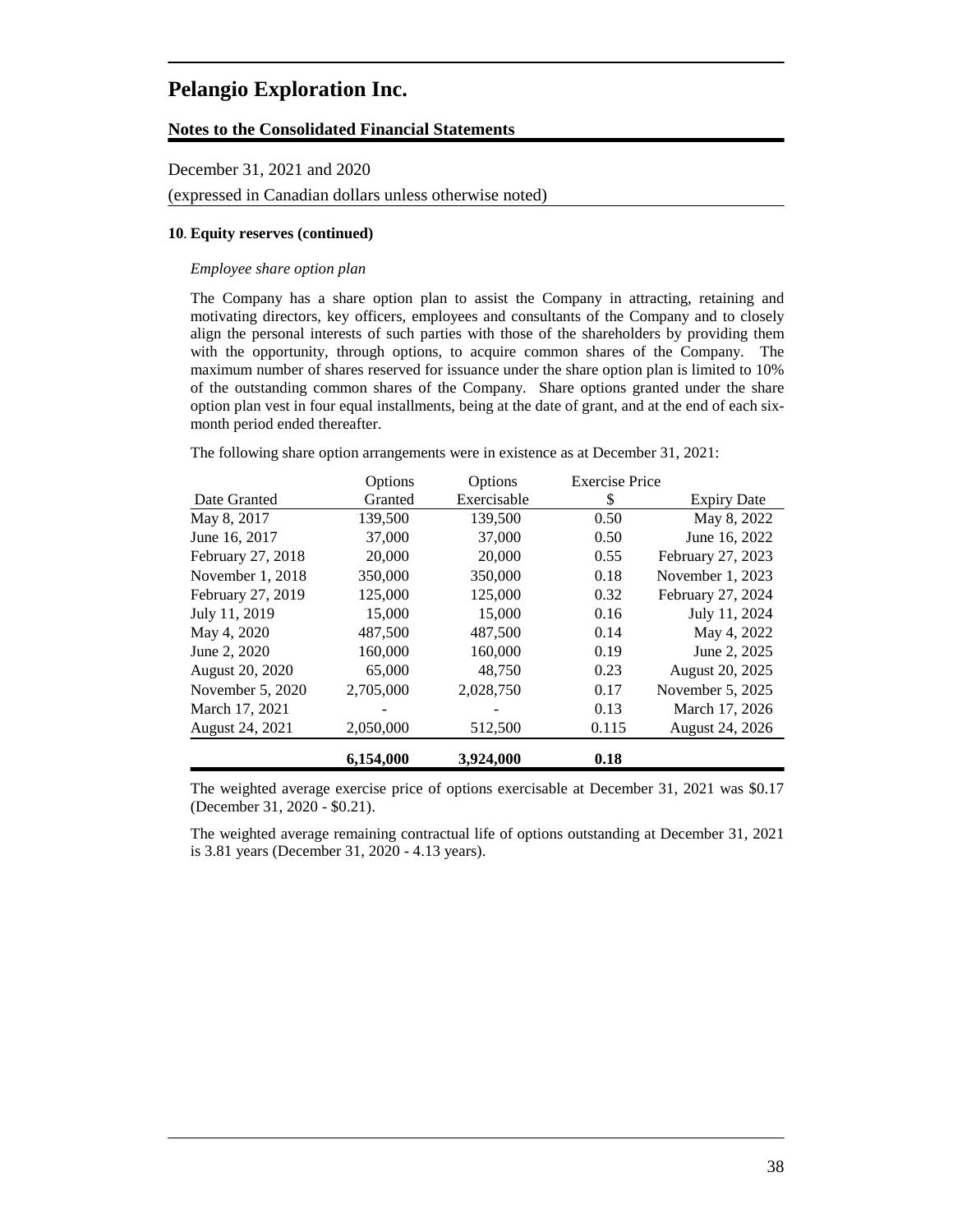# Pelangio Exploration Inc.

**Notes to the Consolidated Financial Statements**

December 31, 2021 and 2020

(expressed in Canadian dollars unless otherwise noted)

**10. Equity reserves (continued)**

*Employee share option plan*

The Company has a share option plan to assist the Company in attracting, retaining and motivating directors, key officers, employees and consultants of the Company and to closely align the personal interests of such parties with those of the shareholders by providing them with the opportunity, through options, to acquire common shares of the Company. The maximum number of shares reserved for issuance under the share option plan is limited to 10% of the outstanding common shares of the Company. Share options granted under the share option plan vest in four equal installments, being at the date of grant, and at the end of each six-month period ended thereafter.

The following share option arrangements were in existence as at December 31, 2021:

| Date Granted | Options Granted | Options Exercisable | Exercise Price $ | Expiry Date |
|---|---|---|---|---|
| May 8, 2017 | 139,500 | 139,500 | 0.50 | May 8, 2022 |
| June 16, 2017 | 37,000 | 37,000 | 0.50 | June 16, 2022 |
| February 27, 2018 | 20,000 | 20,000 | 0.55 | February 27, 2023 |
| November 1, 2018 | 350,000 | 350,000 | 0.18 | November 1, 2023 |
| February 27, 2019 | 125,000 | 125,000 | 0.32 | February 27, 2024 |
| July 11, 2019 | 15,000 | 15,000 | 0.16 | July 11, 2024 |
| May 4, 2020 | 487,500 | 487,500 | 0.14 | May 4, 2022 |
| June 2, 2020 | 160,000 | 160,000 | 0.19 | June 2, 2025 |
| August 20, 2020 | 65,000 | 48,750 | 0.23 | August 20, 2025 |
| November 5, 2020 | 2,705,000 | 2,028,750 | 0.17 | November 5, 2025 |
| March 17, 2021 | - | - | 0.13 | March 17, 2026 |
| August 24, 2021 | 2,050,000 | 512,500 | 0.115 | August 24, 2026 |
| | **6,154,000** | **3,924,000** | **0.18** | |

The weighted average exercise price of options exercisable at December 31, 2021 was $0.17 (December 31, 2020 - $0.21).

The weighted average remaining contractual life of options outstanding at December 31, 2021 is 3.81 years (December 31, 2020 - 4.13 years).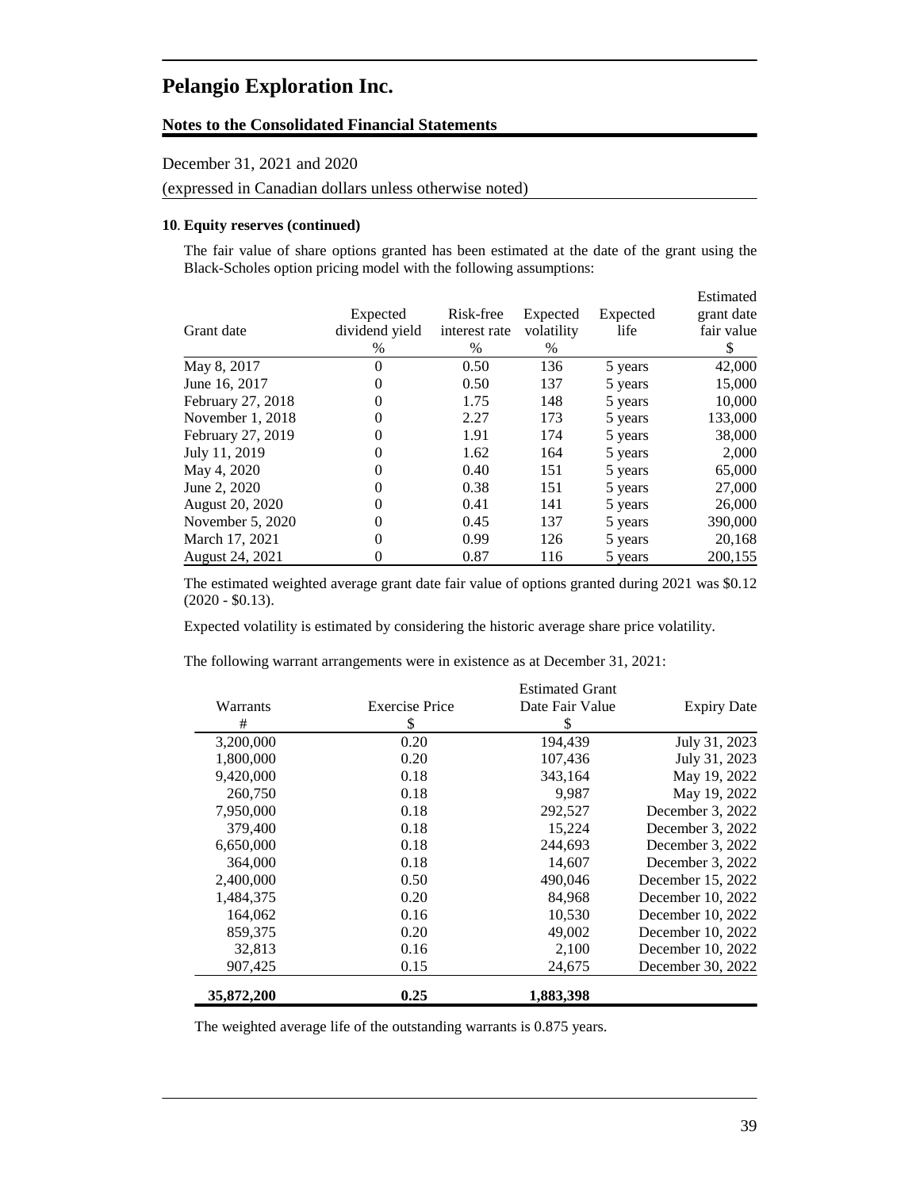# Pelangio Exploration Inc.

**Notes to the Consolidated Financial Statements**

December 31, 2021 and 2020

(expressed in Canadian dollars unless otherwise noted)

**10. Equity reserves (continued)**

The fair value of share options granted has been estimated at the date of the grant using the Black-Scholes option pricing model with the following assumptions:

| Grant date | Expected dividend yield | Risk-free interest rate | Expected volatility | Expected life | Estimated grant date fair value |
|---|---|---|---|---|---|
| | % | % | % | | $ |
| May 8, 2017 | 0 | 0.50 | 136 | 5 years | 42,000 |
| June 16, 2017 | 0 | 0.50 | 137 | 5 years | 15,000 |
| February 27, 2018 | 0 | 1.75 | 148 | 5 years | 10,000 |
| November 1, 2018 | 0 | 2.27 | 173 | 5 years | 133,000 |
| February 27, 2019 | 0 | 1.91 | 174 | 5 years | 38,000 |
| July 11, 2019 | 0 | 1.62 | 164 | 5 years | 2,000 |
| May 4, 2020 | 0 | 0.40 | 151 | 5 years | 65,000 |
| June 2, 2020 | 0 | 0.38 | 151 | 5 years | 27,000 |
| August 20, 2020 | 0 | 0.41 | 141 | 5 years | 26,000 |
| November 5, 2020 | 0 | 0.45 | 137 | 5 years | 390,000 |
| March 17, 2021 | 0 | 0.99 | 126 | 5 years | 20,168 |
| August 24, 2021 | 0 | 0.87 | 116 | 5 years | 200,155 |

The estimated weighted average grant date fair value of options granted during 2021 was $0.12 (2020 - $0.13).

Expected volatility is estimated by considering the historic average share price volatility.

The following warrant arrangements were in existence as at December 31, 2021:

| Warrants | Exercise Price | Estimated Grant Date Fair Value | Expiry Date |
|---|---|---|---|
| # | $ | $ | |
| 3,200,000 | 0.20 | 194,439 | July 31, 2023 |
| 1,800,000 | 0.20 | 107,436 | July 31, 2023 |
| 9,420,000 | 0.18 | 343,164 | May 19, 2022 |
| 260,750 | 0.18 | 9,987 | May 19, 2022 |
| 7,950,000 | 0.18 | 292,527 | December 3, 2022 |
| 379,400 | 0.18 | 15,224 | December 3, 2022 |
| 6,650,000 | 0.18 | 244,693 | December 3, 2022 |
| 364,000 | 0.18 | 14,607 | December 3, 2022 |
| 2,400,000 | 0.50 | 490,046 | December 15, 2022 |
| 1,484,375 | 0.20 | 84,968 | December 10, 2022 |
| 164,062 | 0.16 | 10,530 | December 10, 2022 |
| 859,375 | 0.20 | 49,002 | December 10, 2022 |
| 32,813 | 0.16 | 2,100 | December 10, 2022 |
| 907,425 | 0.15 | 24,675 | December 30, 2022 |
| **35,872,200** | **0.25** | **1,883,398** | |

The weighted average life of the outstanding warrants is 0.875 years.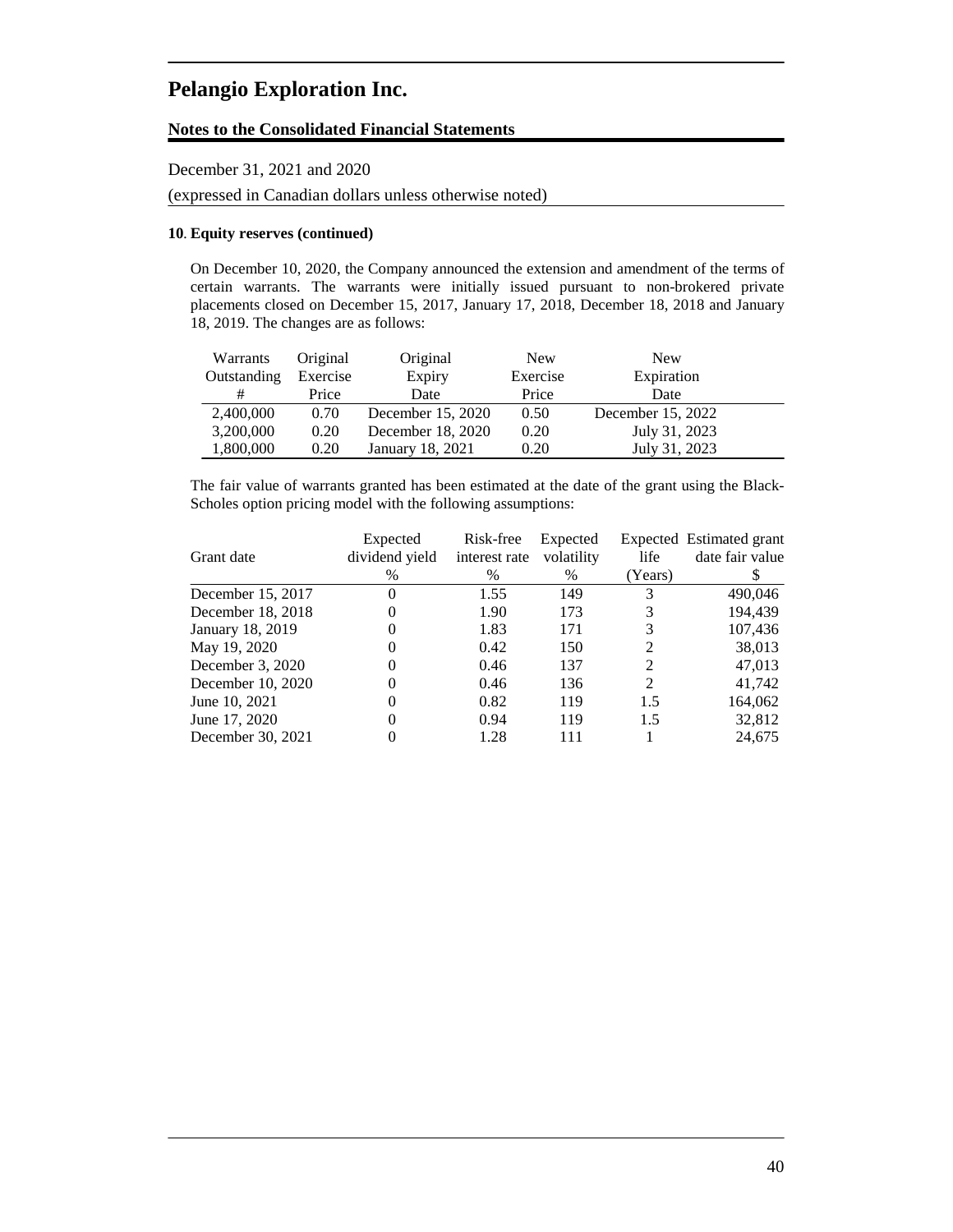# Pelangio Exploration Inc.

## Notes to the Consolidated Financial Statements

December 31, 2021 and 2020

(expressed in Canadian dollars unless otherwise noted)

### 10. Equity reserves (continued)

On December 10, 2020, the Company announced the extension and amendment of the terms of certain warrants. The warrants were initially issued pursuant to non-brokered private placements closed on December 15, 2017, January 17, 2018, December 18, 2018 and January 18, 2019. The changes are as follows:

| Warrants Outstanding # | Original Exercise Price | Original Expiry Date | New Exercise Price | New Expiration Date |
|---|---|---|---|---|
| 2,400,000 | 0.70 | December 15, 2020 | 0.50 | December 15, 2022 |
| 3,200,000 | 0.20 | December 18, 2020 | 0.20 | July 31, 2023 |
| 1,800,000 | 0.20 | January 18, 2021 | 0.20 | July 31, 2023 |

The fair value of warrants granted has been estimated at the date of the grant using the Black-Scholes option pricing model with the following assumptions:

| Grant date | Expected dividend yield % | Risk-free interest rate % | Expected volatility % | Expected life (Years) | Estimated grant date fair value $ |
|---|---|---|---|---|---|
| December 15, 2017 | 0 | 1.55 | 149 | 3 | 490,046 |
| December 18, 2018 | 0 | 1.90 | 173 | 3 | 194,439 |
| January 18, 2019 | 0 | 1.83 | 171 | 3 | 107,436 |
| May 19, 2020 | 0 | 0.42 | 150 | 2 | 38,013 |
| December 3, 2020 | 0 | 0.46 | 137 | 2 | 47,013 |
| December 10, 2020 | 0 | 0.46 | 136 | 2 | 41,742 |
| June 10, 2021 | 0 | 0.82 | 119 | 1.5 | 164,062 |
| June 17, 2020 | 0 | 0.94 | 119 | 1.5 | 32,812 |
| December 30, 2021 | 0 | 1.28 | 111 | 1 | 24,675 |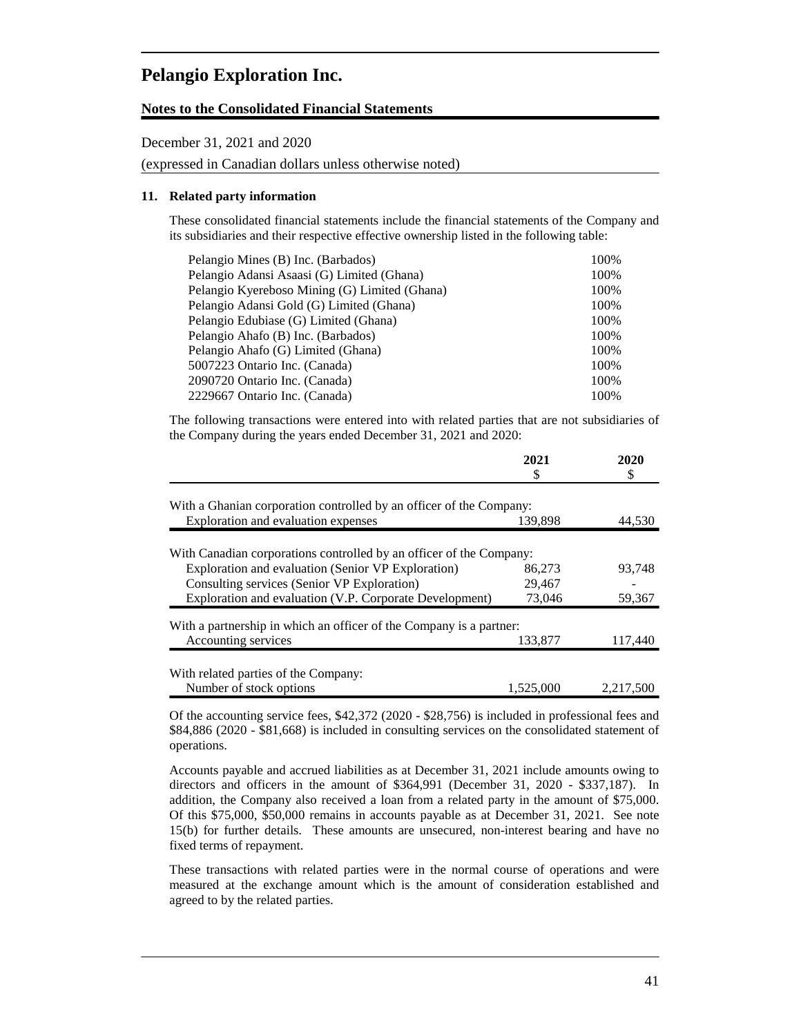# Pelangio Exploration Inc.

**Notes to the Consolidated Financial Statements**

December 31, 2021 and 2020

(expressed in Canadian dollars unless otherwise noted)

## 11. Related party information

These consolidated financial statements include the financial statements of the Company and its subsidiaries and their respective effective ownership listed in the following table:

| | |
|---|---|
| Pelangio Mines (B) Inc. (Barbados) | 100% |
| Pelangio Adansi Asaasi (G) Limited (Ghana) | 100% |
| Pelangio Kyereboso Mining (G) Limited (Ghana) | 100% |
| Pelangio Adansi Gold (G) Limited (Ghana) | 100% |
| Pelangio Edubiase (G) Limited (Ghana) | 100% |
| Pelangio Ahafo (B) Inc. (Barbados) | 100% |
| Pelangio Ahafo (G) Limited (Ghana) | 100% |
| 5007223 Ontario Inc. (Canada) | 100% |
| 2090720 Ontario Inc. (Canada) | 100% |
| 2229667 Ontario Inc. (Canada) | 100% |

The following transactions were entered into with related parties that are not subsidiaries of the Company during the years ended December 31, 2021 and 2020:

| | 2021<br>$ | 2020<br>$ |
|---|---|---|
| With a Ghanian corporation controlled by an officer of the Company: | | |
| Exploration and evaluation expenses | 139,898 | 44,530 |
| With Canadian corporations controlled by an officer of the Company: | | |
| Exploration and evaluation (Senior VP Exploration) | 86,273 | 93,748 |
| Consulting services (Senior VP Exploration) | 29,467 | - |
| Exploration and evaluation (V.P. Corporate Development) | 73,046 | 59,367 |
| With a partnership in which an officer of the Company is a partner: | | |
| Accounting services | 133,877 | 117,440 |
| With related parties of the Company: | | |
| Number of stock options | 1,525,000 | 2,217,500 |

Of the accounting service fees, $42,372 (2020 - $28,756) is included in professional fees and $84,886 (2020 - $81,668) is included in consulting services on the consolidated statement of operations.

Accounts payable and accrued liabilities as at December 31, 2021 include amounts owing to directors and officers in the amount of $364,991 (December 31, 2020 - $337,187). In addition, the Company also received a loan from a related party in the amount of $75,000. Of this $75,000, $50,000 remains in accounts payable as at December 31, 2021. See note 15(b) for further details. These amounts are unsecured, non-interest bearing and have no fixed terms of repayment.

These transactions with related parties were in the normal course of operations and were measured at the exchange amount which is the amount of consideration established and agreed to by the related parties.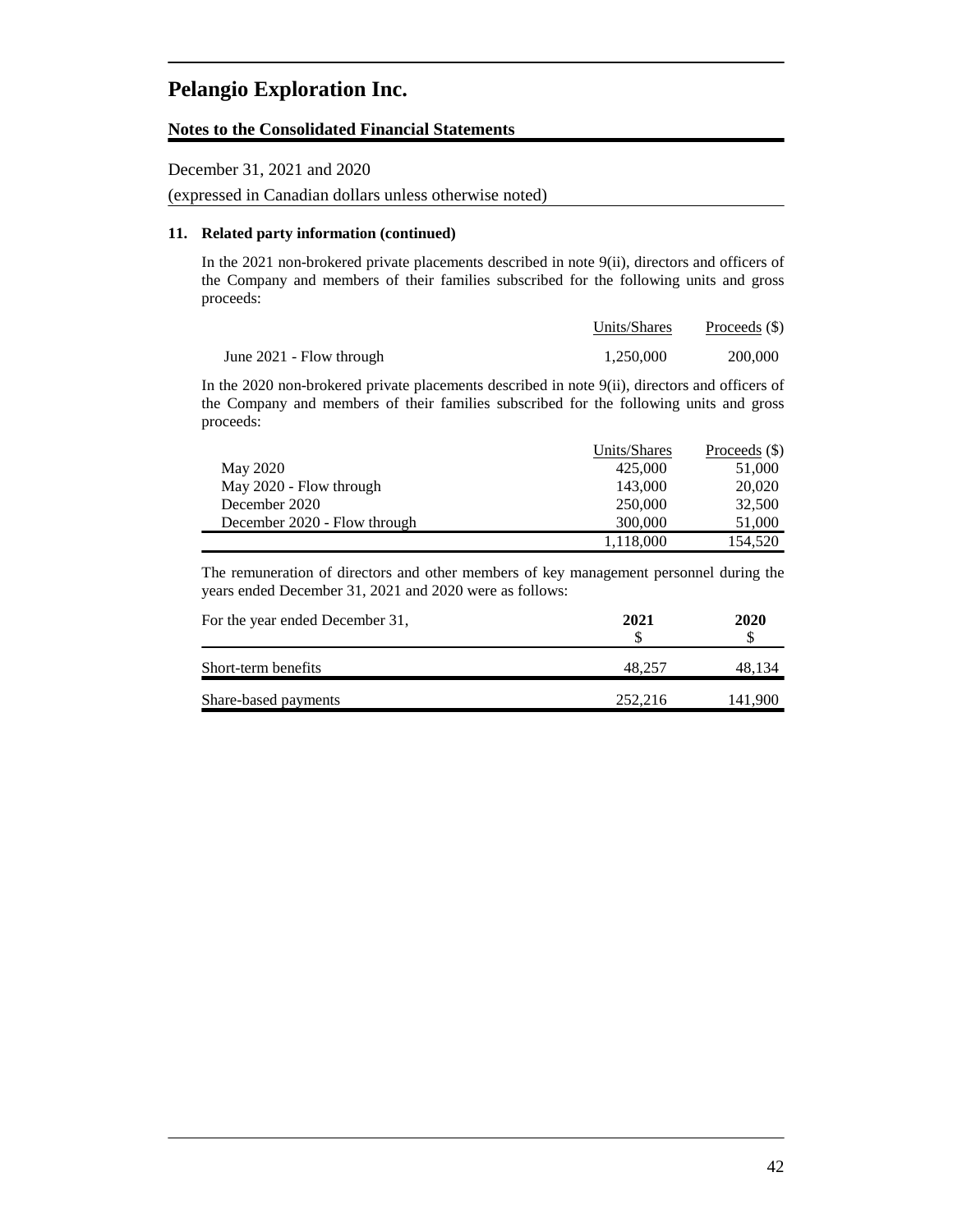# Pelangio Exploration Inc.

**Notes to the Consolidated Financial Statements**

December 31, 2021 and 2020

(expressed in Canadian dollars unless otherwise noted)

### 11. Related party information (continued)

In the 2021 non-brokered private placements described in note 9(ii), directors and officers of the Company and members of their families subscribed for the following units and gross proceeds:

| | Units/Shares | Proceeds ($) |
|---|---|---|
| June 2021 - Flow through | 1,250,000 | 200,000 |

In the 2020 non-brokered private placements described in note 9(ii), directors and officers of the Company and members of their families subscribed for the following units and gross proceeds:

| | Units/Shares | Proceeds ($) |
|---|---|---|
| May 2020 | 425,000 | 51,000 |
| May 2020 - Flow through | 143,000 | 20,020 |
| December 2020 | 250,000 | 32,500 |
| December 2020 - Flow through | 300,000 | 51,000 |
| | 1,118,000 | 154,520 |

The remuneration of directors and other members of key management personnel during the years ended December 31, 2021 and 2020 were as follows:

| For the year ended December 31, | **2021** $ | **2020** $ |
|---|---|---|
| Short-term benefits | 48,257 | 48,134 |
| Share-based payments | 252,216 | 141,900 |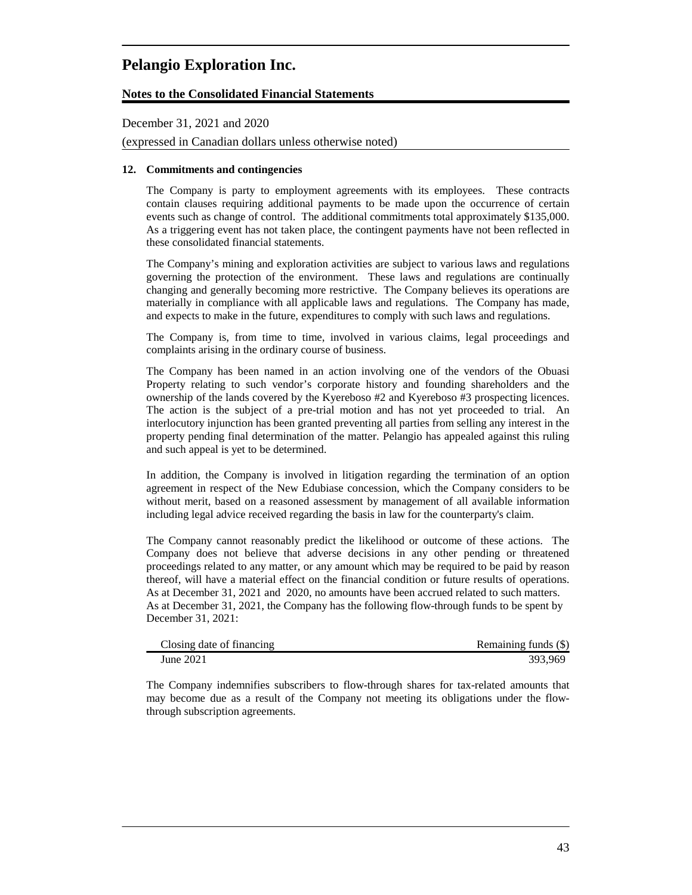# Pelangio Exploration Inc.

## Notes to the Consolidated Financial Statements

December 31, 2021 and 2020

(expressed in Canadian dollars unless otherwise noted)

### 12. Commitments and contingencies

The Company is party to employment agreements with its employees. These contracts contain clauses requiring additional payments to be made upon the occurrence of certain events such as change of control. The additional commitments total approximately $135,000. As a triggering event has not taken place, the contingent payments have not been reflected in these consolidated financial statements.

The Company's mining and exploration activities are subject to various laws and regulations governing the protection of the environment. These laws and regulations are continually changing and generally becoming more restrictive. The Company believes its operations are materially in compliance with all applicable laws and regulations. The Company has made, and expects to make in the future, expenditures to comply with such laws and regulations.

The Company is, from time to time, involved in various claims, legal proceedings and complaints arising in the ordinary course of business.

The Company has been named in an action involving one of the vendors of the Obuasi Property relating to such vendor's corporate history and founding shareholders and the ownership of the lands covered by the Kyereboso #2 and Kyereboso #3 prospecting licences. The action is the subject of a pre-trial motion and has not yet proceeded to trial. An interlocutory injunction has been granted preventing all parties from selling any interest in the property pending final determination of the matter. Pelangio has appealed against this ruling and such appeal is yet to be determined.

In addition, the Company is involved in litigation regarding the termination of an option agreement in respect of the New Edubiase concession, which the Company considers to be without merit, based on a reasoned assessment by management of all available information including legal advice received regarding the basis in law for the counterparty's claim.

The Company cannot reasonably predict the likelihood or outcome of these actions. The Company does not believe that adverse decisions in any other pending or threatened proceedings related to any matter, or any amount which may be required to be paid by reason thereof, will have a material effect on the financial condition or future results of operations. As at December 31, 2021 and 2020, no amounts have been accrued related to such matters.
As at December 31, 2021, the Company has the following flow-through funds to be spent by December 31, 2021:

| Closing date of financing | Remaining funds ($) |
|---|---:|
| June 2021 | 393,969 |

The Company indemnifies subscribers to flow-through shares for tax-related amounts that may become due as a result of the Company not meeting its obligations under the flow-through subscription agreements.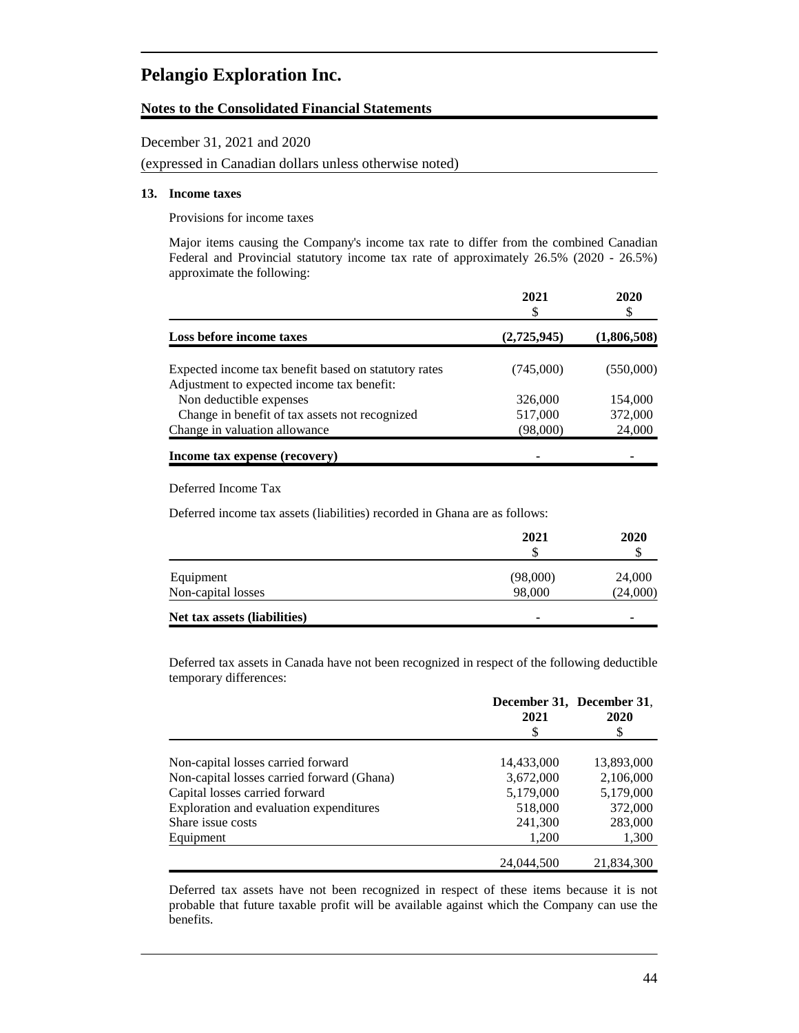# Pelangio Exploration Inc.

**Notes to the Consolidated Financial Statements**

December 31, 2021 and 2020

(expressed in Canadian dollars unless otherwise noted)

## 13. Income taxes

Provisions for income taxes

Major items causing the Company's income tax rate to differ from the combined Canadian Federal and Provincial statutory income tax rate of approximately 26.5% (2020 - 26.5%) approximate the following:

| | 2021 $ | 2020 $ |
|---|---|---|
| **Loss before income taxes** | **(2,725,945)** | **(1,806,508)** |
| Expected income tax benefit based on statutory rates | (745,000) | (550,000) |
| Adjustment to expected income tax benefit: | | |
| Non deductible expenses | 326,000 | 154,000 |
| Change in benefit of tax assets not recognized | 517,000 | 372,000 |
| Change in valuation allowance | (98,000) | 24,000 |
| **Income tax expense (recovery)** | **-** | **-** |

Deferred Income Tax

Deferred income tax assets (liabilities) recorded in Ghana are as follows:

| | 2021 $ | 2020 $ |
|---|---|---|
| Equipment | (98,000) | 24,000 |
| Non-capital losses | 98,000 | (24,000) |
| **Net tax assets (liabilities)** | - | - |

Deferred tax assets in Canada have not been recognized in respect of the following deductible temporary differences:

| | December 31, 2021 $ | December 31, 2020 $ |
|---|---|---|
| Non-capital losses carried forward | 14,433,000 | 13,893,000 |
| Non-capital losses carried forward (Ghana) | 3,672,000 | 2,106,000 |
| Capital losses carried forward | 5,179,000 | 5,179,000 |
| Exploration and evaluation expenditures | 518,000 | 372,000 |
| Share issue costs | 241,300 | 283,000 |
| Equipment | 1,200 | 1,300 |
| | 24,044,500 | 21,834,300 |

Deferred tax assets have not been recognized in respect of these items because it is not probable that future taxable profit will be available against which the Company can use the benefits.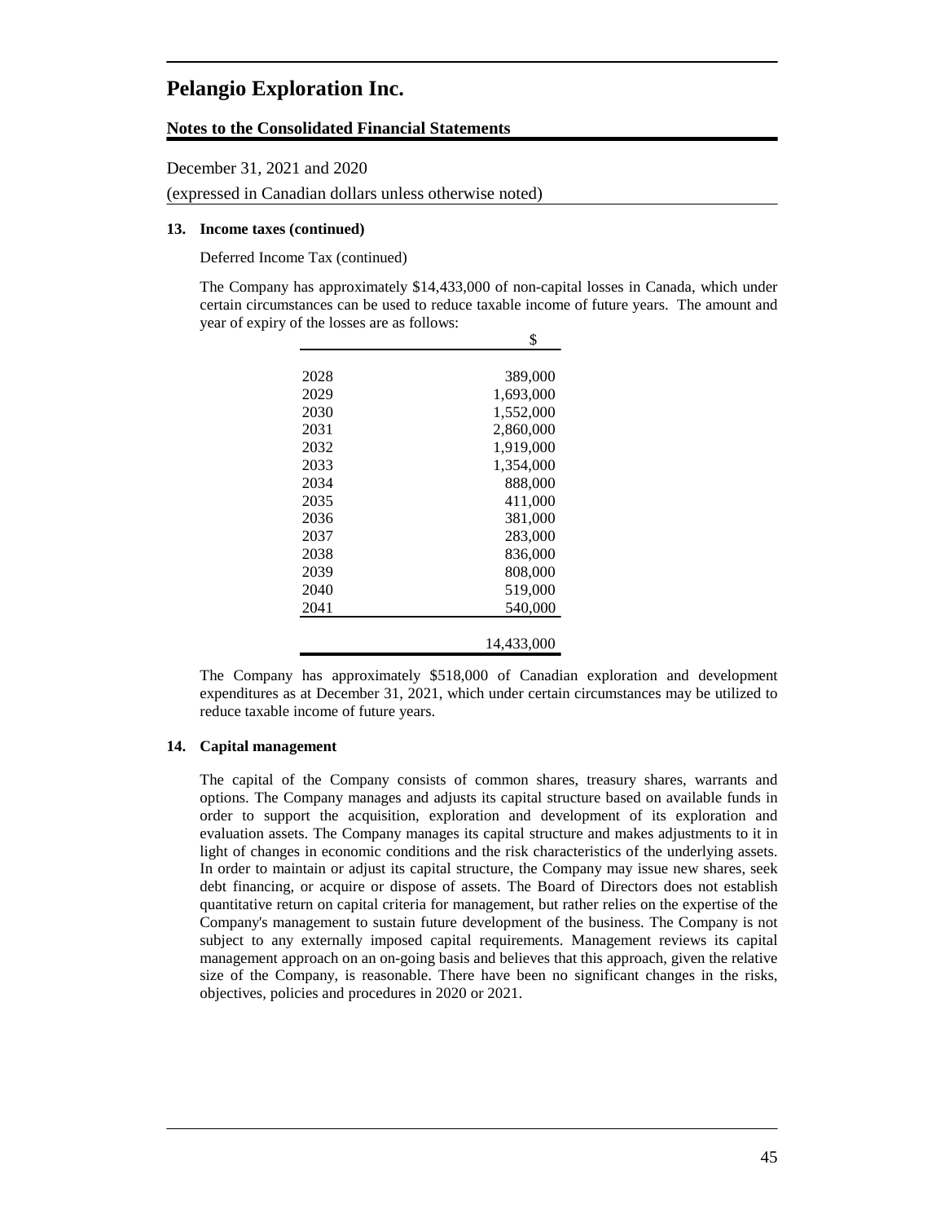# Pelangio Exploration Inc.

**Notes to the Consolidated Financial Statements**

December 31, 2021 and 2020

(expressed in Canadian dollars unless otherwise noted)

**13. Income taxes (continued)**

Deferred Income Tax (continued)

The Company has approximately $14,433,000 of non-capital losses in Canada, which under certain circumstances can be used to reduce taxable income of future years. The amount and year of expiry of the losses are as follows:

| | $ |
|---|---|
| 2028 | 389,000 |
| 2029 | 1,693,000 |
| 2030 | 1,552,000 |
| 2031 | 2,860,000 |
| 2032 | 1,919,000 |
| 2033 | 1,354,000 |
| 2034 | 888,000 |
| 2035 | 411,000 |
| 2036 | 381,000 |
| 2037 | 283,000 |
| 2038 | 836,000 |
| 2039 | 808,000 |
| 2040 | 519,000 |
| 2041 | 540,000 |
| | 14,433,000 |

The Company has approximately $518,000 of Canadian exploration and development expenditures as at December 31, 2021, which under certain circumstances may be utilized to reduce taxable income of future years.

**14. Capital management**

The capital of the Company consists of common shares, treasury shares, warrants and options. The Company manages and adjusts its capital structure based on available funds in order to support the acquisition, exploration and development of its exploration and evaluation assets. The Company manages its capital structure and makes adjustments to it in light of changes in economic conditions and the risk characteristics of the underlying assets. In order to maintain or adjust its capital structure, the Company may issue new shares, seek debt financing, or acquire or dispose of assets. The Board of Directors does not establish quantitative return on capital criteria for management, but rather relies on the expertise of the Company's management to sustain future development of the business. The Company is not subject to any externally imposed capital requirements. Management reviews its capital management approach on an on-going basis and believes that this approach, given the relative size of the Company, is reasonable. There have been no significant changes in the risks, objectives, policies and procedures in 2020 or 2021.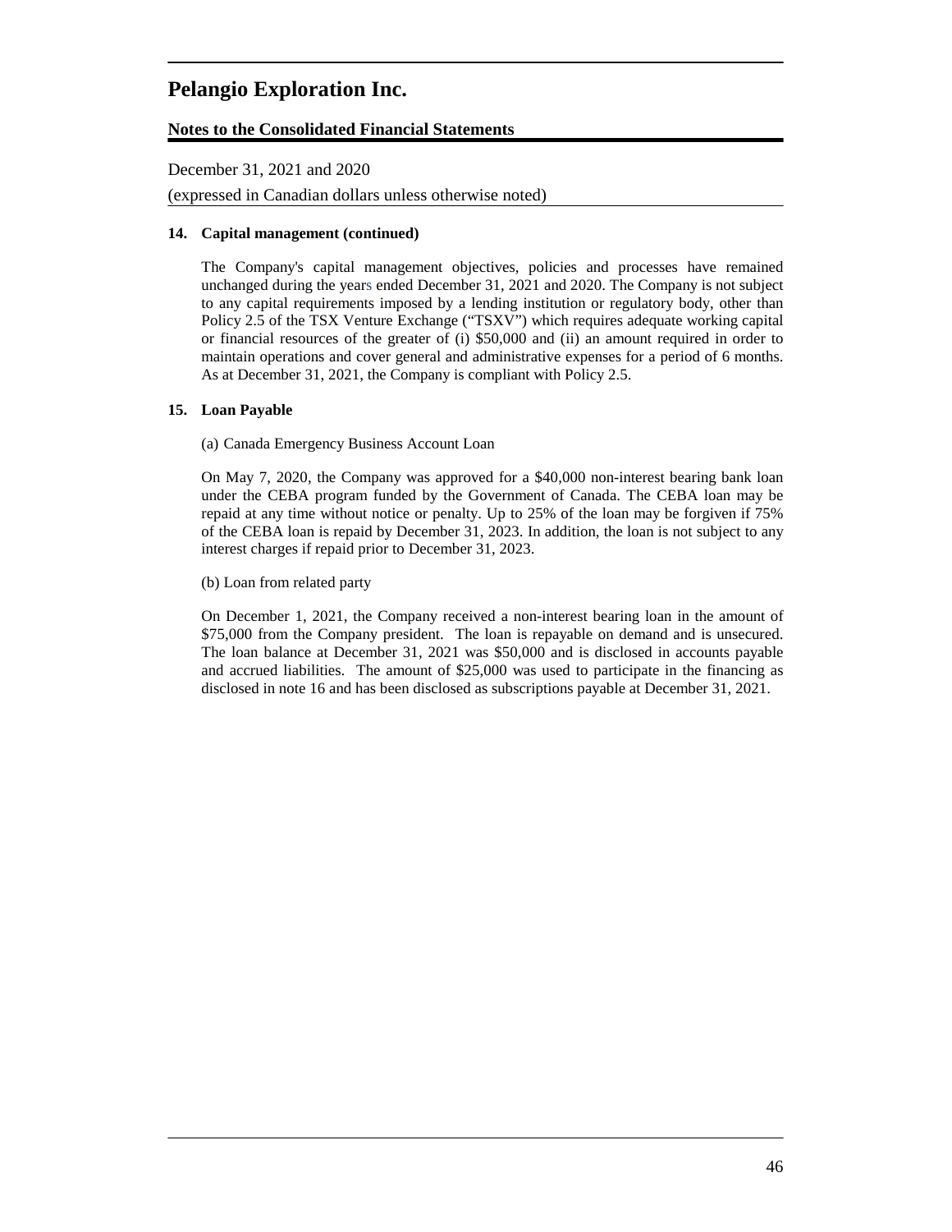## 14. Capital management (continued)

The Company's capital management objectives, policies and processes have remained unchanged during the years ended December 31, 2021 and 2020. The Company is not subject to any capital requirements imposed by a lending institution or regulatory body, other than Policy 2.5 of the TSX Venture Exchange ("TSXV") which requires adequate working capital or financial resources of the greater of (i) $50,000 and (ii) an amount required in order to maintain operations and cover general and administrative expenses for a period of 6 months. As at December 31, 2021, the Company is compliant with Policy 2.5.

## 15. Loan Payable

(a) Canada Emergency Business Account Loan

On May 7, 2020, the Company was approved for a $40,000 non-interest bearing bank loan under the CEBA program funded by the Government of Canada. The CEBA loan may be repaid at any time without notice or penalty. Up to 25% of the loan may be forgiven if 75% of the CEBA loan is repaid by December 31, 2023. In addition, the loan is not subject to any interest charges if repaid prior to December 31, 2023.

(b) Loan from related party

On December 1, 2021, the Company received a non-interest bearing loan in the amount of $75,000 from the Company president. The loan is repayable on demand and is unsecured. The loan balance at December 31, 2021 was $50,000 and is disclosed in accounts payable and accrued liabilities. The amount of $25,000 was used to participate in the financing as disclosed in note 16 and has been disclosed as subscriptions payable at December 31, 2021.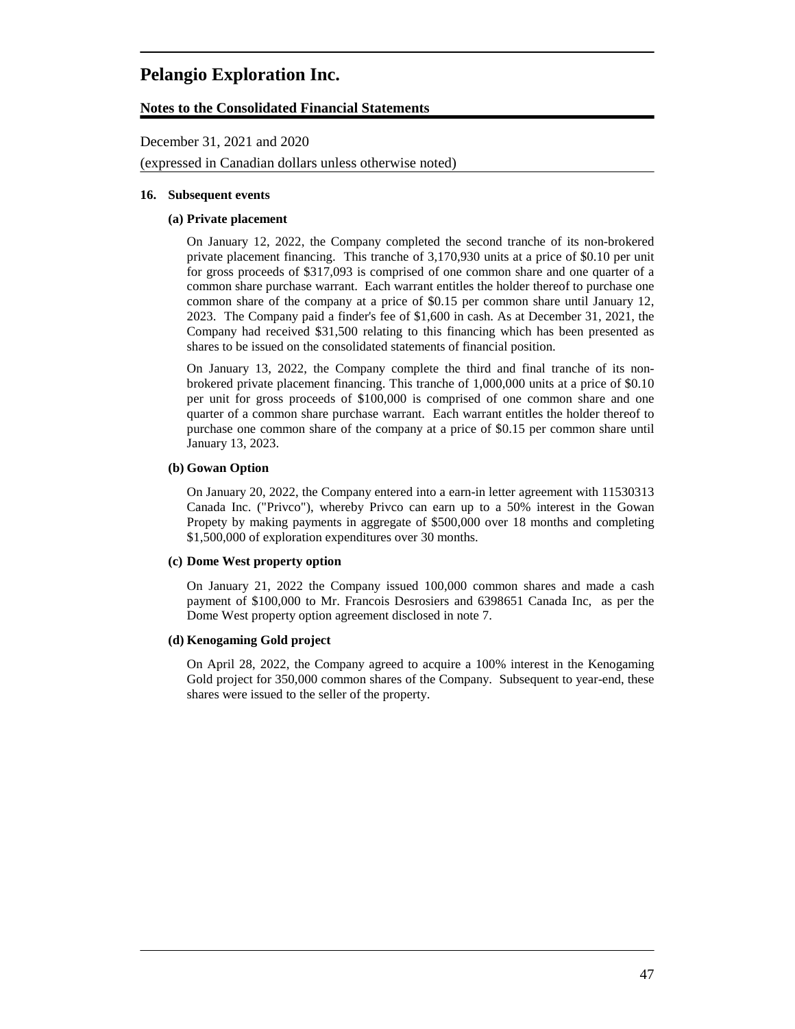# Pelangio Exploration Inc.

## Notes to the Consolidated Financial Statements

December 31, 2021 and 2020

(expressed in Canadian dollars unless otherwise noted)

### 16. Subsequent events

#### (a) Private placement

On January 12, 2022, the Company completed the second tranche of its non-brokered private placement financing. This tranche of 3,170,930 units at a price of $0.10 per unit for gross proceeds of $317,093 is comprised of one common share and one quarter of a common share purchase warrant. Each warrant entitles the holder thereof to purchase one common share of the company at a price of $0.15 per common share until January 12, 2023. The Company paid a finder's fee of $1,600 in cash. As at December 31, 2021, the Company had received $31,500 relating to this financing which has been presented as shares to be issued on the consolidated statements of financial position.

On January 13, 2022, the Company complete the third and final tranche of its non-brokered private placement financing. This tranche of 1,000,000 units at a price of $0.10 per unit for gross proceeds of $100,000 is comprised of one common share and one quarter of a common share purchase warrant. Each warrant entitles the holder thereof to purchase one common share of the company at a price of $0.15 per common share until January 13, 2023.

#### (b) Gowan Option

On January 20, 2022, the Company entered into a earn-in letter agreement with 11530313 Canada Inc. ("Privco"), whereby Privco can earn up to a 50% interest in the Gowan Propety by making payments in aggregate of $500,000 over 18 months and completing $1,500,000 of exploration expenditures over 30 months.

#### (c) Dome West property option

On January 21, 2022 the Company issued 100,000 common shares and made a cash payment of $100,000 to Mr. Francois Desrosiers and 6398651 Canada Inc, as per the Dome West property option agreement disclosed in note 7.

#### (d) Kenogaming Gold project

On April 28, 2022, the Company agreed to acquire a 100% interest in the Kenogaming Gold project for 350,000 common shares of the Company. Subsequent to year-end, these shares were issued to the seller of the property.